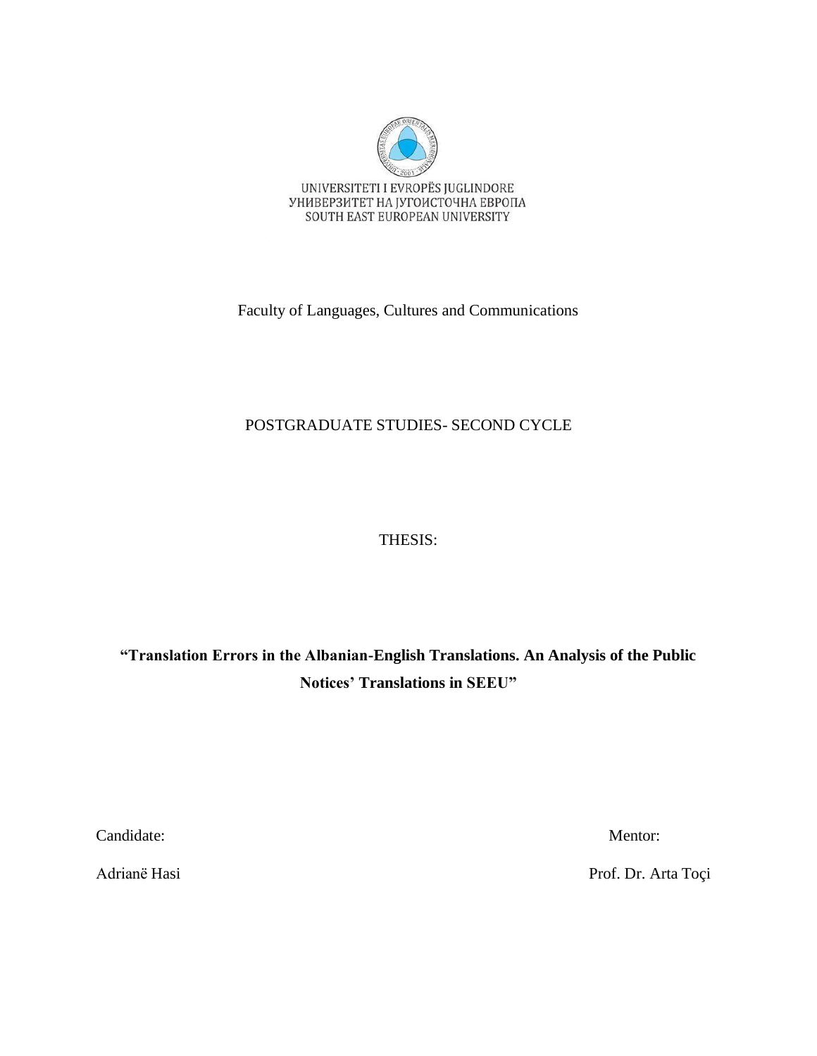UNIVERSITETI I EVROPËS JUGLINDORE
УНИВЕРЗИТЕТ НА ЈУГОИСТОЧНА ЕВРОПА
SOUTH EAST EUROPEAN UNIVERSITY

Faculty of Languages, Cultures and Communications

POSTGRADUATE STUDIES- SECOND CYCLE

THESIS:

**"Translation Errors in the Albanian-English Translations. An Analysis of the Public Notices' Translations in SEEU"**

Candidate: Adrianë Hasi

Mentor: Prof. Dr. Arta Toçi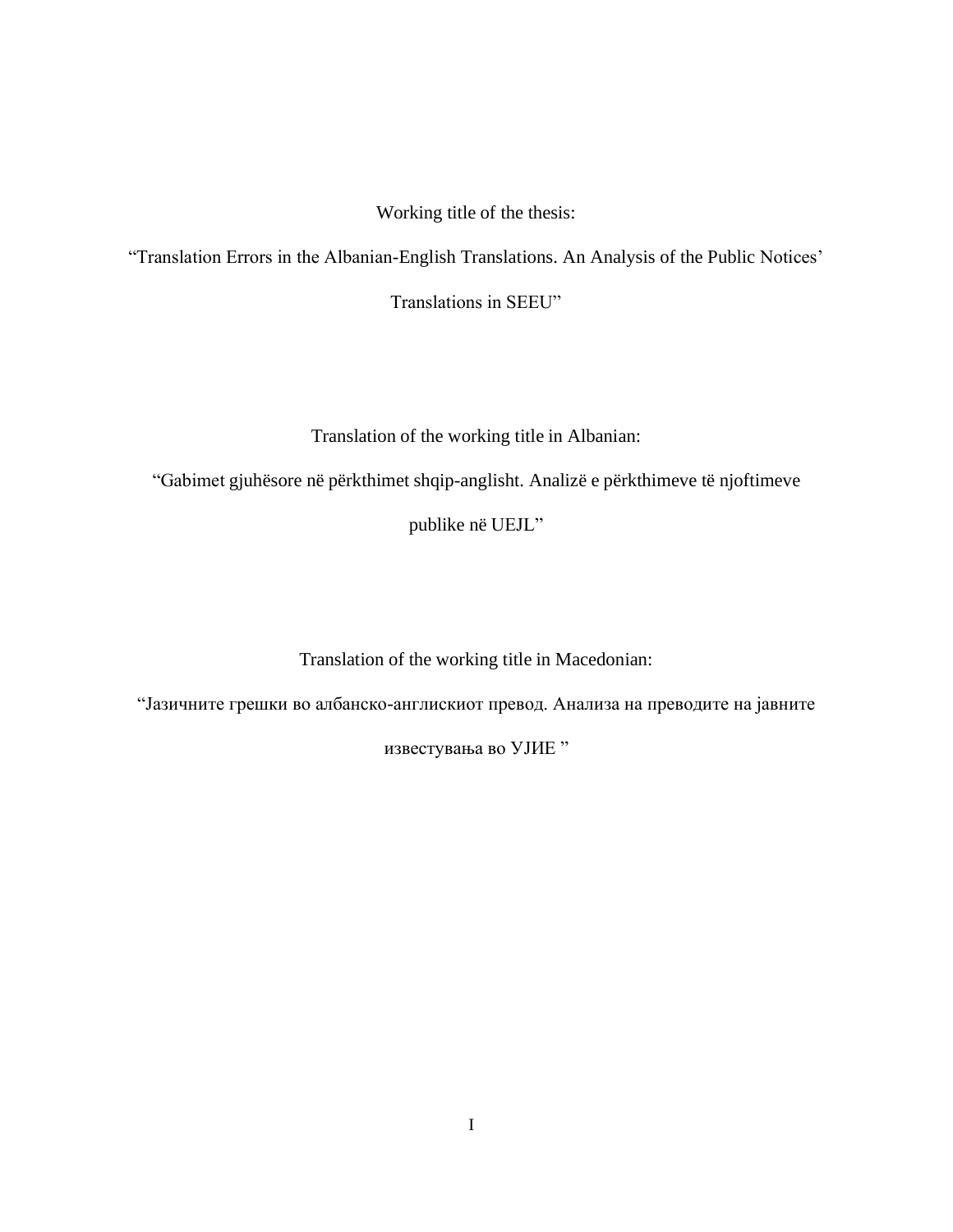Working title of the thesis:

“Translation Errors in the Albanian-English Translations. An Analysis of the Public Notices’ Translations in SEEU”

Translation of the working title in Albanian:

“Gabimet gjuhësore në përkthimet shqip-anglisht. Analizë e përkthimeve të njoftimeve publike në UEJL”

Translation of the working title in Macedonian:

“Јазичните грешки во албанско-англискиот превод. Анализа на преводите на јавните известувања во УЈИЕ ”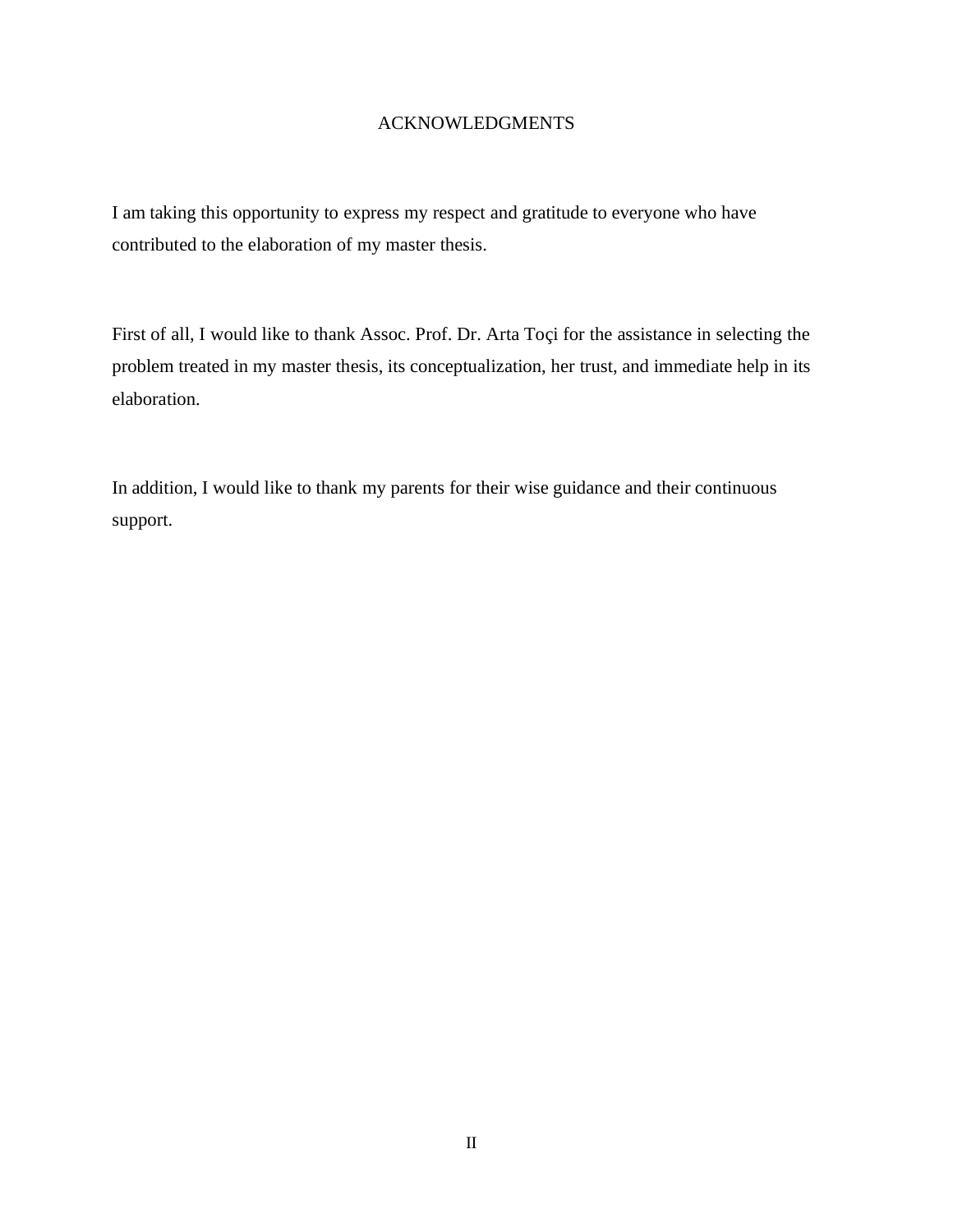# ACKNOWLEDGMENTS

I am taking this opportunity to express my respect and gratitude to everyone who have contributed to the elaboration of my master thesis.

First of all, I would like to thank Assoc. Prof. Dr. Arta Toçi for the assistance in selecting the problem treated in my master thesis, its conceptualization, her trust, and immediate help in its elaboration.

In addition, I would like to thank my parents for their wise guidance and their continuous support.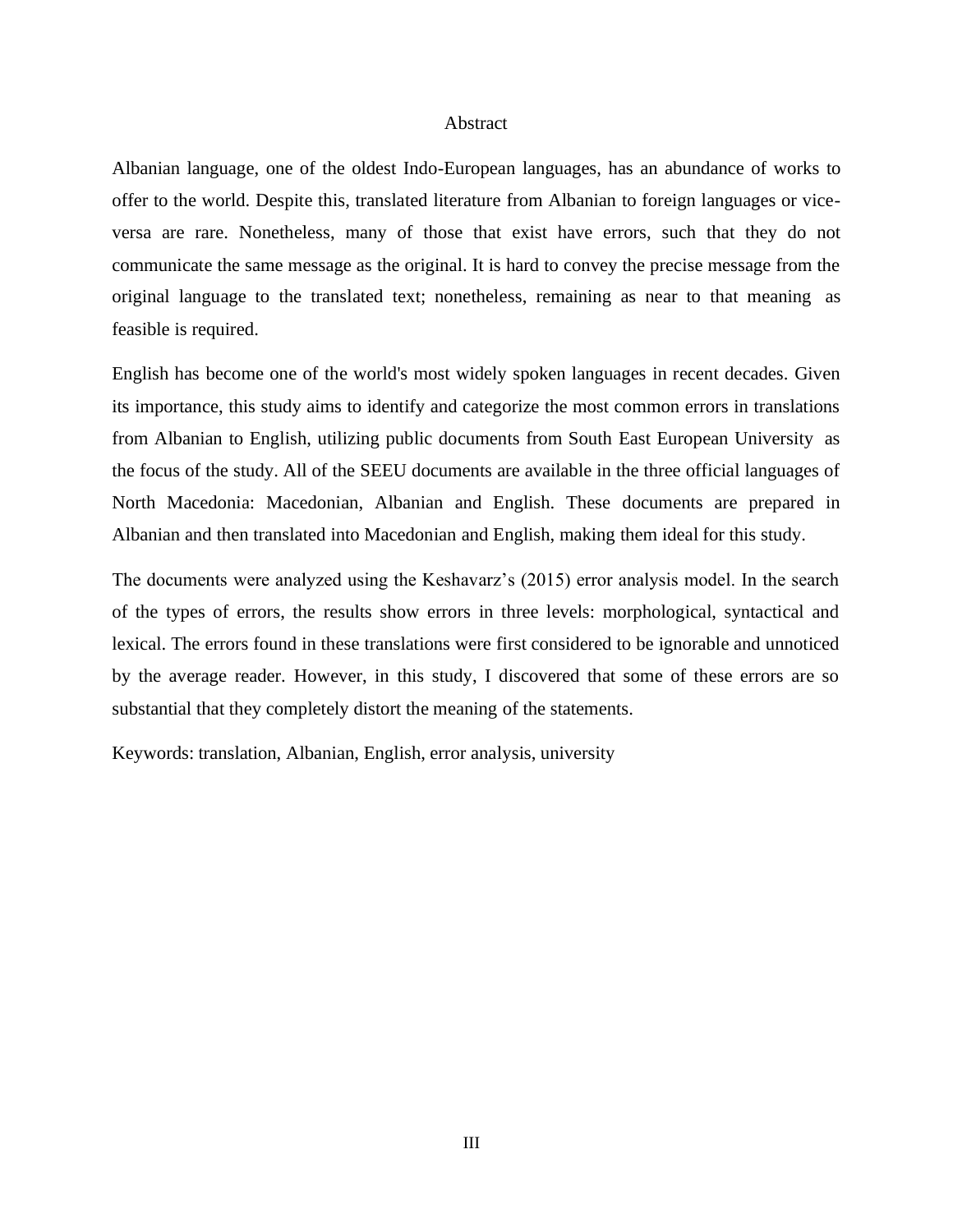# Abstract

Albanian language, one of the oldest Indo-European languages, has an abundance of works to offer to the world. Despite this, translated literature from Albanian to foreign languages or vice-versa are rare. Nonetheless, many of those that exist have errors, such that they do not communicate the same message as the original. It is hard to convey the precise message from the original language to the translated text; nonetheless, remaining as near to that meaning as feasible is required.

English has become one of the world's most widely spoken languages in recent decades. Given its importance, this study aims to identify and categorize the most common errors in translations from Albanian to English, utilizing public documents from South East European University as the focus of the study. All of the SEEU documents are available in the three official languages of North Macedonia: Macedonian, Albanian and English. These documents are prepared in Albanian and then translated into Macedonian and English, making them ideal for this study.

The documents were analyzed using the Keshavarz's (2015) error analysis model. In the search of the types of errors, the results show errors in three levels: morphological, syntactical and lexical. The errors found in these translations were first considered to be ignorable and unnoticed by the average reader. However, in this study, I discovered that some of these errors are so substantial that they completely distort the meaning of the statements.

Keywords: translation, Albanian, English, error analysis, university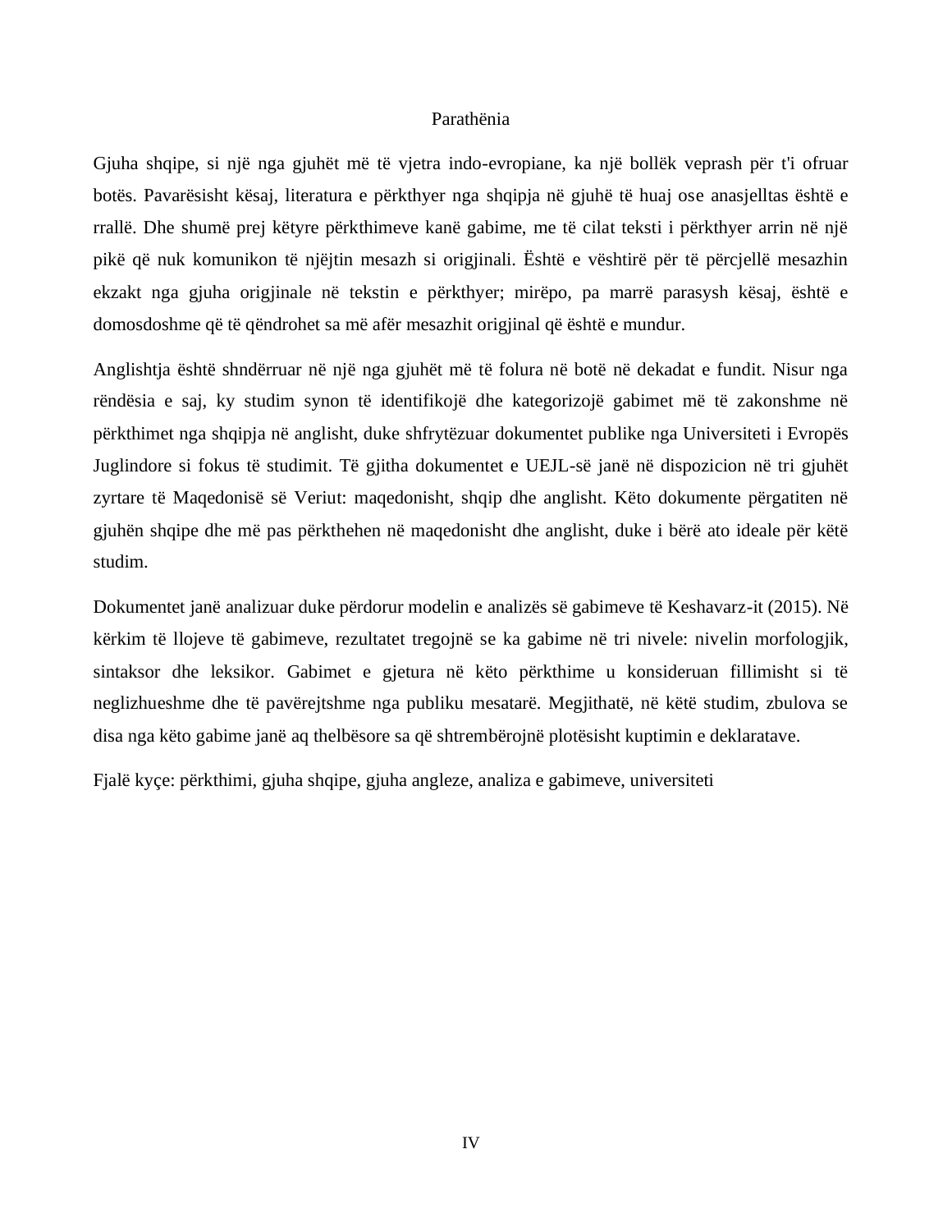# Parathënia

Gjuha shqipe, si një nga gjuhët më të vjetra indo-evropiane, ka një bollëk veprash për t'i ofruar botës. Pavarësisht kësaj, literatura e përkthyer nga shqipja në gjuhë të huaj ose anasjelltas është e rrallë. Dhe shumë prej këtyre përkthimeve kanë gabime, me të cilat teksti i përkthyer arrin në një pikë që nuk komunikon të njëjtin mesazh si origjinali. Është e vështirë për të përcjellë mesazhin ekzakt nga gjuha origjinale në tekstin e përkthyer; mirëpo, pa marrë parasysh kësaj, është e domosdoshme që të qëndrohet sa më afër mesazhit origjinal që është e mundur.

Anglishtja është shndërruar në një nga gjuhët më të folura në botë në dekadat e fundit. Nisur nga rëndësia e saj, ky studim synon të identifikojë dhe kategorizojë gabimet më të zakonshme në përkthimet nga shqipja në anglisht, duke shfrytëzuar dokumentet publike nga Universiteti i Evropës Juglindore si fokus të studimit. Të gjitha dokumentet e UEJL-së janë në dispozicion në tri gjuhët zyrtare të Maqedonisë së Veriut: maqedonisht, shqip dhe anglisht. Këto dokumente përgatiten në gjuhën shqipe dhe më pas përkthehen në maqedonisht dhe anglisht, duke i bërë ato ideale për këtë studim.

Dokumentet janë analizuar duke përdorur modelin e analizës së gabimeve të Keshavarz-it (2015). Në kërkim të llojeve të gabimeve, rezultatet tregojnë se ka gabime në tri nivele: nivelin morfologjik, sintaksor dhe leksikor. Gabimet e gjetura në këto përkthime u konsideruan fillimisht si të neglizhueshme dhe të pavërejtshme nga publiku mesatarë. Megjithatë, në këtë studim, zbulova se disa nga këto gabime janë aq thelbësore sa që shtrembërojnë plotësisht kuptimin e deklaratave.

Fjalë kyçe: përkthimi, gjuha shqipe, gjuha angleze, analiza e gabimeve, universiteti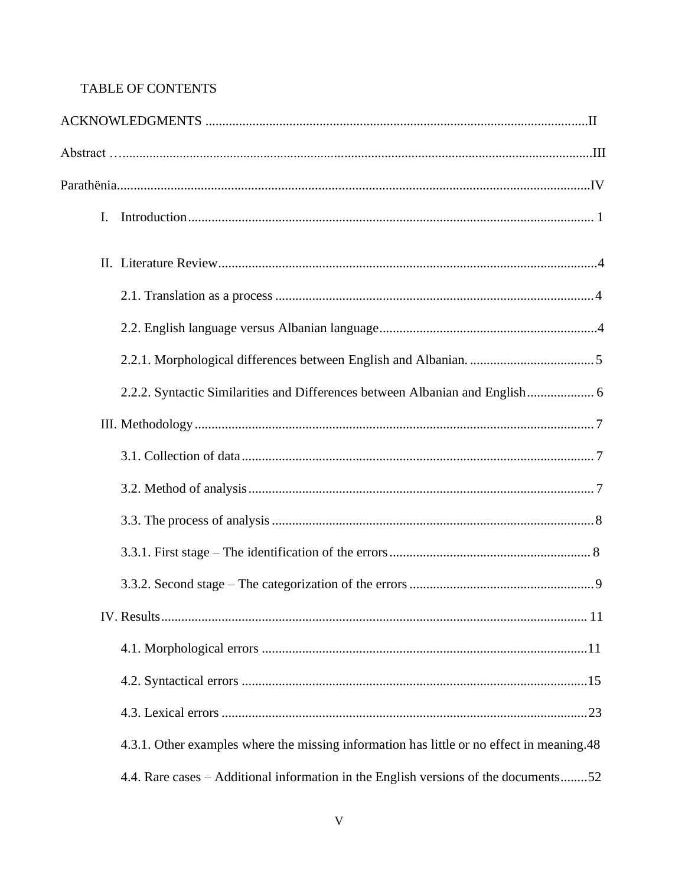TABLE OF CONTENTS

ACKNOWLEDGMENTS ....................................................................................................................II

Abstract …..........................................................................................................................................III

Parathënia...........................................................................................................................................IV

I. Introduction........................................................................................................................ 1

II. Literature Review................................................................................................................4

2.1. Translation as a process ..............................................................................................4

2.2. English language versus Albanian language.................................................................4

2.2.1. Morphological differences between English and Albanian. .....................................5

2.2.2. Syntactic Similarities and Differences between Albanian and English.................... 6

III. Methodology....................................................................................................................... 7

3.1. Collection of data......................................................................................................... 7

3.2. Method of analysis....................................................................................................... 7

3.3. The process of analysis ...............................................................................................8

3.3.1. First stage – The identification of the errors............................................................ 8

3.3.2. Second stage – The categorization of the errors .......................................................9

IV. Results.............................................................................................................................. 11

4.1. Morphological errors .................................................................................................11

4.2. Syntactical errors .......................................................................................................15

4.3. Lexical errors .............................................................................................................23

4.3.1. Other examples where the missing information has little or no effect in meaning.48

4.4. Rare cases – Additional information in the English versions of the documents........52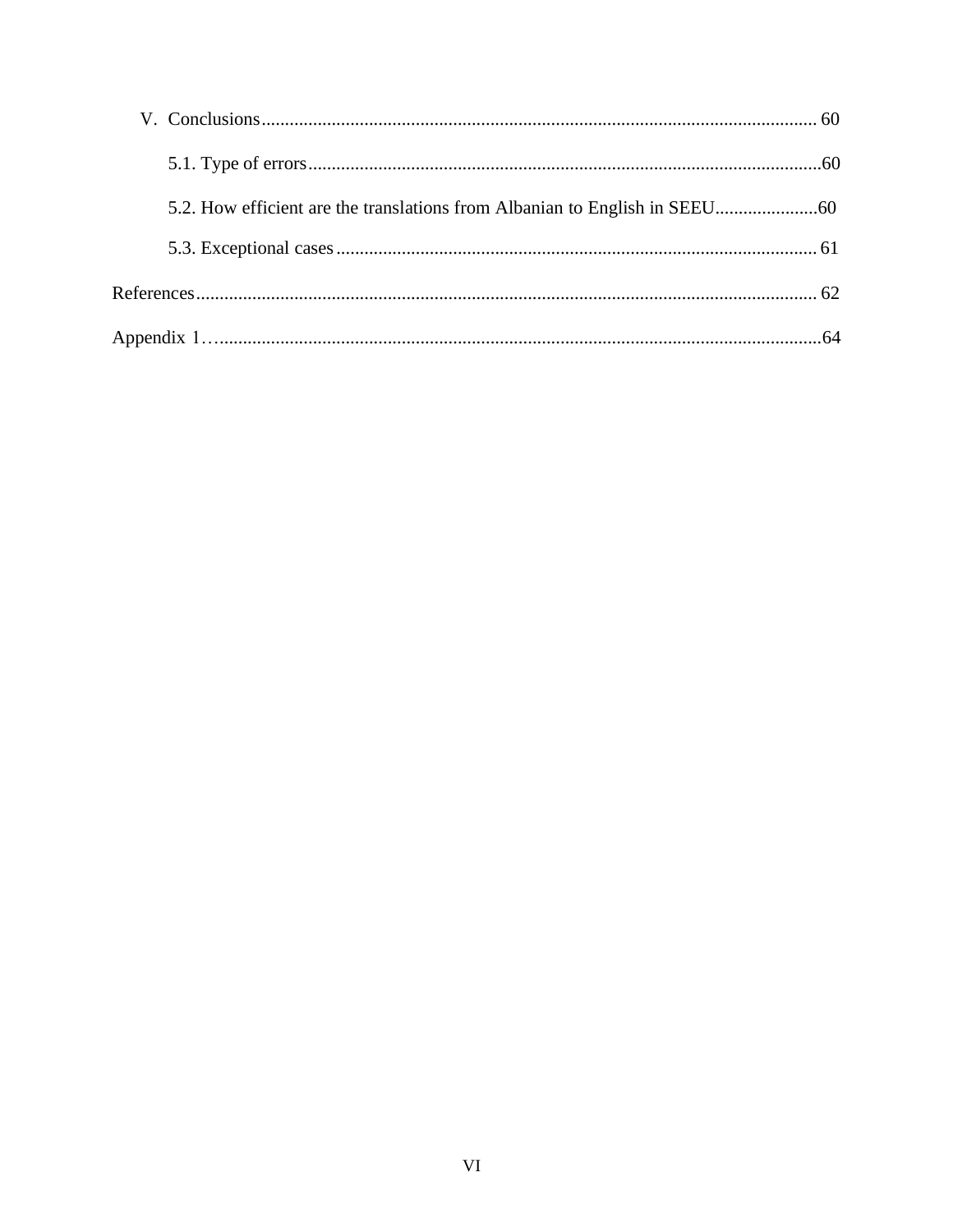V. Conclusions ........................................................................................................................ 60

5.1. Type of errors ..............................................................................................................60

5.2. How efficient are the translations from Albanian to English in SEEU......................60

5.3. Exceptional cases ....................................................................................................... 61

References ..................................................................................................................................... 62

Appendix 1….................................................................................................................................64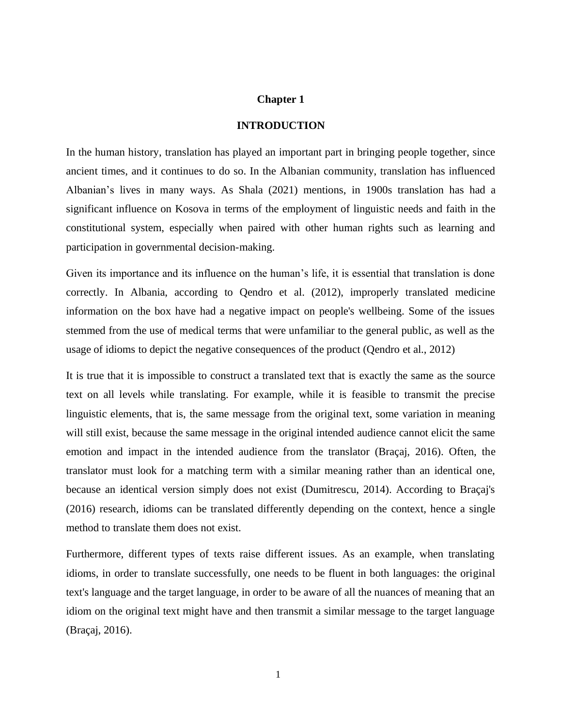# Chapter 1

# INTRODUCTION

In the human history, translation has played an important part in bringing people together, since ancient times, and it continues to do so. In the Albanian community, translation has influenced Albanian's lives in many ways. As Shala (2021) mentions, in 1900s translation has had a significant influence on Kosova in terms of the employment of linguistic needs and faith in the constitutional system, especially when paired with other human rights such as learning and participation in governmental decision-making.

Given its importance and its influence on the human's life, it is essential that translation is done correctly. In Albania, according to Qendro et al. (2012), improperly translated medicine information on the box have had a negative impact on people's wellbeing. Some of the issues stemmed from the use of medical terms that were unfamiliar to the general public, as well as the usage of idioms to depict the negative consequences of the product (Qendro et al., 2012)

It is true that it is impossible to construct a translated text that is exactly the same as the source text on all levels while translating. For example, while it is feasible to transmit the precise linguistic elements, that is, the same message from the original text, some variation in meaning will still exist, because the same message in the original intended audience cannot elicit the same emotion and impact in the intended audience from the translator (Braçaj, 2016). Often, the translator must look for a matching term with a similar meaning rather than an identical one, because an identical version simply does not exist (Dumitrescu, 2014). According to Braçaj's (2016) research, idioms can be translated differently depending on the context, hence a single method to translate them does not exist.

Furthermore, different types of texts raise different issues. As an example, when translating idioms, in order to translate successfully, one needs to be fluent in both languages: the original text's language and the target language, in order to be aware of all the nuances of meaning that an idiom on the original text might have and then transmit a similar message to the target language (Braçaj, 2016).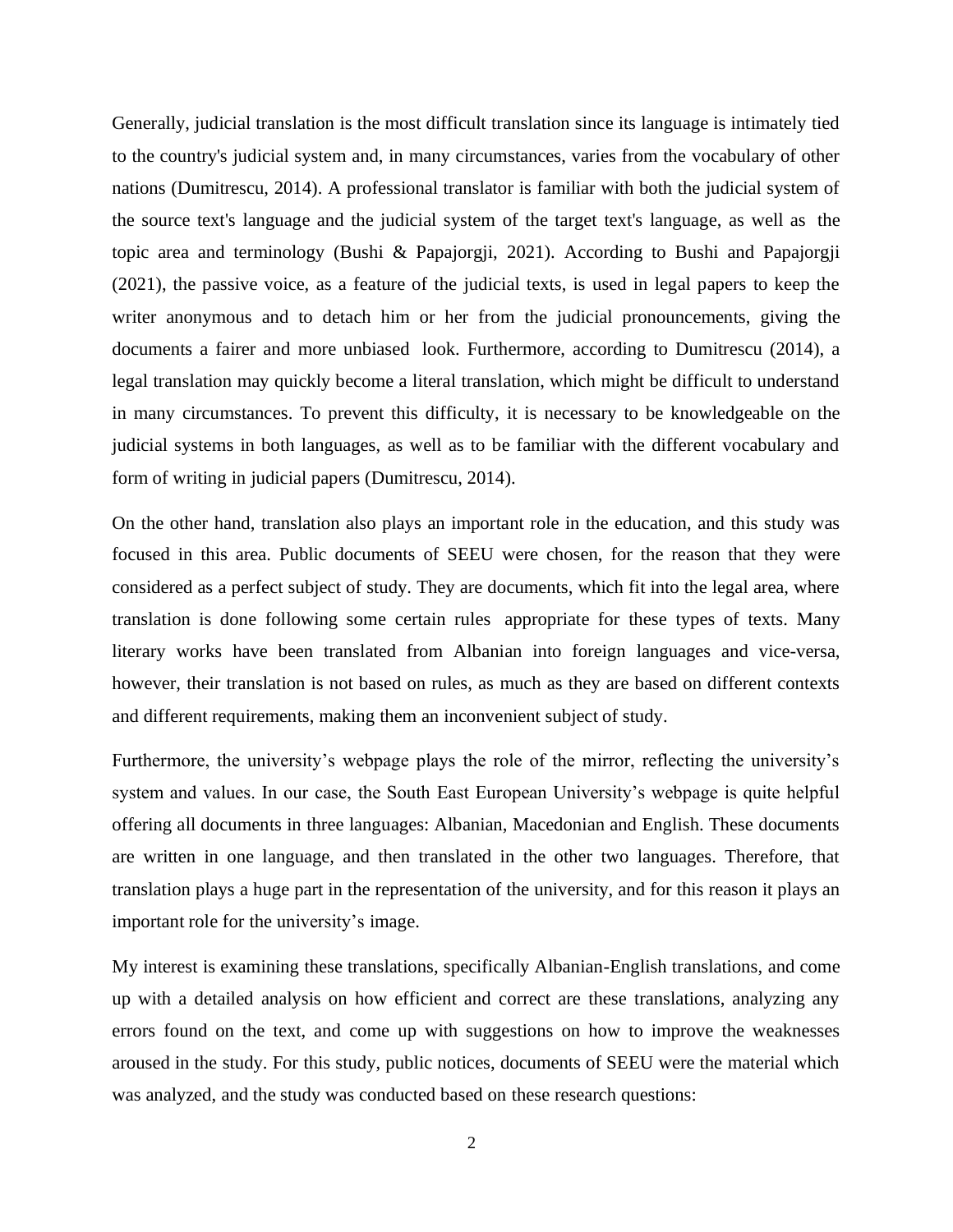Generally, judicial translation is the most difficult translation since its language is intimately tied to the country's judicial system and, in many circumstances, varies from the vocabulary of other nations (Dumitrescu, 2014). A professional translator is familiar with both the judicial system of the source text's language and the judicial system of the target text's language, as well as the topic area and terminology (Bushi & Papajorgji, 2021). According to Bushi and Papajorgji (2021), the passive voice, as a feature of the judicial texts, is used in legal papers to keep the writer anonymous and to detach him or her from the judicial pronouncements, giving the documents a fairer and more unbiased look. Furthermore, according to Dumitrescu (2014), a legal translation may quickly become a literal translation, which might be difficult to understand in many circumstances. To prevent this difficulty, it is necessary to be knowledgeable on the judicial systems in both languages, as well as to be familiar with the different vocabulary and form of writing in judicial papers (Dumitrescu, 2014).

On the other hand, translation also plays an important role in the education, and this study was focused in this area. Public documents of SEEU were chosen, for the reason that they were considered as a perfect subject of study. They are documents, which fit into the legal area, where translation is done following some certain rules appropriate for these types of texts. Many literary works have been translated from Albanian into foreign languages and vice-versa, however, their translation is not based on rules, as much as they are based on different contexts and different requirements, making them an inconvenient subject of study.

Furthermore, the university's webpage plays the role of the mirror, reflecting the university's system and values. In our case, the South East European University's webpage is quite helpful offering all documents in three languages: Albanian, Macedonian and English. These documents are written in one language, and then translated in the other two languages. Therefore, that translation plays a huge part in the representation of the university, and for this reason it plays an important role for the university's image.

My interest is examining these translations, specifically Albanian-English translations, and come up with a detailed analysis on how efficient and correct are these translations, analyzing any errors found on the text, and come up with suggestions on how to improve the weaknesses aroused in the study. For this study, public notices, documents of SEEU were the material which was analyzed, and the study was conducted based on these research questions: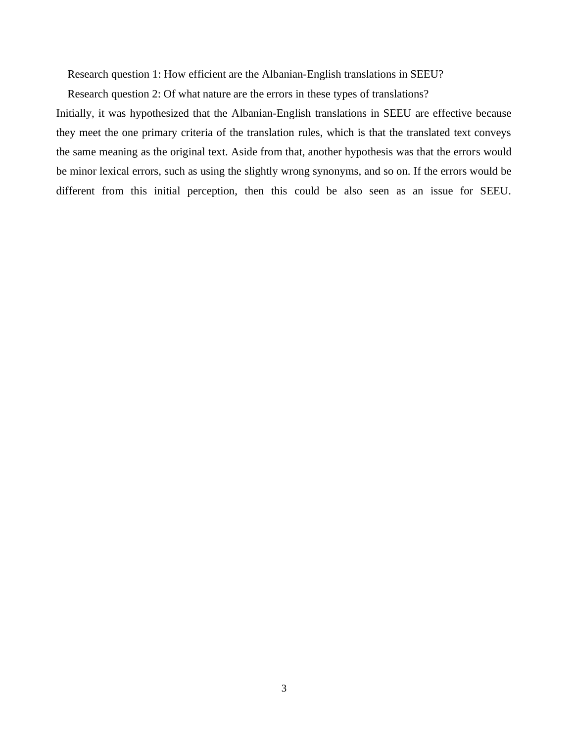Research question 1: How efficient are the Albanian-English translations in SEEU?

Research question 2: Of what nature are the errors in these types of translations?

Initially, it was hypothesized that the Albanian-English translations in SEEU are effective because they meet the one primary criteria of the translation rules, which is that the translated text conveys the same meaning as the original text. Aside from that, another hypothesis was that the errors would be minor lexical errors, such as using the slightly wrong synonyms, and so on. If the errors would be different from this initial perception, then this could be also seen as an issue for SEEU.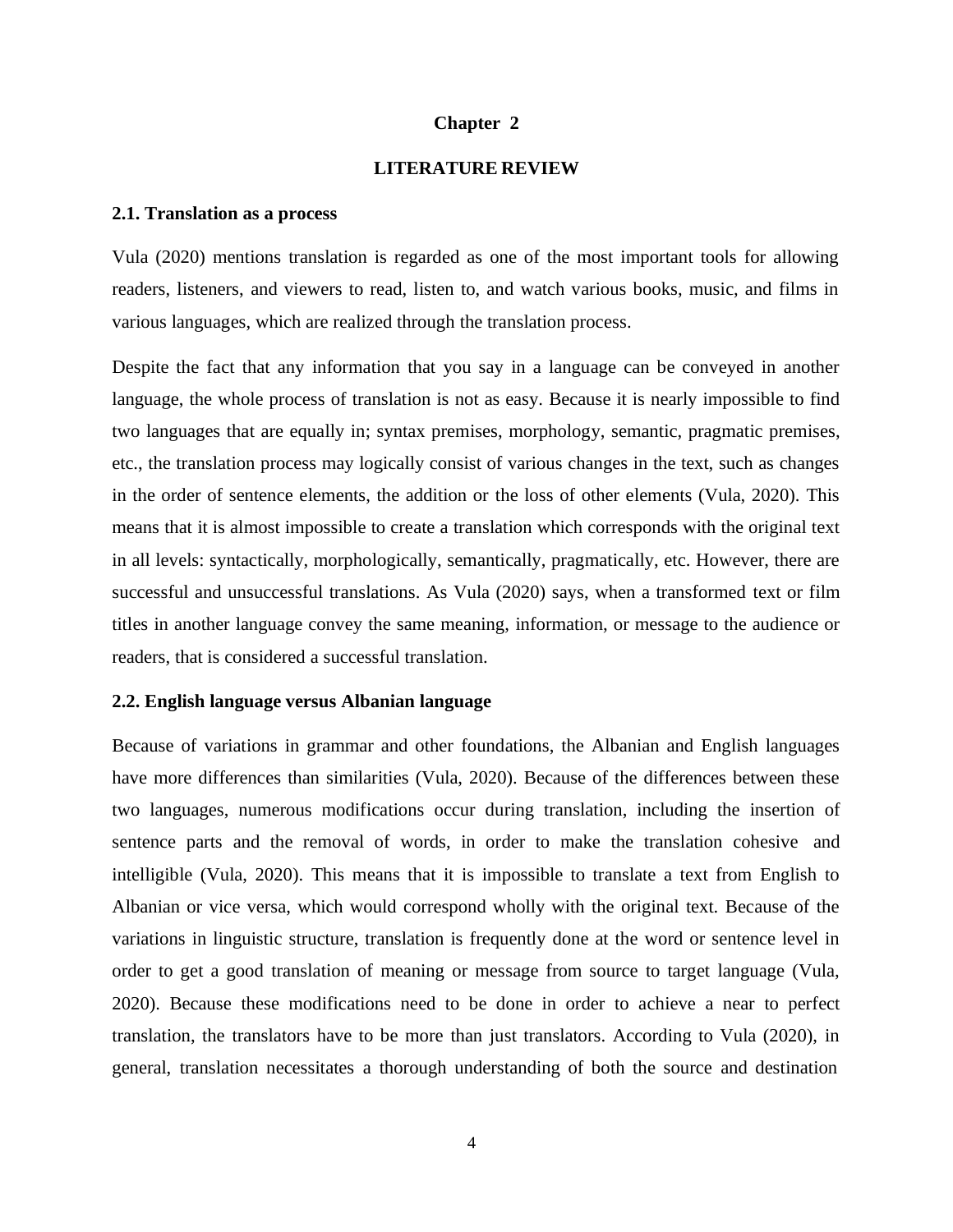# Chapter 2

# LITERATURE REVIEW

## 2.1. Translation as a process

Vula (2020) mentions translation is regarded as one of the most important tools for allowing readers, listeners, and viewers to read, listen to, and watch various books, music, and films in various languages, which are realized through the translation process.

Despite the fact that any information that you say in a language can be conveyed in another language, the whole process of translation is not as easy. Because it is nearly impossible to find two languages that are equally in; syntax premises, morphology, semantic, pragmatic premises, etc., the translation process may logically consist of various changes in the text, such as changes in the order of sentence elements, the addition or the loss of other elements (Vula, 2020). This means that it is almost impossible to create a translation which corresponds with the original text in all levels: syntactically, morphologically, semantically, pragmatically, etc. However, there are successful and unsuccessful translations. As Vula (2020) says, when a transformed text or film titles in another language convey the same meaning, information, or message to the audience or readers, that is considered a successful translation.

## 2.2. English language versus Albanian language

Because of variations in grammar and other foundations, the Albanian and English languages have more differences than similarities (Vula, 2020). Because of the differences between these two languages, numerous modifications occur during translation, including the insertion of sentence parts and the removal of words, in order to make the translation cohesive and intelligible (Vula, 2020). This means that it is impossible to translate a text from English to Albanian or vice versa, which would correspond wholly with the original text. Because of the variations in linguistic structure, translation is frequently done at the word or sentence level in order to get a good translation of meaning or message from source to target language (Vula, 2020). Because these modifications need to be done in order to achieve a near to perfect translation, the translators have to be more than just translators. According to Vula (2020), in general, translation necessitates a thorough understanding of both the source and destination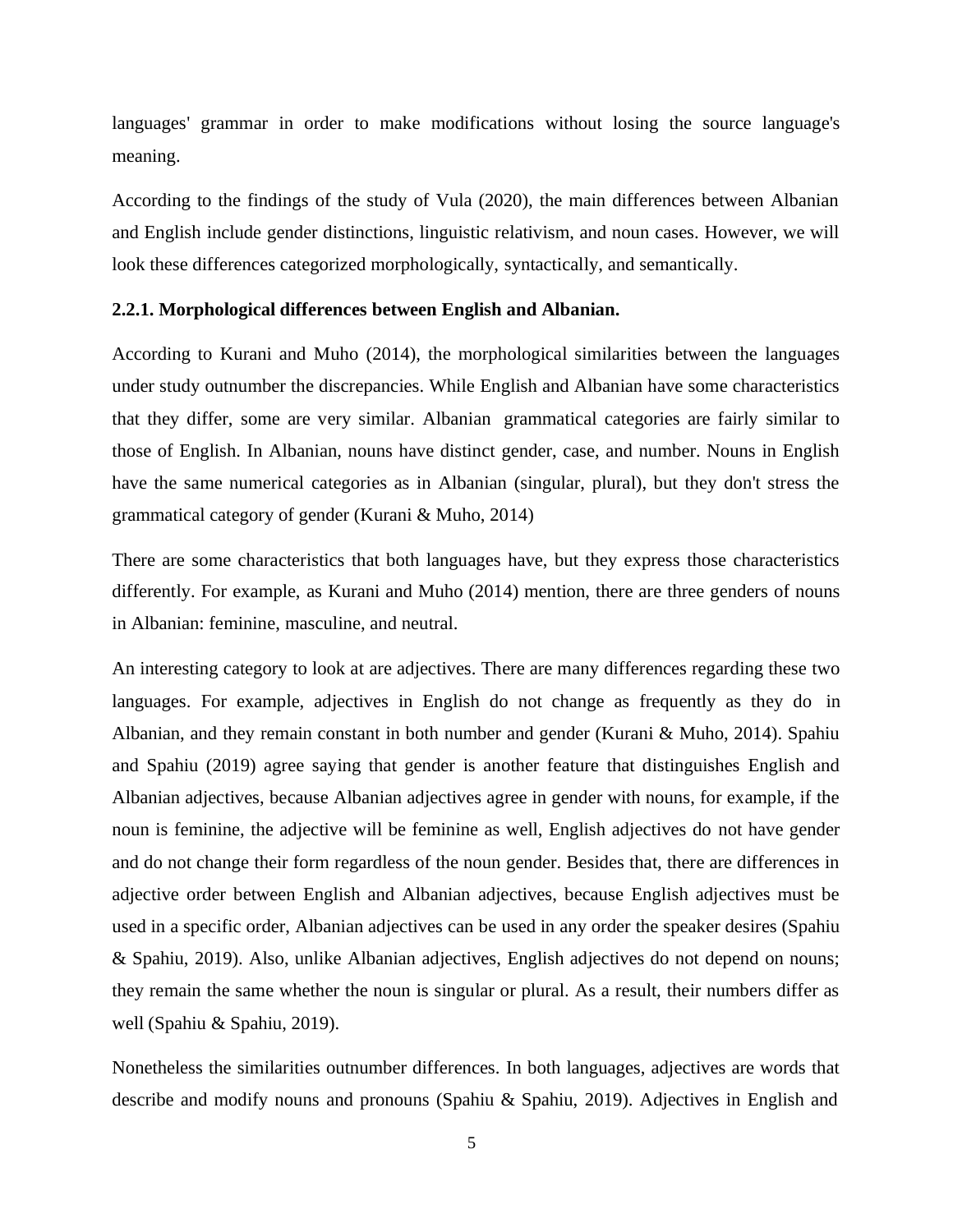languages' grammar in order to make modifications without losing the source language's meaning.

According to the findings of the study of Vula (2020), the main differences between Albanian and English include gender distinctions, linguistic relativism, and noun cases. However, we will look these differences categorized morphologically, syntactically, and semantically.

### 2.2.1. Morphological differences between English and Albanian.

According to Kurani and Muho (2014), the morphological similarities between the languages under study outnumber the discrepancies. While English and Albanian have some characteristics that they differ, some are very similar. Albanian grammatical categories are fairly similar to those of English. In Albanian, nouns have distinct gender, case, and number. Nouns in English have the same numerical categories as in Albanian (singular, plural), but they don't stress the grammatical category of gender (Kurani & Muho, 2014)

There are some characteristics that both languages have, but they express those characteristics differently. For example, as Kurani and Muho (2014) mention, there are three genders of nouns in Albanian: feminine, masculine, and neutral.

An interesting category to look at are adjectives. There are many differences regarding these two languages. For example, adjectives in English do not change as frequently as they do in Albanian, and they remain constant in both number and gender (Kurani & Muho, 2014). Spahiu and Spahiu (2019) agree saying that gender is another feature that distinguishes English and Albanian adjectives, because Albanian adjectives agree in gender with nouns, for example, if the noun is feminine, the adjective will be feminine as well, English adjectives do not have gender and do not change their form regardless of the noun gender. Besides that, there are differences in adjective order between English and Albanian adjectives, because English adjectives must be used in a specific order, Albanian adjectives can be used in any order the speaker desires (Spahiu & Spahiu, 2019). Also, unlike Albanian adjectives, English adjectives do not depend on nouns; they remain the same whether the noun is singular or plural. As a result, their numbers differ as well (Spahiu & Spahiu, 2019).

Nonetheless the similarities outnumber differences. In both languages, adjectives are words that describe and modify nouns and pronouns (Spahiu & Spahiu, 2019). Adjectives in English and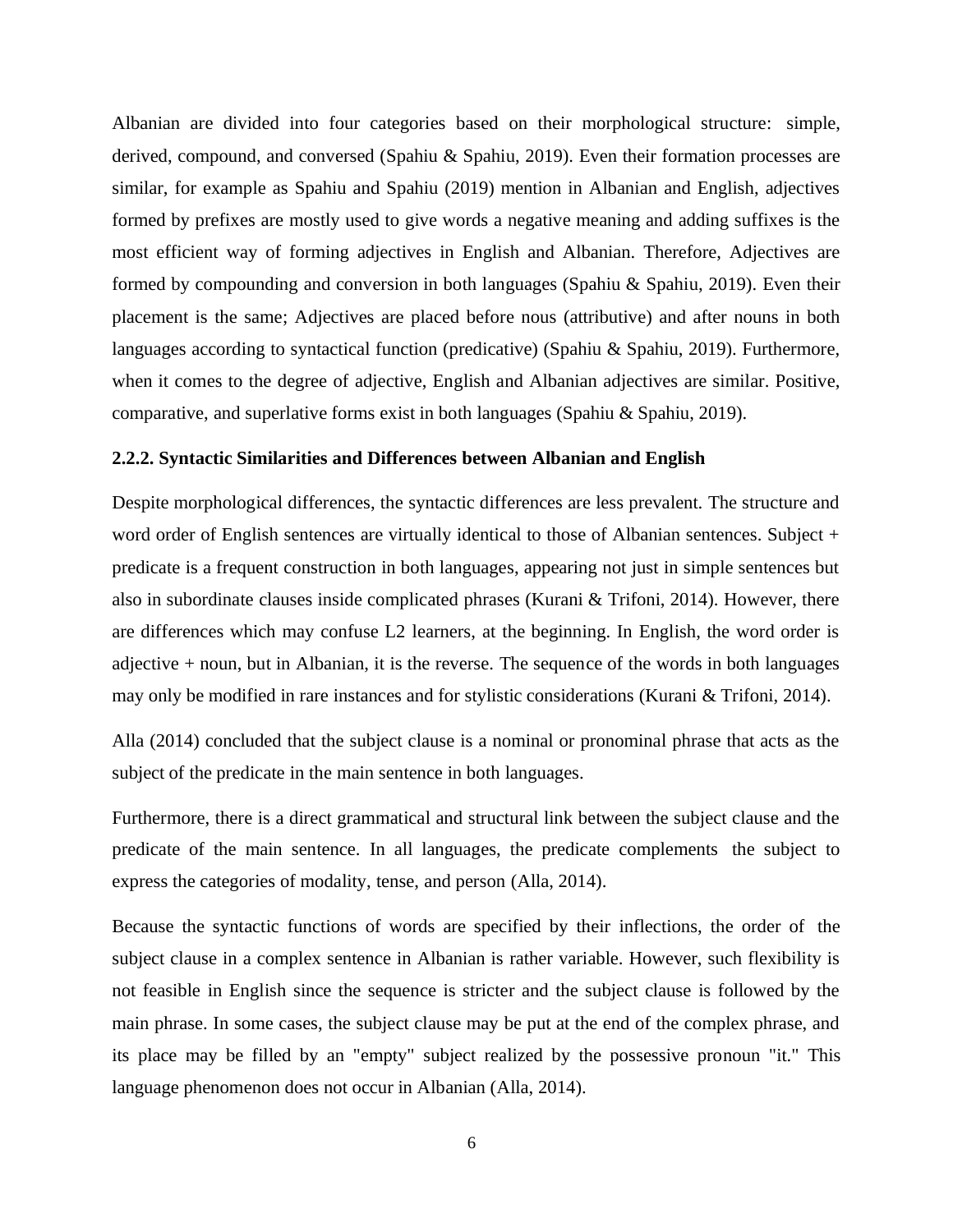Albanian are divided into four categories based on their morphological structure: simple, derived, compound, and conversed (Spahiu & Spahiu, 2019). Even their formation processes are similar, for example as Spahiu and Spahiu (2019) mention in Albanian and English, adjectives formed by prefixes are mostly used to give words a negative meaning and adding suffixes is the most efficient way of forming adjectives in English and Albanian. Therefore, Adjectives are formed by compounding and conversion in both languages (Spahiu & Spahiu, 2019). Even their placement is the same; Adjectives are placed before nous (attributive) and after nouns in both languages according to syntactical function (predicative) (Spahiu & Spahiu, 2019). Furthermore, when it comes to the degree of adjective, English and Albanian adjectives are similar. Positive, comparative, and superlative forms exist in both languages (Spahiu & Spahiu, 2019).

### 2.2.2. Syntactic Similarities and Differences between Albanian and English

Despite morphological differences, the syntactic differences are less prevalent. The structure and word order of English sentences are virtually identical to those of Albanian sentences. Subject + predicate is a frequent construction in both languages, appearing not just in simple sentences but also in subordinate clauses inside complicated phrases (Kurani & Trifoni, 2014). However, there are differences which may confuse L2 learners, at the beginning. In English, the word order is adjective + noun, but in Albanian, it is the reverse. The sequence of the words in both languages may only be modified in rare instances and for stylistic considerations (Kurani & Trifoni, 2014).

Alla (2014) concluded that the subject clause is a nominal or pronominal phrase that acts as the subject of the predicate in the main sentence in both languages.

Furthermore, there is a direct grammatical and structural link between the subject clause and the predicate of the main sentence. In all languages, the predicate complements the subject to express the categories of modality, tense, and person (Alla, 2014).

Because the syntactic functions of words are specified by their inflections, the order of the subject clause in a complex sentence in Albanian is rather variable. However, such flexibility is not feasible in English since the sequence is stricter and the subject clause is followed by the main phrase. In some cases, the subject clause may be put at the end of the complex phrase, and its place may be filled by an "empty" subject realized by the possessive pronoun "it." This language phenomenon does not occur in Albanian (Alla, 2014).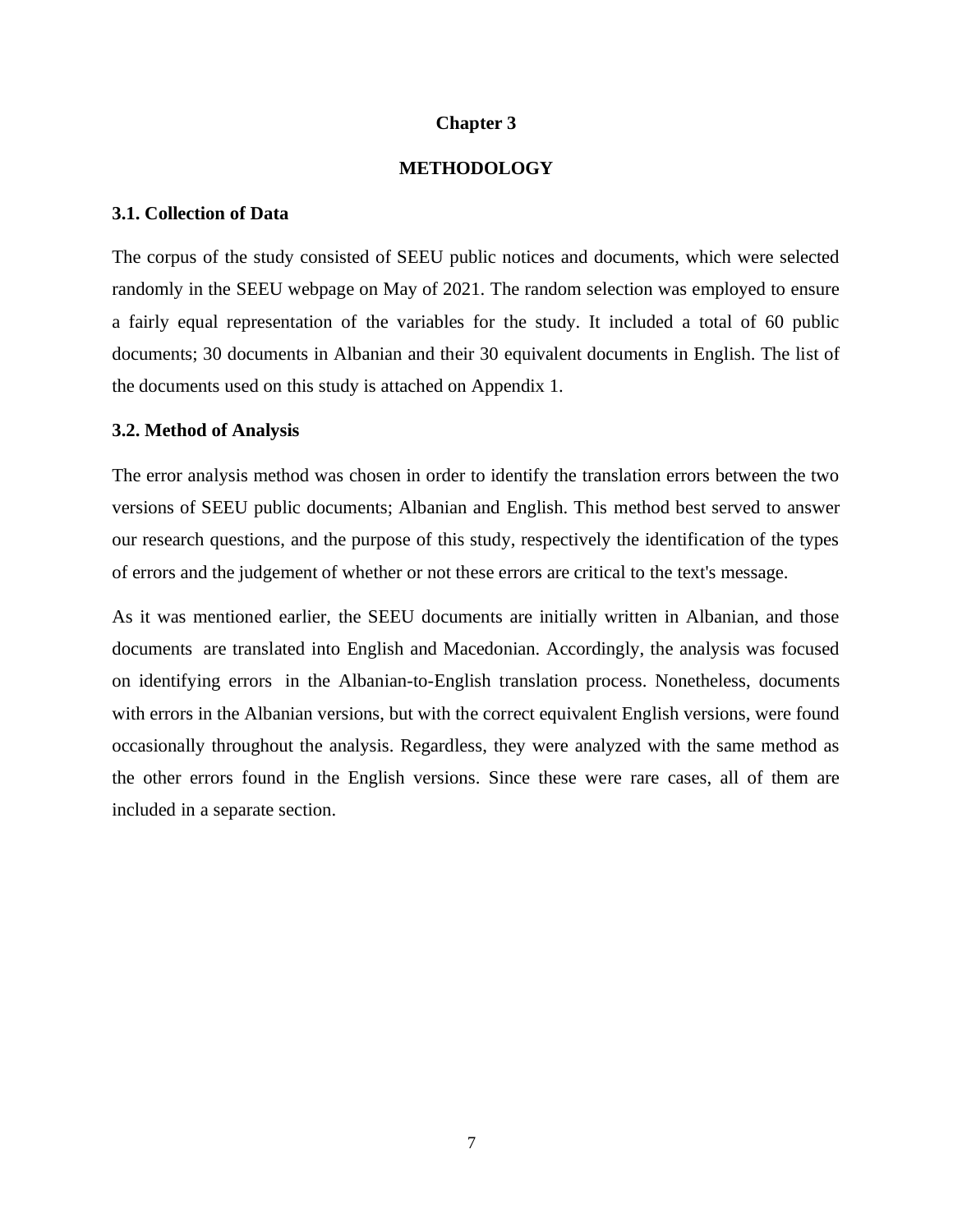# Chapter 3

# METHODOLOGY

## 3.1. Collection of Data

The corpus of the study consisted of SEEU public notices and documents, which were selected randomly in the SEEU webpage on May of 2021. The random selection was employed to ensure a fairly equal representation of the variables for the study. It included a total of 60 public documents; 30 documents in Albanian and their 30 equivalent documents in English. The list of the documents used on this study is attached on Appendix 1.

## 3.2. Method of Analysis

The error analysis method was chosen in order to identify the translation errors between the two versions of SEEU public documents; Albanian and English. This method best served to answer our research questions, and the purpose of this study, respectively the identification of the types of errors and the judgement of whether or not these errors are critical to the text's message.

As it was mentioned earlier, the SEEU documents are initially written in Albanian, and those documents are translated into English and Macedonian. Accordingly, the analysis was focused on identifying errors in the Albanian-to-English translation process. Nonetheless, documents with errors in the Albanian versions, but with the correct equivalent English versions, were found occasionally throughout the analysis. Regardless, they were analyzed with the same method as the other errors found in the English versions. Since these were rare cases, all of them are included in a separate section.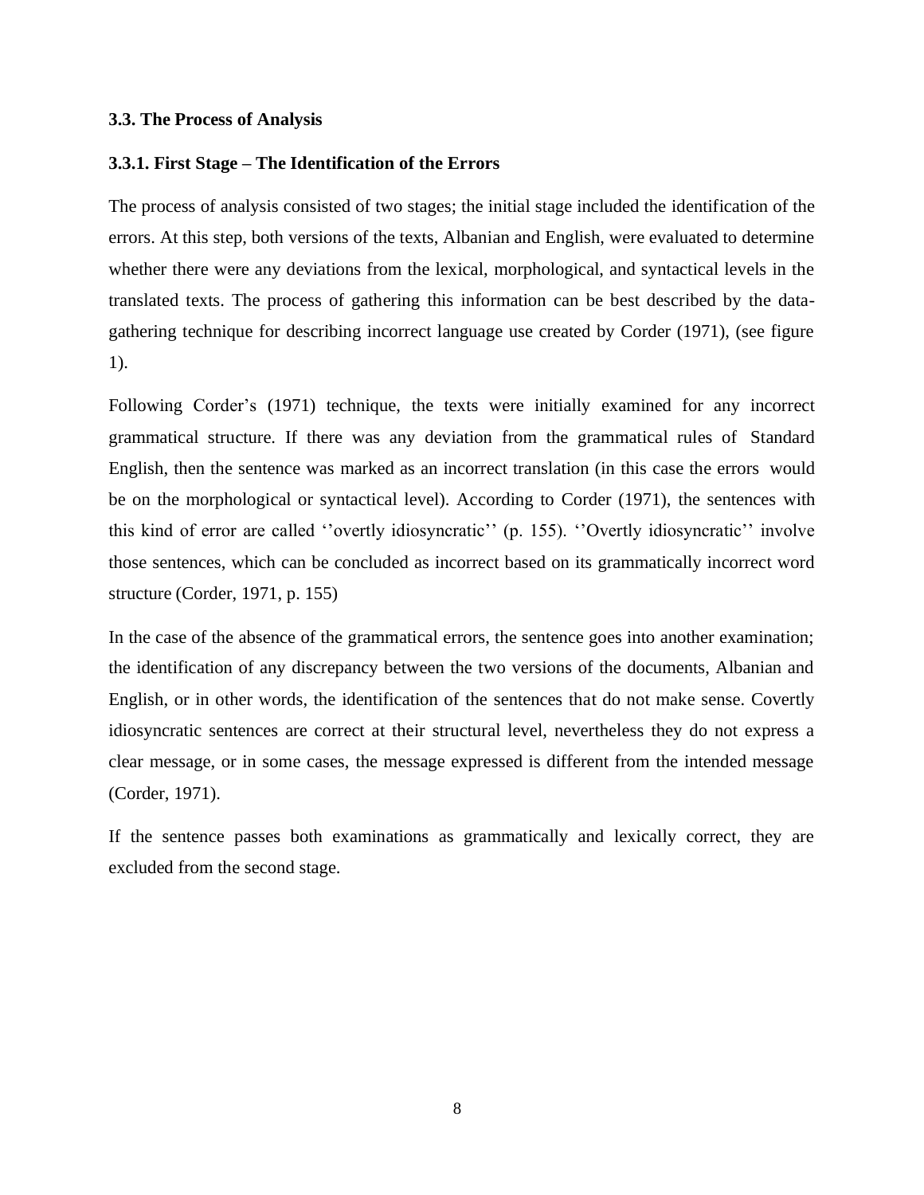### 3.3. The Process of Analysis

#### 3.3.1. First Stage – The Identification of the Errors

The process of analysis consisted of two stages; the initial stage included the identification of the errors. At this step, both versions of the texts, Albanian and English, were evaluated to determine whether there were any deviations from the lexical, morphological, and syntactical levels in the translated texts. The process of gathering this information can be best described by the data-gathering technique for describing incorrect language use created by Corder (1971), (see figure 1).

Following Corder's (1971) technique, the texts were initially examined for any incorrect grammatical structure. If there was any deviation from the grammatical rules of Standard English, then the sentence was marked as an incorrect translation (in this case the errors would be on the morphological or syntactical level). According to Corder (1971), the sentences with this kind of error are called ''overtly idiosyncratic'' (p. 155). ''Overtly idiosyncratic'' involve those sentences, which can be concluded as incorrect based on its grammatically incorrect word structure (Corder, 1971, p. 155)

In the case of the absence of the grammatical errors, the sentence goes into another examination; the identification of any discrepancy between the two versions of the documents, Albanian and English, or in other words, the identification of the sentences that do not make sense. Covertly idiosyncratic sentences are correct at their structural level, nevertheless they do not express a clear message, or in some cases, the message expressed is different from the intended message (Corder, 1971).

If the sentence passes both examinations as grammatically and lexically correct, they are excluded from the second stage.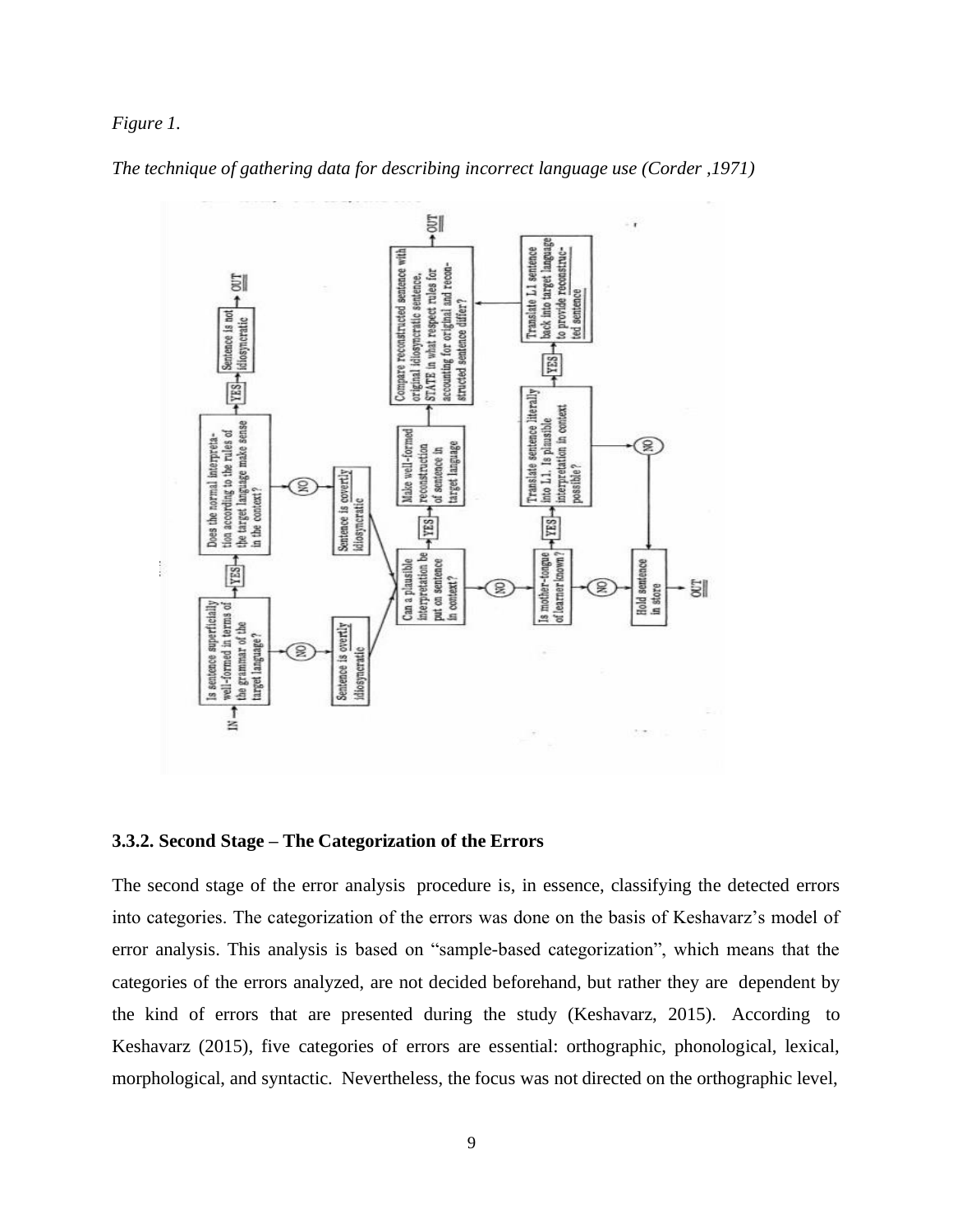*Figure 1.*

*The technique of gathering data for describing incorrect language use (Corder ,1971)*

### 3.3.2. Second Stage – The Categorization of the Errors

The second stage of the error analysis procedure is, in essence, classifying the detected errors into categories. The categorization of the errors was done on the basis of Keshavarz's model of error analysis. This analysis is based on "sample-based categorization", which means that the categories of the errors analyzed, are not decided beforehand, but rather they are dependent by the kind of errors that are presented during the study (Keshavarz, 2015). According to Keshavarz (2015), five categories of errors are essential: orthographic, phonological, lexical, morphological, and syntactic. Nevertheless, the focus was not directed on the orthographic level,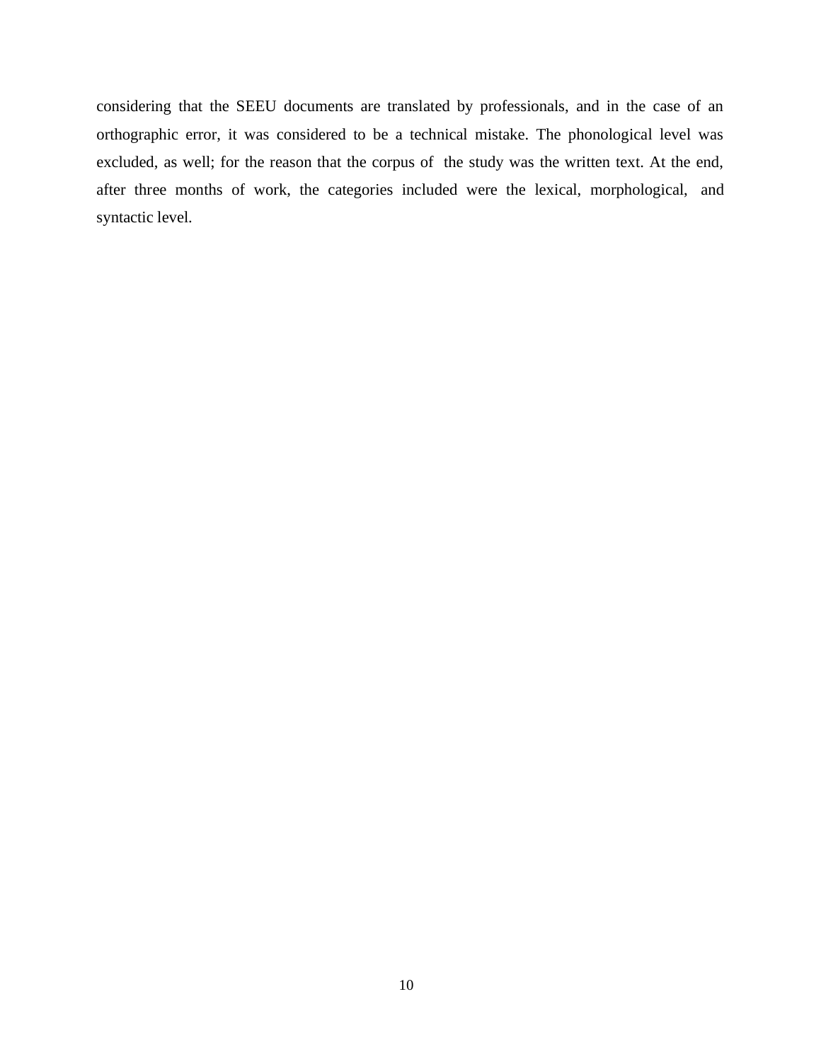considering that the SEEU documents are translated by professionals, and in the case of an orthographic error, it was considered to be a technical mistake. The phonological level was excluded, as well; for the reason that the corpus of the study was the written text. At the end, after three months of work, the categories included were the lexical, morphological, and syntactic level.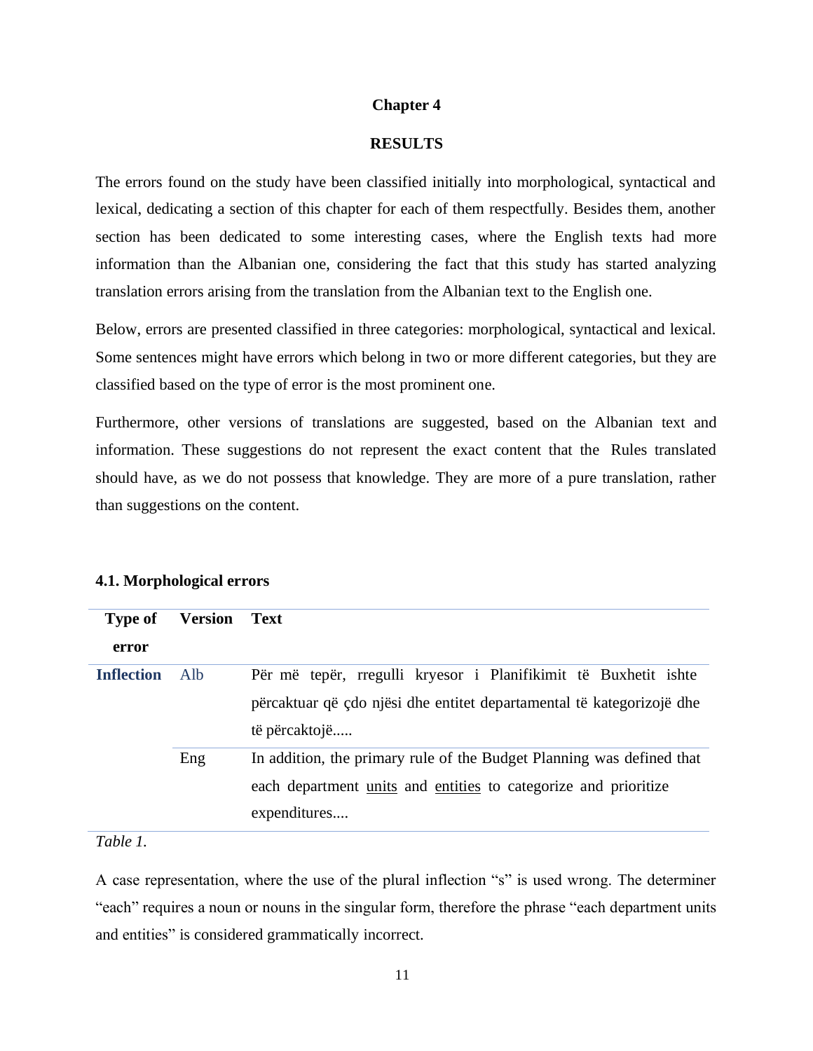# Chapter 4

## RESULTS

The errors found on the study have been classified initially into morphological, syntactical and lexical, dedicating a section of this chapter for each of them respectfully. Besides them, another section has been dedicated to some interesting cases, where the English texts had more information than the Albanian one, considering the fact that this study has started analyzing translation errors arising from the translation from the Albanian text to the English one.

Below, errors are presented classified in three categories: morphological, syntactical and lexical. Some sentences might have errors which belong in two or more different categories, but they are classified based on the type of error is the most prominent one.

Furthermore, other versions of translations are suggested, based on the Albanian text and information. These suggestions do not represent the exact content that the Rules translated should have, as we do not possess that knowledge. They are more of a pure translation, rather than suggestions on the content.

### 4.1. Morphological errors

| Type of error | Version | Text |
|---|---|---|
| **Inflection** | Alb | Për më tepër, rregulli kryesor i Planifikimit të Buxhetit ishte përcaktuar që çdo njësi dhe entitet departamental të kategorizojë dhe të përcaktojë..... |
| | Eng | In addition, the primary rule of the Budget Planning was defined that each department <u>units</u> and <u>entities</u> to categorize and prioritize expenditures.... |

*Table 1.*

A case representation, where the use of the plural inflection "s" is used wrong. The determiner "each" requires a noun or nouns in the singular form, therefore the phrase "each department units and entities" is considered grammatically incorrect.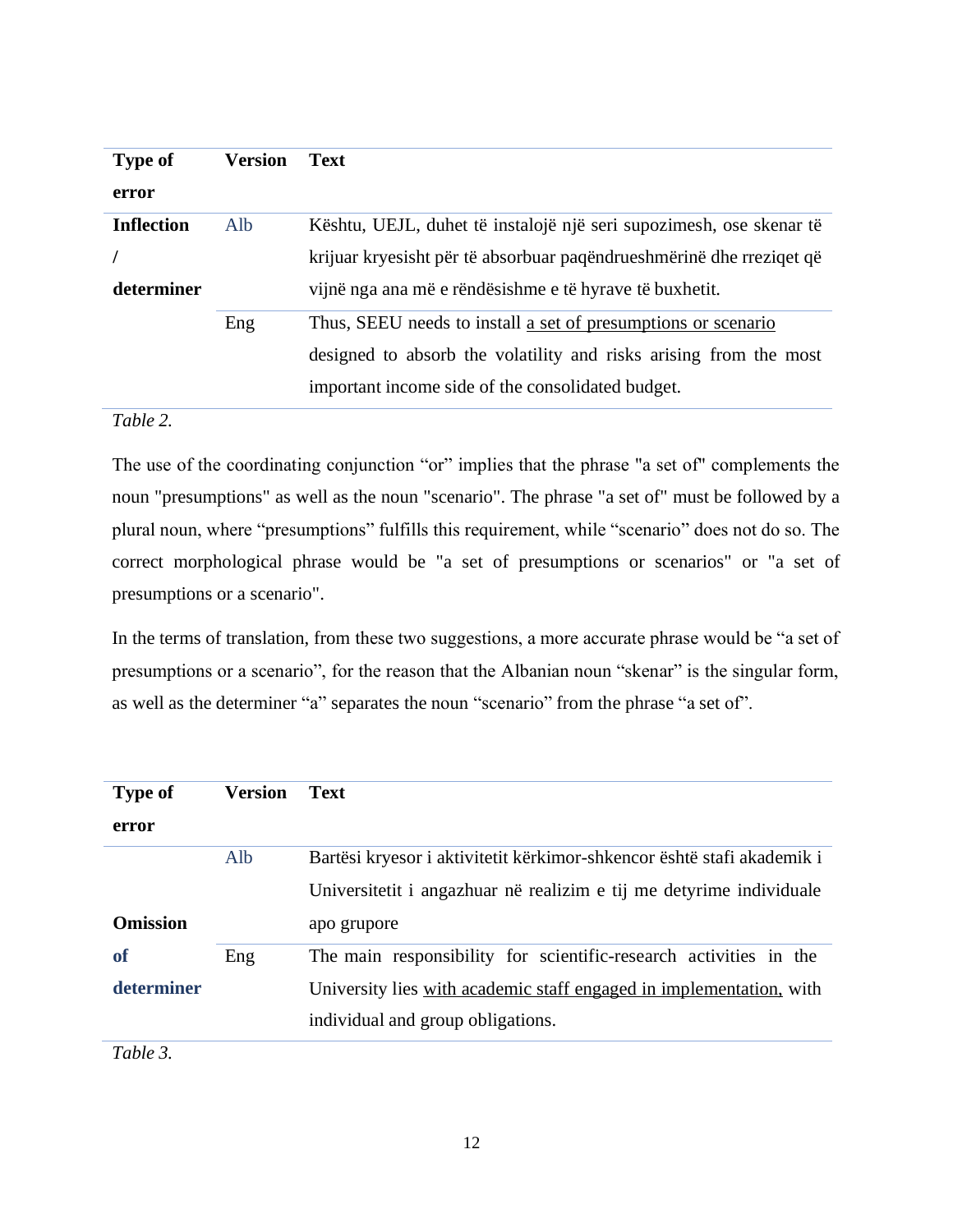| Type of error | Version | Text |
|---|---|---|
| **Inflection / determiner** | Alb | Kështu, UEJL, duhet të instalojë një seri supozimesh, ose skenar të krijuar kryesisht për të absorbuar paqëndrueshmërinë dhe rreziqet që vijnë nga ana më e rëndësishme e të hyrave të buxhetit. |
| | Eng | Thus, SEEU needs to install <u>a set of presumptions or scenario</u> designed to absorb the volatility and risks arising from the most important income side of the consolidated budget. |

*Table 2.*

The use of the coordinating conjunction “or” implies that the phrase "a set of" complements the noun "presumptions" as well as the noun "scenario". The phrase "a set of" must be followed by a plural noun, where “presumptions” fulfills this requirement, while “scenario” does not do so. The correct morphological phrase would be "a set of presumptions or scenarios" or "a set of presumptions or a scenario".

In the terms of translation, from these two suggestions, a more accurate phrase would be “a set of presumptions or a scenario”, for the reason that the Albanian noun “skenar” is the singular form, as well as the determiner “a” separates the noun “scenario” from the phrase “a set of”.

| Type of error | Version | Text |
|---|---|---|
| **Omission of determiner** | Alb | Bartësi kryesor i aktivitetit kërkimor-shkencor është stafi akademik i Universitetit i angazhuar në realizim e tij me detyrime individuale apo grupore |
| | Eng | The main responsibility for scientific-research activities in the University lies <u>with academic staff engaged in implementation,</u> with individual and group obligations. |

*Table 3.*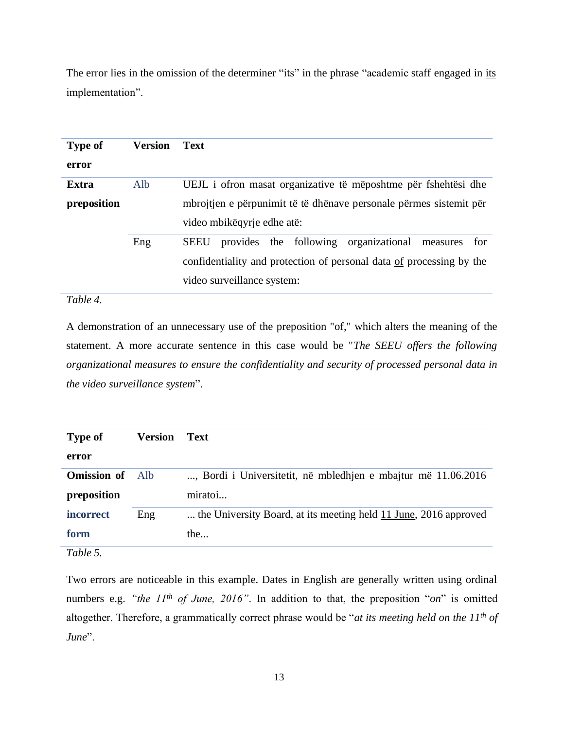The error lies in the omission of the determiner "its" in the phrase "academic staff engaged in <u>its</u> implementation".

| Type of error | Version | Text |
|---|---|---|
| **Extra preposition** | Alb | UEJL i ofron masat organizative të mëposhtme për fshehtësi dhe mbrojtjen e përpunimit të të dhënave personale përmes sistemit për video mbikëqyrje edhe atë: |
| | Eng | SEEU provides the following organizational measures for confidentiality and protection of personal data <u>of</u> processing by the video surveillance system: |

*Table 4.*

A demonstration of an unnecessary use of the preposition "of," which alters the meaning of the statement. A more accurate sentence in this case would be "*The SEEU offers the following organizational measures to ensure the confidentiality and security of processed personal data in the video surveillance system*".

| Type of error | Version | Text |
|---|---|---|
| **Omission of preposition incorrect form** | Alb | ..., Bordi i Universitetit, në mbledhjen e mbajtur më 11.06.2016 miratoi... |
| | Eng | ... the University Board, at its meeting held <u>11 June</u>, 2016 approved the... |

*Table 5.*

Two errors are noticeable in this example. Dates in English are generally written using ordinal numbers e.g. *"the 11th of June, 2016"*. In addition to that, the preposition "*on*" is omitted altogether. Therefore, a grammatically correct phrase would be "*at its meeting held on the 11th of June*".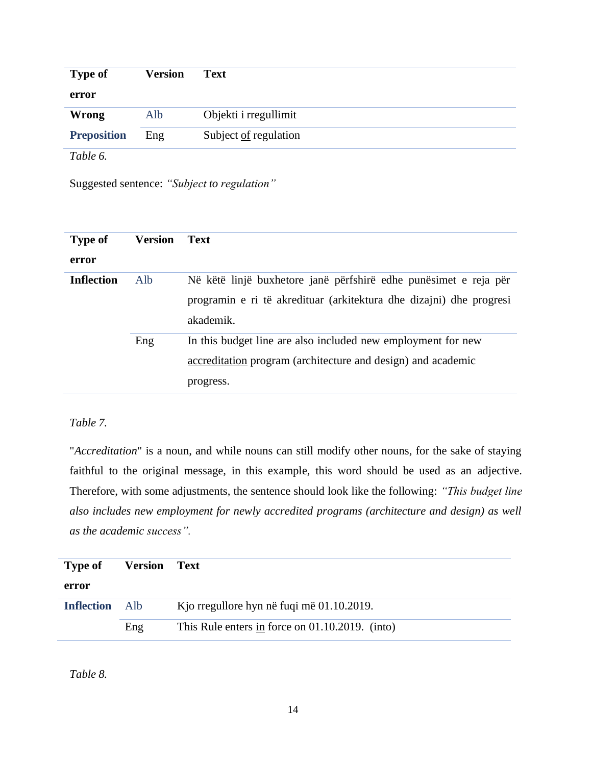| Type of error | Version | Text |
|---|---|---|
| **Wrong Preposition** | Alb | Objekti i rregullimit |
| | Eng | Subject <u>of</u> regulation |

*Table 6.*

Suggested sentence: *"Subject to regulation"*

| Type of error | Version | Text |
|---|---|---|
| **Inflection** | Alb | Në këtë linjë buxhetore janë përfshirë edhe punësimet e reja për programin e ri të akredituar (arkitektura dhe dizajni) dhe progresi akademik. |
| | Eng | In this budget line are also included new employment for new <u>accreditation</u> program (architecture and design) and academic progress. |

*Table 7.*

"*Accreditation*" is a noun, and while nouns can still modify other nouns, for the sake of staying faithful to the original message, in this example, this word should be used as an adjective. Therefore, with some adjustments, the sentence should look like the following: *"This budget line also includes new employment for newly accredited programs (architecture and design) as well as the academic success".*

| Type of error | Version | Text |
|---|---|---|
| **Inflection** | Alb | Kjo rregullore hyn në fuqi më 01.10.2019. |
| | Eng | This Rule enters <u>in</u> force on 01.10.2019. (into) |

*Table 8.*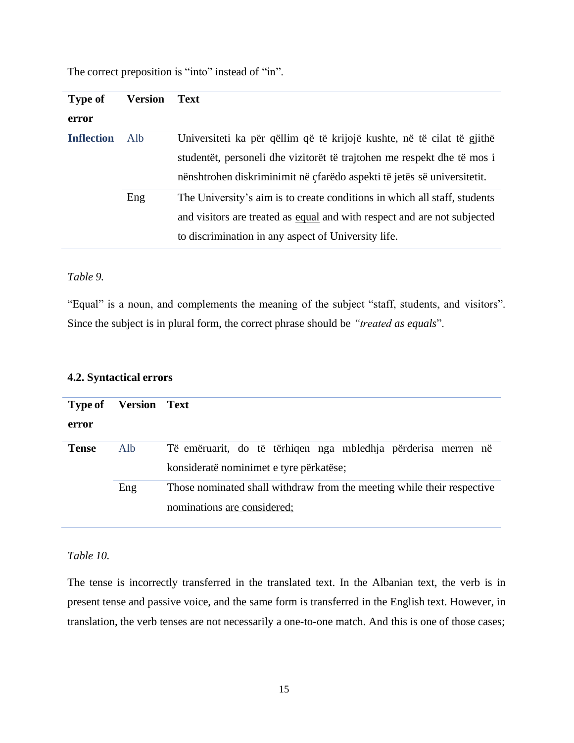The correct preposition is "into" instead of "in".

| Type of error | Version | Text |
|---|---|---|
| **Inflection** | Alb | Universiteti ka për qëllim që të krijojë kushte, në të cilat të gjithë studentët, personeli dhe vizitorët të trajtohen me respekt dhe të mos i nënshtrohen diskriminimit në çfarëdo aspekti të jetës së universitetit. |
| | Eng | The University's aim is to create conditions in which all staff, students and visitors are treated as equal and with respect and are not subjected to discrimination in any aspect of University life. |

*Table 9.*

"Equal" is a noun, and complements the meaning of the subject "staff, students, and visitors". Since the subject is in plural form, the correct phrase should be *"treated as equals*".

#### 4.2. Syntactical errors

| Type of error | Version | Text |
|---|---|---|
| **Tense** | Alb | Të emëruarit, do të tërhiqen nga mbledhja përderisa merren në konsideratë nominimet e tyre përkatëse; |
| | Eng | Those nominated shall withdraw from the meeting while their respective nominations are considered; |

*Table 10.*

The tense is incorrectly transferred in the translated text. In the Albanian text, the verb is in present tense and passive voice, and the same form is transferred in the English text. However, in translation, the verb tenses are not necessarily a one-to-one match. And this is one of those cases;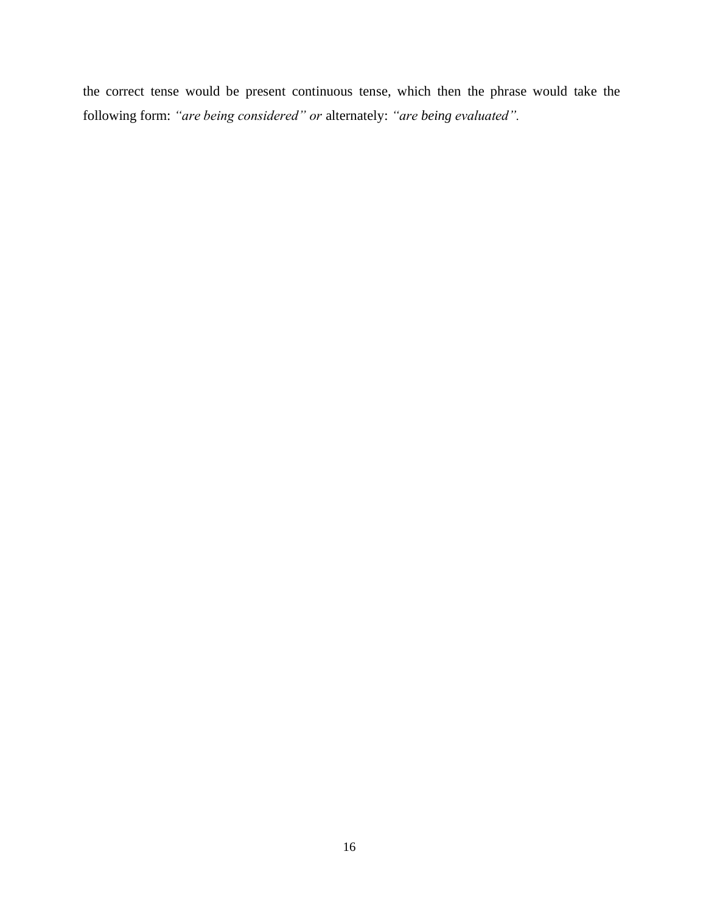the correct tense would be present continuous tense, which then the phrase would take the following form: *"are being considered" or* alternately: *"are being evaluated".*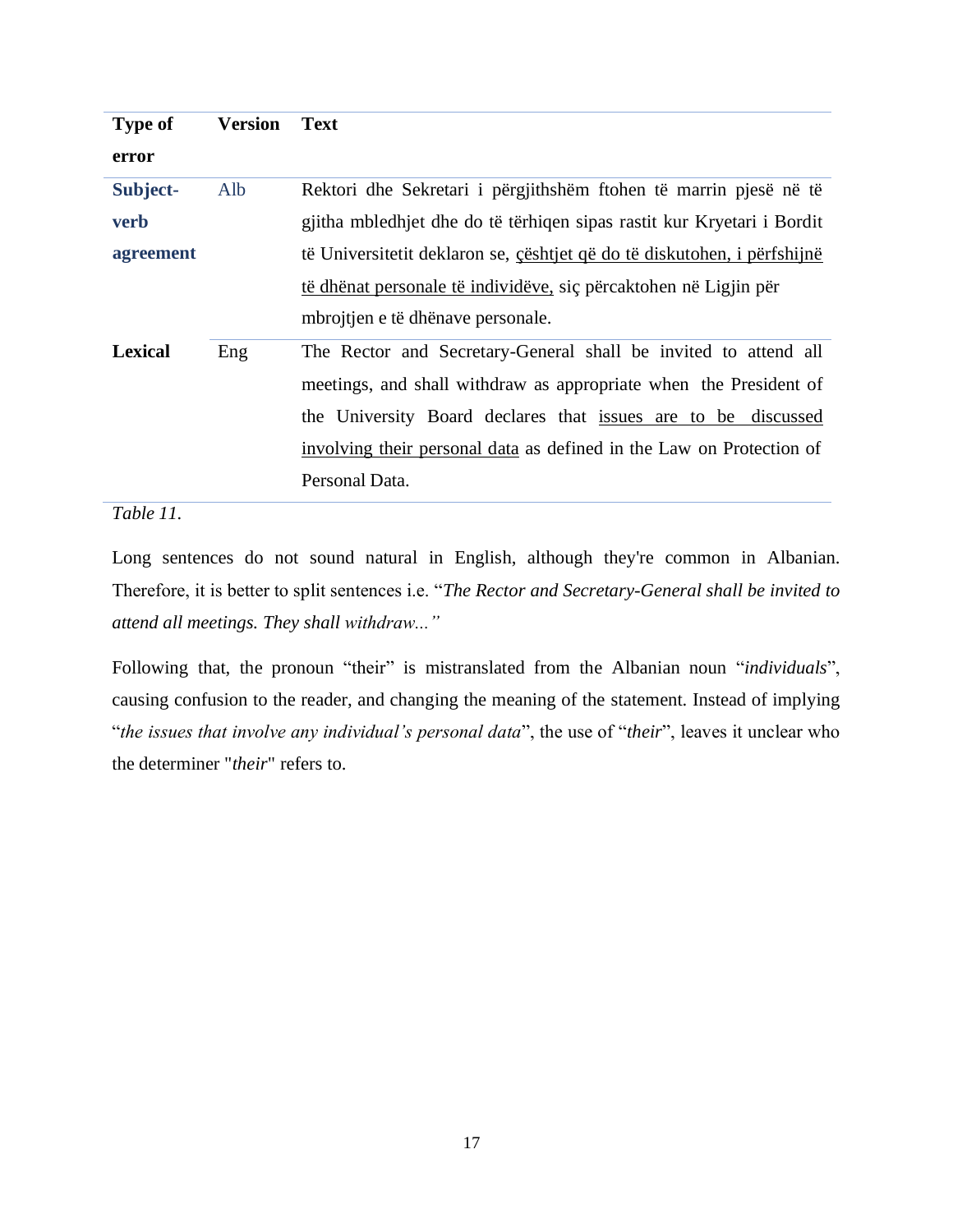| Type of error | Version | Text |
|---|---|---|
| **Subject-verb agreement** | Alb | Rektori dhe Sekretari i përgjithshëm ftohen të marrin pjesë në të gjitha mbledhjet dhe do të tërhiqen sipas rastit kur Kryetari i Bordit të Universitetit deklaron se, <u>çështjet që do të diskutohen, i përfshijnë të dhënat personale të individëve,</u> siç përcaktohen në Ligjin për mbrojtjen e të dhënave personale. |
| **Lexical** | Eng | The Rector and Secretary-General shall be invited to attend all meetings, and shall withdraw as appropriate when the President of the University Board declares that <u>issues are to be discussed involving their personal data</u> as defined in the Law on Protection of Personal Data. |

*Table 11.*

Long sentences do not sound natural in English, although they're common in Albanian. Therefore, it is better to split sentences i.e. "*The Rector and Secretary-General shall be invited to attend all meetings. They shall withdraw...*"

Following that, the pronoun "their" is mistranslated from the Albanian noun "*individuals*", causing confusion to the reader, and changing the meaning of the statement. Instead of implying "*the issues that involve any individual's personal data*", the use of "*their*", leaves it unclear who the determiner "*their*" refers to.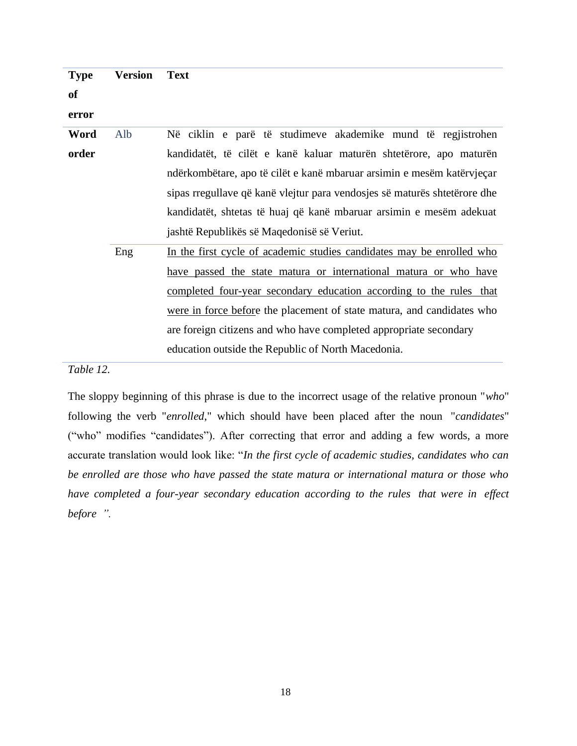| Type of error | Version | Text |
|---|---|---|
| **Word order** | Alb | Në ciklin e parë të studimeve akademike mund të regjistrohen kandidatët, të cilët e kanë kaluar maturën shtetërore, apo maturën ndërkombëtare, apo të cilët e kanë mbaruar arsimin e mesëm katërvjeçar sipas rregullave që kanë vlejtur para vendosjes së maturës shtetërore dhe kandidatët, shtetas të huaj që kanë mbaruar arsimin e mesëm adekuat jashtë Republikës së Maqedonisë së Veriut. |
| | Eng | <u>In the first cycle of academic studies candidates may be enrolled who have passed the state matura or international matura or who have completed four-year secondary education according to the rules that were in force befor</u>e the placement of state matura, and candidates who are foreign citizens and who have completed appropriate secondary education outside the Republic of North Macedonia. |

*Table 12.*

The sloppy beginning of this phrase is due to the incorrect usage of the relative pronoun "*who*" following the verb "*enrolled*," which should have been placed after the noun "*candidates*" ("who" modifies "candidates"). After correcting that error and adding a few words, a more accurate translation would look like: "*In the first cycle of academic studies, candidates who can be enrolled are those who have passed the state matura or international matura or those who have completed a four-year secondary education according to the rules that were in effect before ".*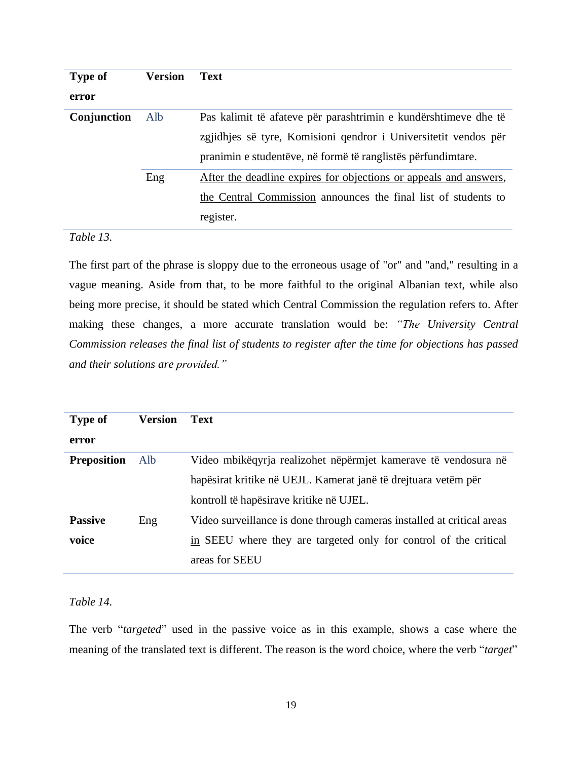| Type of error | Version | Text |
|---|---|---|
| **Conjunction** | Alb | Pas kalimit të afateve për parashtrimin e kundërshtimeve dhe të zgjidhjes së tyre, Komisioni qendror i Universitetit vendos për pranimin e studentëve, në formë të ranglistës përfundimtare. |
| | Eng | <u>After the deadline expires for objections or appeals and answers</u>, <u>the Central Commission</u> announces the final list of students to register. |

*Table 13.*

The first part of the phrase is sloppy due to the erroneous usage of "or" and "and," resulting in a vague meaning. Aside from that, to be more faithful to the original Albanian text, while also being more precise, it should be stated which Central Commission the regulation refers to. After making these changes, a more accurate translation would be: *"The University Central Commission releases the final list of students to register after the time for objections has passed and their solutions are provided."*

| Type of error | Version | Text |
|---|---|---|
| **Preposition** | Alb | Video mbikëqyrja realizohet nëpërmjet kamerave të vendosura në hapësirat kritike në UEJL. Kamerat janë të drejtuara vetëm për kontroll të hapësirave kritike në UJEL. |
| **Passive voice** | Eng | Video surveillance is done through cameras installed at critical areas <u>in</u> SEEU where they are targeted only for control of the critical areas for SEEU |

*Table 14.*

The verb "*targeted*" used in the passive voice as in this example, shows a case where the meaning of the translated text is different. The reason is the word choice, where the verb "*target*"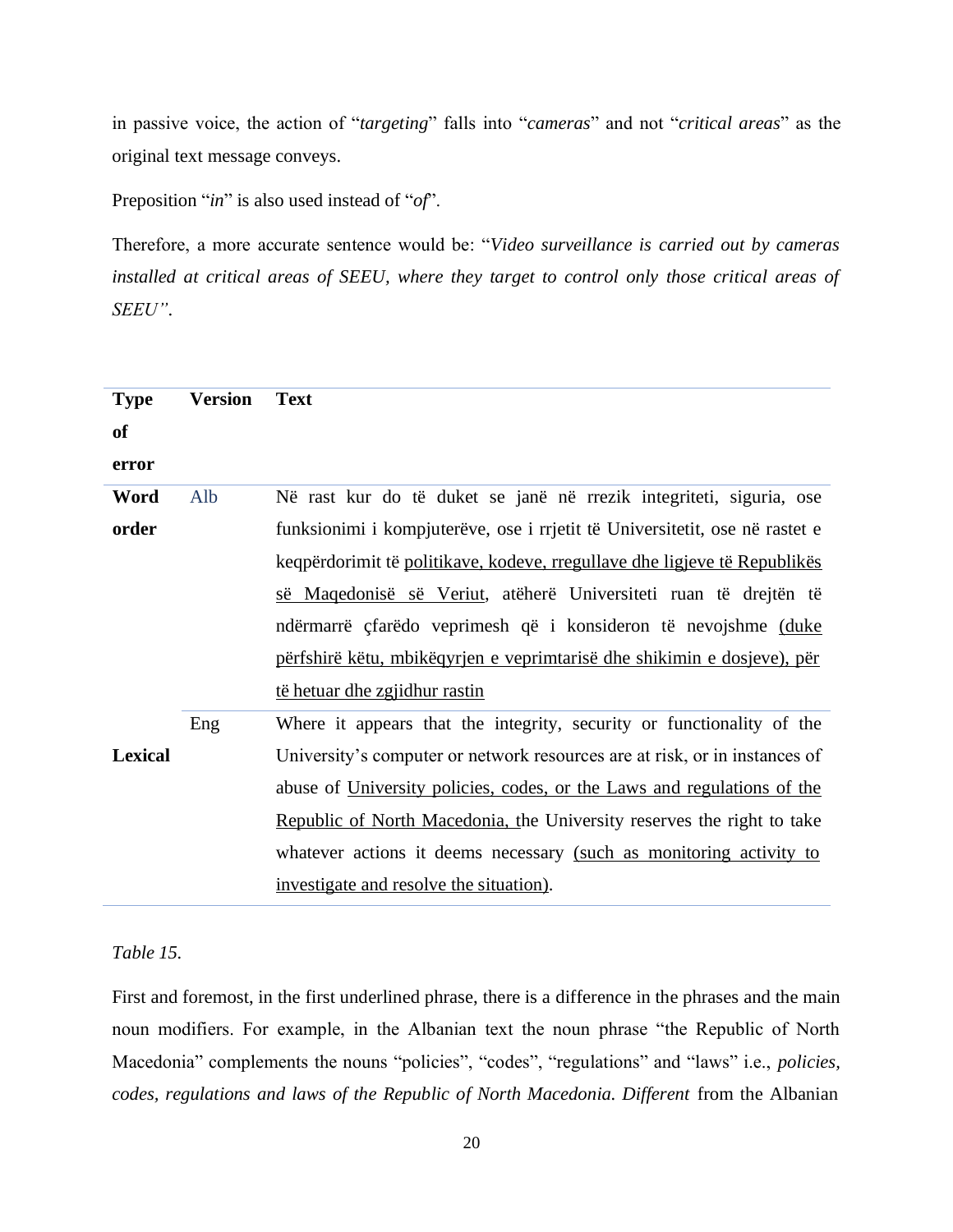in passive voice, the action of "*targeting*" falls into "*cameras*" and not "*critical areas*" as the original text message conveys.

Preposition "*in*" is also used instead of "*of*".

Therefore, a more accurate sentence would be: "*Video surveillance is carried out by cameras installed at critical areas of SEEU, where they target to control only those critical areas of SEEU"*.

| Type of error | Version | Text |
|---|---|---|
| Word order | Alb | Në rast kur do të duket se janë në rrezik integriteti, siguria, ose funksionimi i kompjuterëve, ose i rrjetit të Universitetit, ose në rastet e keqpërdorimit të <u>politikave, kodeve, rregullave dhe ligjeve të Republikës së Maqedonisë së Veriut</u>, atëherë Universiteti ruan të drejtën të ndërmarrë çfarëdo veprimesh që i konsideron të nevojshme <u>(duke përfshirë këtu, mbikëqyrjen e veprimtarisë dhe shikimin e dosjeve), për të hetuar dhe zgjidhur rastin</u> |
| Lexical | Eng | Where it appears that the integrity, security or functionality of the University's computer or network resources are at risk, or in instances of abuse of <u>University policies, codes, or the Laws and regulations of the Republic of North Macedonia, t</u>he University reserves the right to take whatever actions it deems necessary <u>(such as monitoring activity to investigate and resolve the situation)</u>. |

*Table 15.*

First and foremost, in the first underlined phrase, there is a difference in the phrases and the main noun modifiers. For example, in the Albanian text the noun phrase "the Republic of North Macedonia" complements the nouns "policies", "codes", "regulations" and "laws" i.e., *policies, codes, regulations and laws of the Republic of North Macedonia. Different* from the Albanian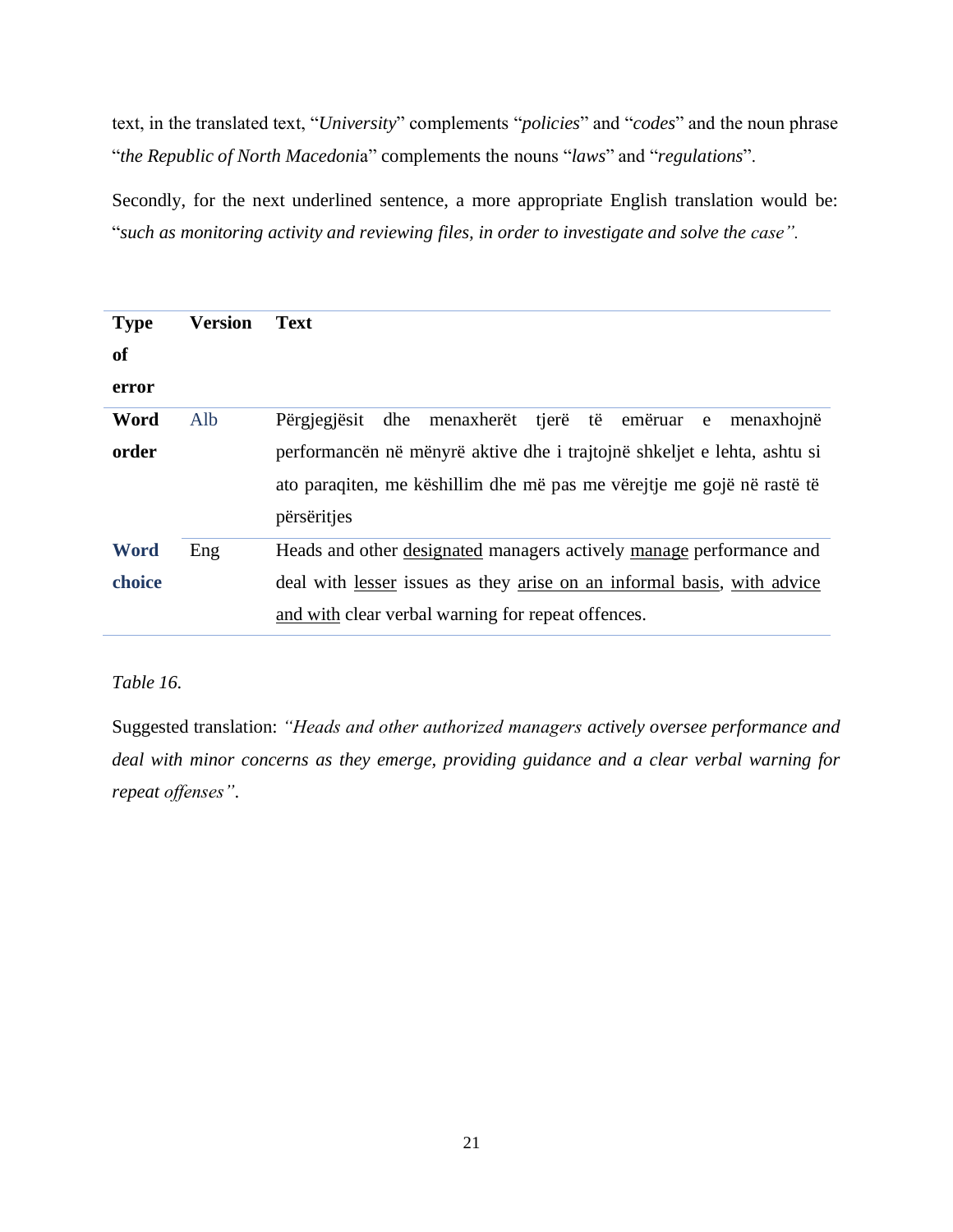text, in the translated text, "*University*" complements "*policies*" and "*codes*" and the noun phrase "*the Republic of North Macedoni*a" complements the nouns "*laws*" and "*regulations*".

Secondly, for the next underlined sentence, a more appropriate English translation would be: "*such as monitoring activity and reviewing files, in order to investigate and solve the case".*

| Type of error | Version | Text |
|---|---|---|
| **Word order** | Alb | Përgjegjësit dhe menaxherët tjerë të emëruar e menaxhojnë performancën në mënyrë aktive dhe i trajtojnë shkeljet e lehta, ashtu si ato paraqiten, me këshillim dhe më pas me vërejtje me gojë në rastë të përsëritjes |
| **Word choice** | Eng | Heads and other <u>designated</u> managers actively <u>manage</u> performance and deal with <u>lesser</u> issues as they <u>arise on an informal basis</u>, <u>with advice and with</u> clear verbal warning for repeat offences. |

*Table 16.*

Suggested translation: *"Heads and other authorized managers actively oversee performance and deal with minor concerns as they emerge, providing guidance and a clear verbal warning for repeat offenses"*.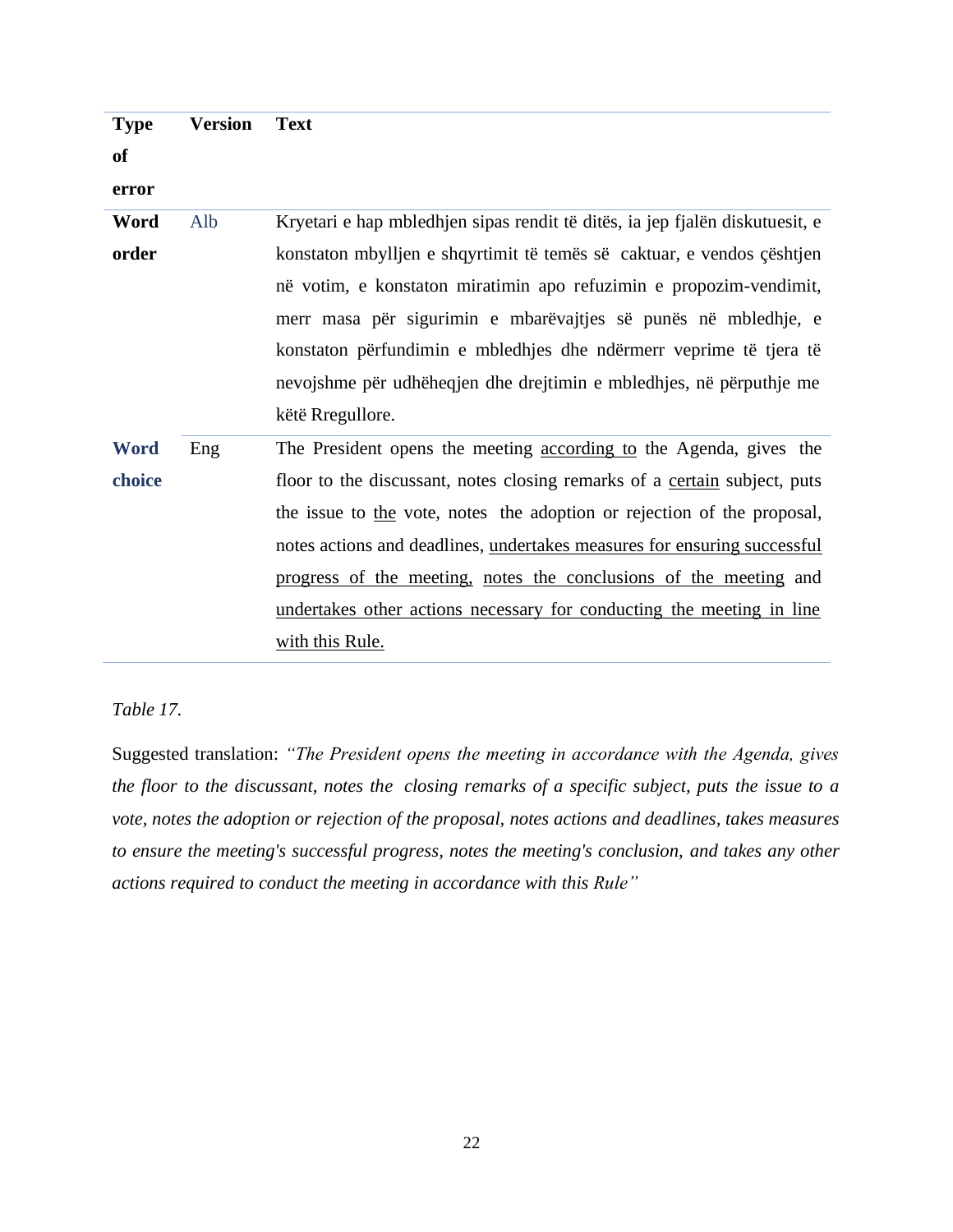| Type of error | Version | Text |
|---|---|---|
| **Word order** | Alb | Kryetari e hap mbledhjen sipas rendit të ditës, ia jep fjalën diskutuesit, e konstaton mbylljen e shqyrtimit të temës së caktuar, e vendos çështjen në votim, e konstaton miratimin apo refuzimin e propozim-vendimit, merr masa për sigurimin e mbarëvajtjes së punës në mbledhje, e konstaton përfundimin e mbledhjes dhe ndërmerr veprime të tjera të nevojshme për udhëheqjen dhe drejtimin e mbledhjes, në përputhje me këtë Rregullore. |
| **Word choice** | Eng | The President opens the meeting according to the Agenda, gives the floor to the discussant, notes closing remarks of a certain subject, puts the issue to the vote, notes the adoption or rejection of the proposal, notes actions and deadlines, undertakes measures for ensuring successful progress of the meeting, notes the conclusions of the meeting and undertakes other actions necessary for conducting the meeting in line with this Rule. |

*Table 17.*

Suggested translation: *"The President opens the meeting in accordance with the Agenda, gives the floor to the discussant, notes the closing remarks of a specific subject, puts the issue to a vote, notes the adoption or rejection of the proposal, notes actions and deadlines, takes measures to ensure the meeting's successful progress, notes the meeting's conclusion, and takes any other actions required to conduct the meeting in accordance with this Rule"*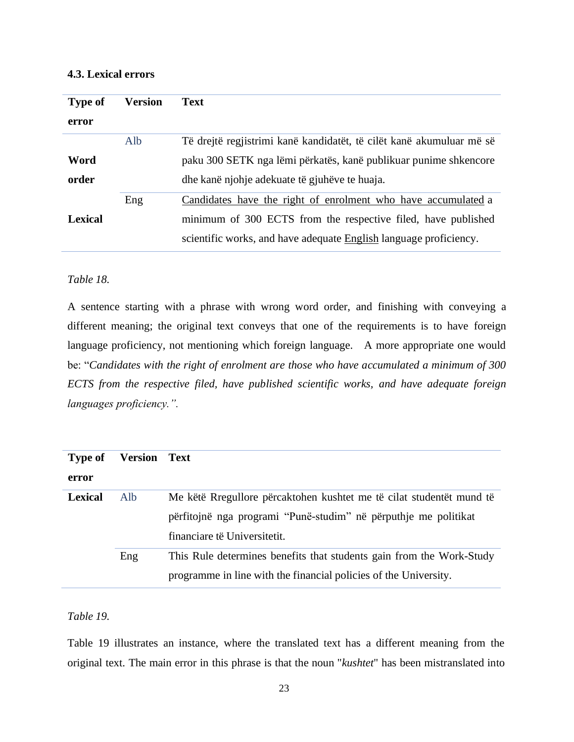### 4.3. Lexical errors

| Type of error | Version | Text |
|---|---|---|
| Word order<br>Lexical | Alb | Të drejtë regjistrimi kanë kandidatët, të cilët kanë akumuluar më së paku 300 SETK nga lëmi përkatës, kanë publikuar punime shkencore dhe kanë njohje adekuate të gjuhëve te huaja. |
| | Eng | <u>Candidates have the right of enrolment who have accumulated</u> a minimum of 300 ECTS from the respective filed, have published scientific works, and have adequate <u>English</u> language proficiency. |

*Table 18.*

A sentence starting with a phrase with wrong word order, and finishing with conveying a different meaning; the original text conveys that one of the requirements is to have foreign language proficiency, not mentioning which foreign language. A more appropriate one would be: "*Candidates with the right of enrolment are those who have accumulated a minimum of 300 ECTS from the respective filed, have published scientific works, and have adequate foreign languages proficiency.".*

| Type of error | Version | Text |
|---|---|---|
| Lexical | Alb | Me këtë Rregullore përcaktohen kushtet me të cilat studentët mund të përfitojnë nga programi "Punë-studim" në përputhje me politikat financiare të Universitetit. |
| | Eng | This Rule determines benefits that students gain from the Work-Study programme in line with the financial policies of the University. |

*Table 19.*

Table 19 illustrates an instance, where the translated text has a different meaning from the original text. The main error in this phrase is that the noun "*kushtet*" has been mistranslated into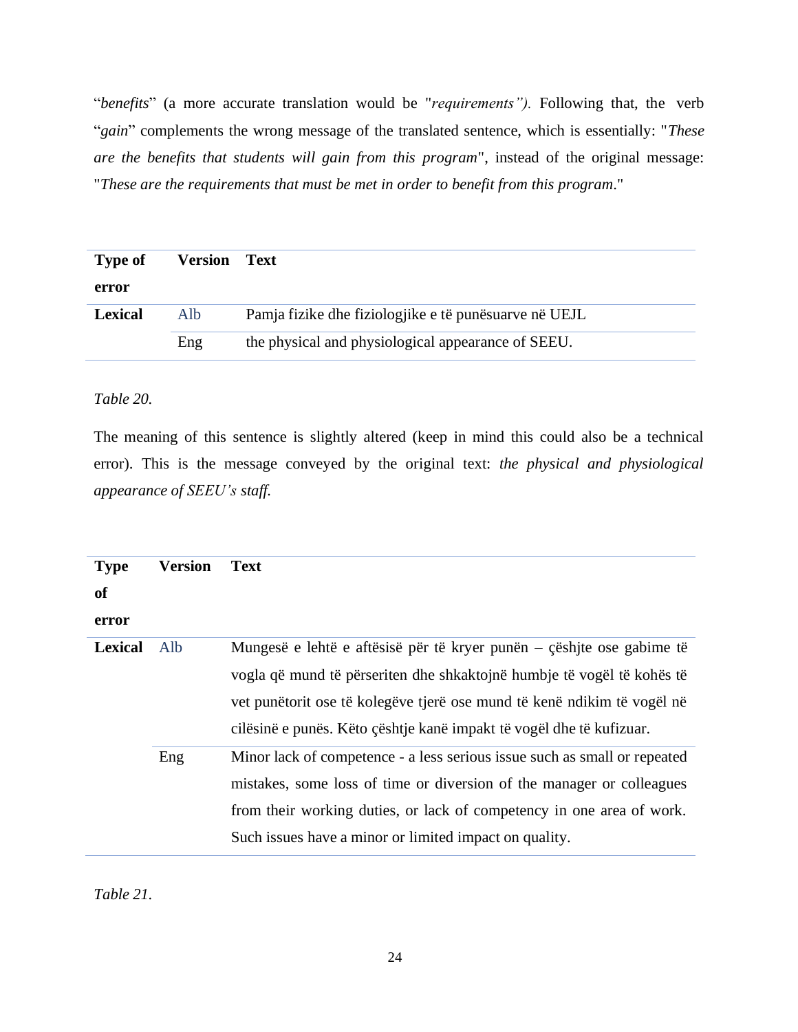"*benefits*" (a more accurate translation would be "*requirements")*. Following that, the verb "*gain*" complements the wrong message of the translated sentence, which is essentially: "*These are the benefits that students will gain from this program*", instead of the original message: "*These are the requirements that must be met in order to benefit from this program*."

| Type of error | Version | Text |
|---|---|---|
| **Lexical** | Alb | Pamja fizike dhe fiziologjike e të punësuarve në UEJL |
| | Eng | the physical and physiological appearance of SEEU. |

*Table 20.*

The meaning of this sentence is slightly altered (keep in mind this could also be a technical error). This is the message conveyed by the original text: *the physical and physiological appearance of SEEU's staff.*

| Type of error | Version | Text |
|---|---|---|
| **Lexical** | Alb | Mungesë e lehtë e aftësisë për të kryer punën – çështje ose gabime të vogla që mund të përseriten dhe shkaktojnë humbje të vogël të kohës të vet punëtorit ose të kolegëve tjerë ose mund të kenë ndikim të vogël në cilësinë e punës. Këto çështje kanë impakt të vogël dhe të kufizuar. |
| | Eng | Minor lack of competence - a less serious issue such as small or repeated mistakes, some loss of time or diversion of the manager or colleagues from their working duties, or lack of competency in one area of work. Such issues have a minor or limited impact on quality. |

*Table 21.*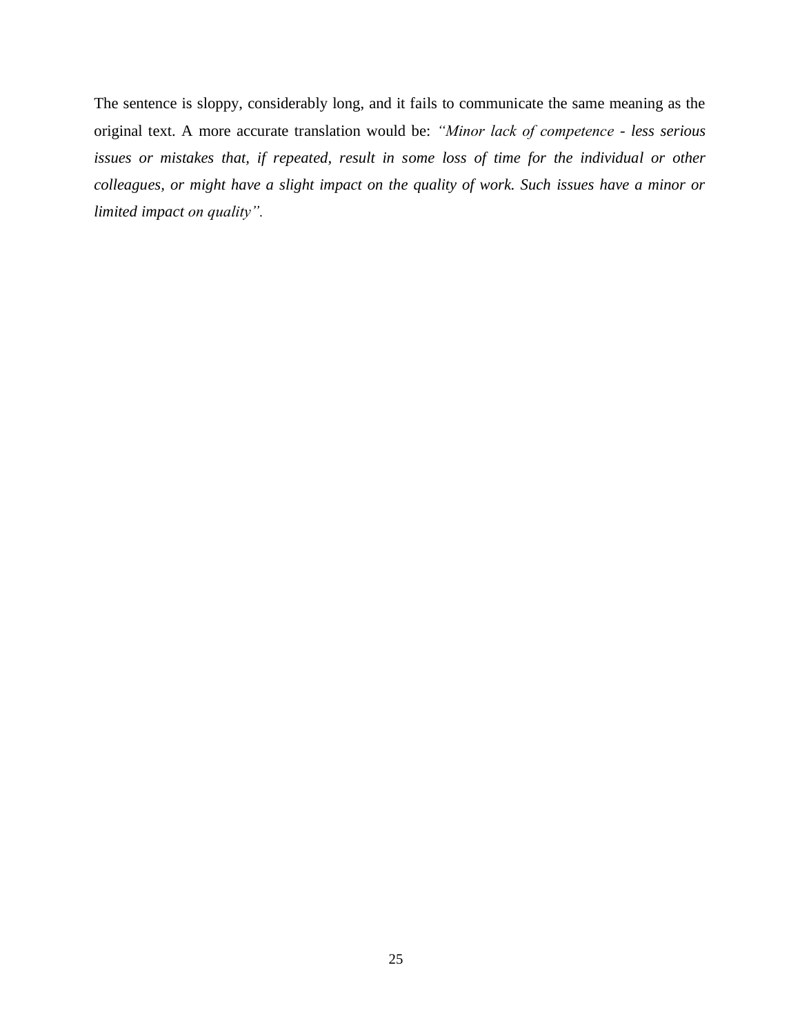The sentence is sloppy, considerably long, and it fails to communicate the same meaning as the original text. A more accurate translation would be: *"Minor lack of competence - less serious issues or mistakes that, if repeated, result in some loss of time for the individual or other colleagues, or might have a slight impact on the quality of work. Such issues have a minor or limited impact on quality".*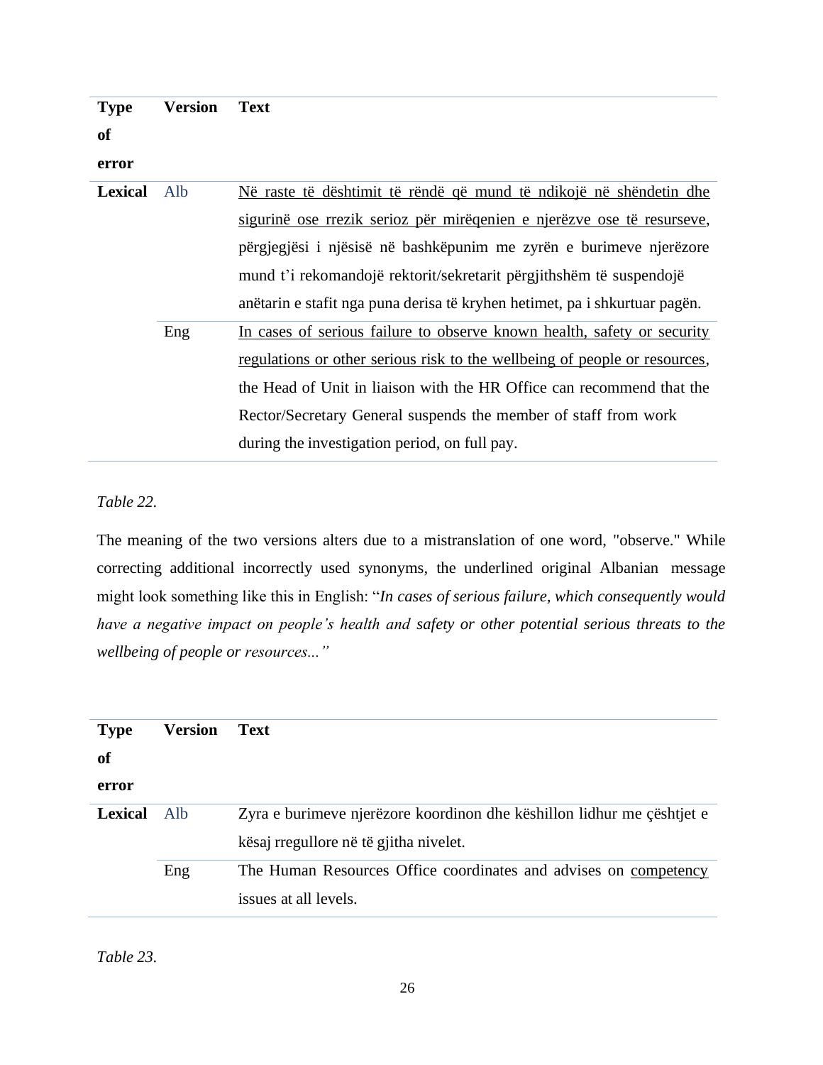| Type of error | Version | Text |
|---|---|---|
| **Lexical** | Alb | <u>Në raste të dështimit të rëndë që mund të ndikojë në shëndetin dhe sigurinë ose rrezik serioz për mirëqenien e njerëzve ose të resurseve</u>, përgjegjësi i njësisë në bashkëpunim me zyrën e burimeve njerëzore mund t'i rekomandojë rektorit/sekretarit përgjithshëm të suspendojë anëtarin e stafit nga puna derisa të kryhen hetimet, pa i shkurtuar pagën. |
| | Eng | <u>In cases of serious failure to observe known health, safety or security regulations or other serious risk to the wellbeing of people or resources</u>, the Head of Unit in liaison with the HR Office can recommend that the Rector/Secretary General suspends the member of staff from work during the investigation period, on full pay. |

*Table 22.*

The meaning of the two versions alters due to a mistranslation of one word, "observe." While correcting additional incorrectly used synonyms, the underlined original Albanian message might look something like this in English: "*In cases of serious failure, which consequently would have a negative impact on people's health and safety or other potential serious threats to the wellbeing of people or resources...*"

| Type of error | Version | Text |
|---|---|---|
| **Lexical** | Alb | Zyra e burimeve njerëzore koordinon dhe këshillon lidhur me çështjet e kësaj rregullore në të gjitha nivelet. |
| | Eng | The Human Resources Office coordinates and advises on <u>competency</u> issues at all levels. |

*Table 23.*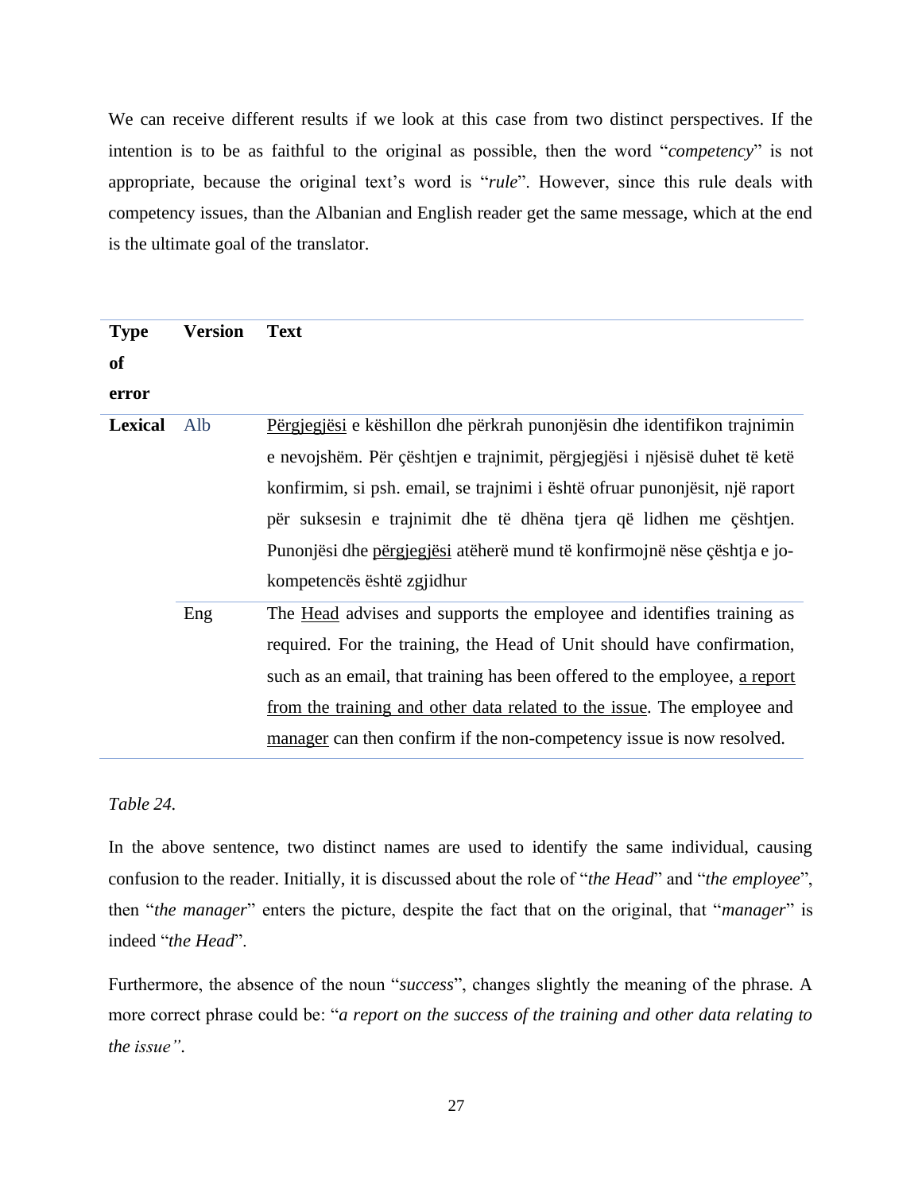We can receive different results if we look at this case from two distinct perspectives. If the intention is to be as faithful to the original as possible, then the word "*competency*" is not appropriate, because the original text's word is "*rule*". However, since this rule deals with competency issues, than the Albanian and English reader get the same message, which at the end is the ultimate goal of the translator.

| Type of error | Version | Text |
|---|---|---|
| **Lexical** | Alb | <u>Përgjegjësi</u> e këshillon dhe përkrah punonjësin dhe identifikon trajnimin e nevojshëm. Për çështjen e trajnimit, përgjegjësi i njësisë duhet të ketë konfirmim, si psh. email, se trajnimi i është ofruar punonjësit, një raport për suksesin e trajnimit dhe të dhëna tjera që lidhen me çështjen. Punonjësi dhe <u>përgjegjësi</u> atëherë mund të konfirmojnë nëse çështja e jo-kompetencës është zgjidhur |
| | Eng | The <u>Head</u> advises and supports the employee and identifies training as required. For the training, the Head of Unit should have confirmation, such as an email, that training has been offered to the employee, <u>a report from the training and other data related to the issue</u>. The employee and <u>manager</u> can then confirm if the non-competency issue is now resolved. |

*Table 24.*

In the above sentence, two distinct names are used to identify the same individual, causing confusion to the reader. Initially, it is discussed about the role of "*the Head*" and "*the employee*", then "*the manager*" enters the picture, despite the fact that on the original, that "*manager*" is indeed "*the Head*".

Furthermore, the absence of the noun "*success*", changes slightly the meaning of the phrase. A more correct phrase could be: "*a report on the success of the training and other data relating to the issue".*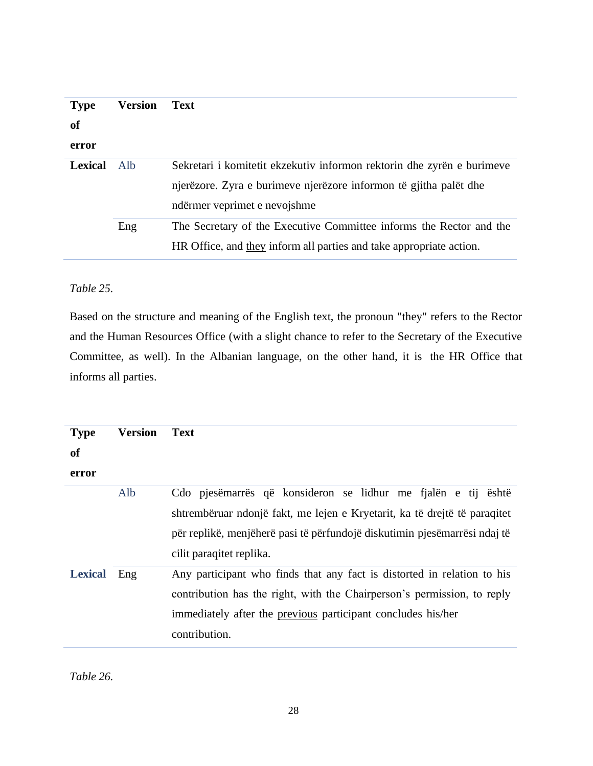| Type of error | Version | Text |
|---|---|---|
| **Lexical** | Alb | Sekretari i komitetit ekzekutiv informon rektorin dhe zyrën e burimeve njerëzore. Zyra e burimeve njerëzore informon të gjitha palët dhe ndërmer veprimet e nevojshme |
| | Eng | The Secretary of the Executive Committee informs the Rector and the HR Office, and <u>they</u> inform all parties and take appropriate action. |

*Table 25.*

Based on the structure and meaning of the English text, the pronoun "they" refers to the Rector and the Human Resources Office (with a slight chance to refer to the Secretary of the Executive Committee, as well). In the Albanian language, on the other hand, it is the HR Office that informs all parties.

| Type of error | Version | Text |
|---|---|---|
| | Alb | Cdo pjesëmarrës që konsideron se lidhur me fjalën e tij është shtrembëruar ndonjë fakt, me lejen e Kryetarit, ka të drejtë të paraqitet për replikë, menjëherë pasi të përfundojë diskutimin pjesëmarrësi ndaj të cilit paraqitet replika. |
| **Lexical** | Eng | Any participant who finds that any fact is distorted in relation to his contribution has the right, with the Chairperson's permission, to reply immediately after the <u>previous</u> participant concludes his/her contribution. |

*Table 26.*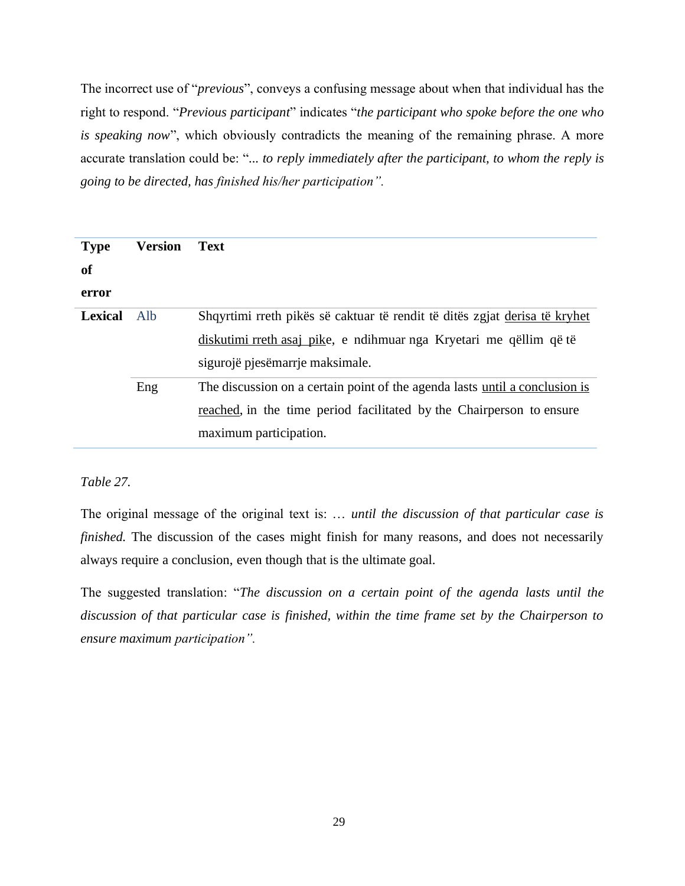The incorrect use of "*previous*", conveys a confusing message about when that individual has the right to respond. "*Previous participant*" indicates "*the participant who spoke before the one who is speaking now*", which obviously contradicts the meaning of the remaining phrase. A more accurate translation could be: "*... to reply immediately after the participant, to whom the reply is going to be directed, has finished his/her participation".*

| **Type of error** | **Version** | **Text** |
|---|---|---|
| **Lexical** | Alb | Shqyrtimi rreth pikës së caktuar të rendit të ditës zgjat <u>derisa të kryhet diskutimi rreth asaj pike</u>, e ndihmuar nga Kryetari me qëllim që të sigurojë pjesëmarrje maksimale. |
| | Eng | The discussion on a certain point of the agenda lasts <u>until a conclusion is reached</u>, in the time period facilitated by the Chairperson to ensure maximum participation. |

*Table 27.*

The original message of the original text is: … *until the discussion of that particular case is finished.* The discussion of the cases might finish for many reasons, and does not necessarily always require a conclusion, even though that is the ultimate goal.

The suggested translation: "*The discussion on a certain point of the agenda lasts until the discussion of that particular case is finished, within the time frame set by the Chairperson to ensure maximum participation".*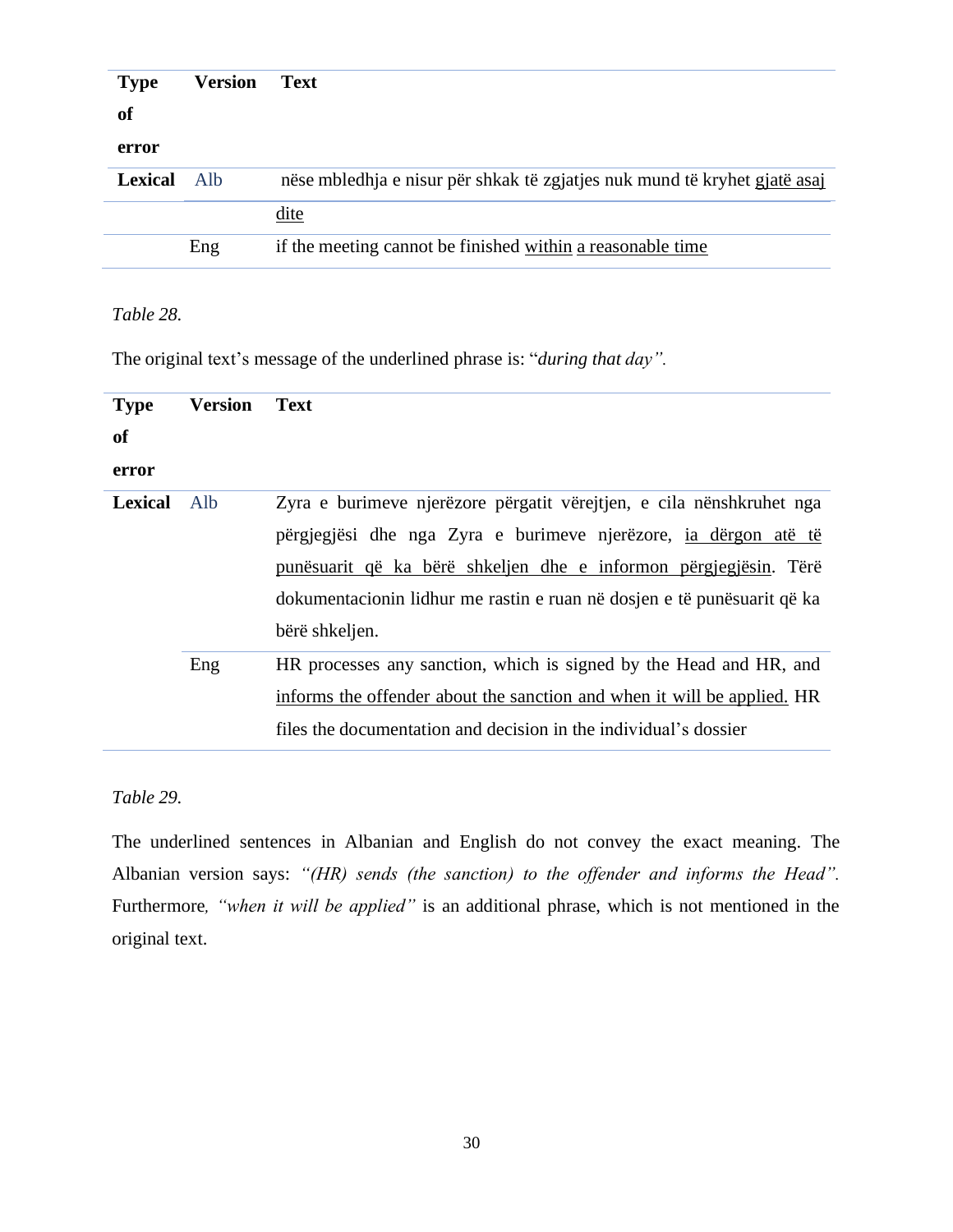| Type of error | Version | Text |
|---|---|---|
| **Lexical** | Alb | nëse mbledhja e nisur për shkak të zgjatjes nuk mund të kryhet <u>gjatë asaj dite</u> |
| | Eng | if the meeting cannot be finished <u>within</u> <u>a reasonable time</u> |

*Table 28.*

The original text's message of the underlined phrase is: "*during that day".*

| Type of error | Version | Text |
|---|---|---|
| **Lexical** | Alb | Zyra e burimeve njerëzore përgatit vërejtjen, e cila nënshkruhet nga përgjegjësi dhe nga Zyra e burimeve njerëzore, <u>ia dërgon atë të punësuarit që ka bërë shkeljen dhe e informon përgjegjësin</u>. Tërë dokumentacionin lidhur me rastin e ruan në dosjen e të punësuarit që ka bërë shkeljen. |
| | Eng | HR processes any sanction, which is signed by the Head and HR, and <u>informs the offender about the sanction and when it will be applied.</u> HR files the documentation and decision in the individual's dossier |

*Table 29.*

The underlined sentences in Albanian and English do not convey the exact meaning. The Albanian version says: *"(HR) sends (the sanction) to the offender and informs the Head".* Furthermore*, "when it will be applied"* is an additional phrase, which is not mentioned in the original text.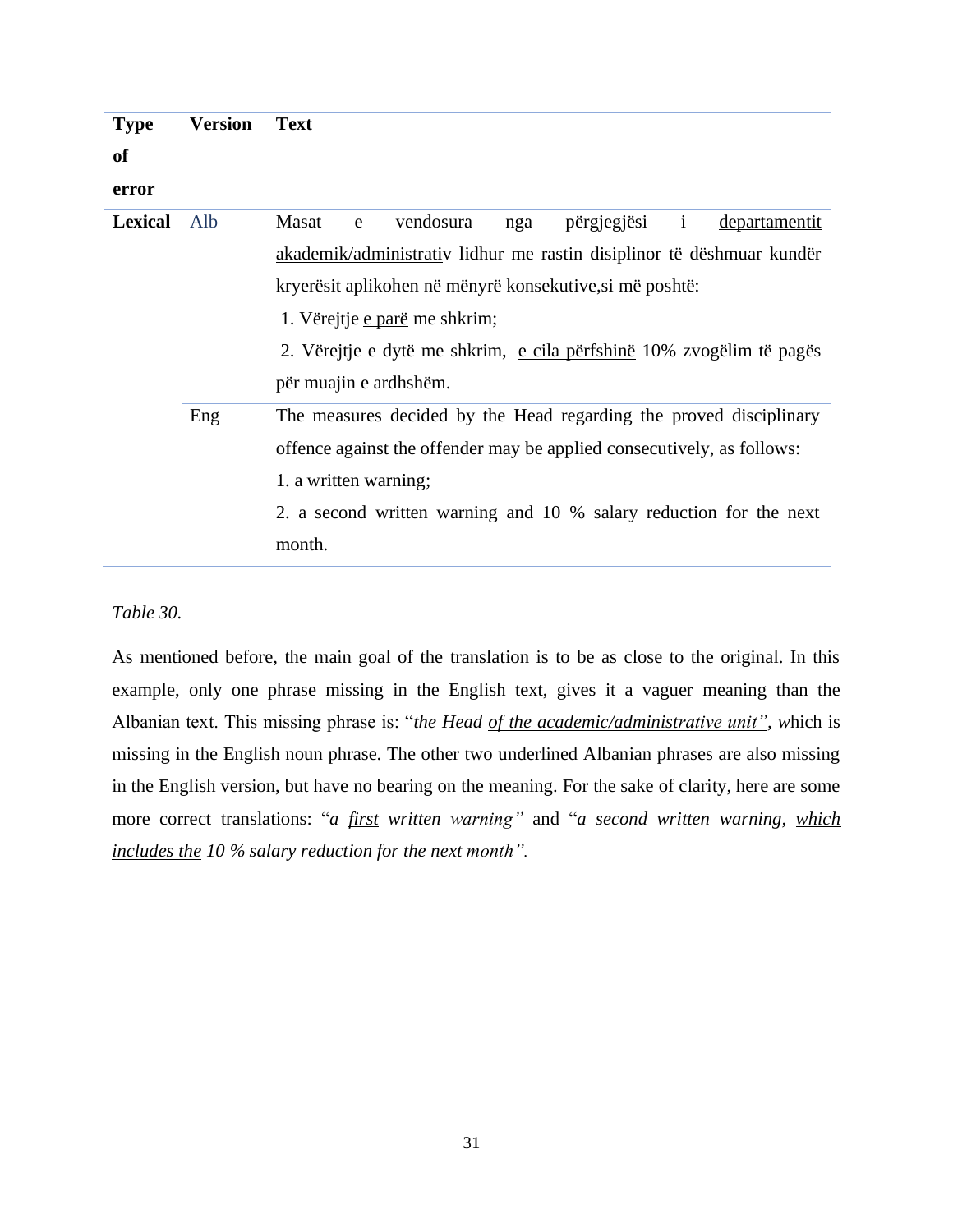| Type of error | Version | Text |
|---|---|---|
| **Lexical** | Alb | Masat e vendosura nga përgjegjësi i <u>departamentit akademik/administrati</u>v lidhur me rastin disiplinor të dëshmuar kundër kryerësit aplikohen në mënyrë konsekutive,si më poshtë:<br>1. Vërejtje <u>e parë</u> me shkrim;<br>2. Vërejtje e dytë me shkrim, <u>e cila përfshinë</u> 10% zvogëlim të pagës për muajin e ardhshëm. |
| | Eng | The measures decided by the Head regarding the proved disciplinary offence against the offender may be applied consecutively, as follows:<br>1. a written warning;<br>2. a second written warning and 10 % salary reduction for the next month. |

*Table 30.*

As mentioned before, the main goal of the translation is to be as close to the original. In this example, only one phrase missing in the English text, gives it a vaguer meaning than the Albanian text. This missing phrase is: "*the Head <u>of the academic/administrative unit</u>"*, which is missing in the English noun phrase. The other two underlined Albanian phrases are also missing in the English version, but have no bearing on the meaning. For the sake of clarity, here are some more correct translations: "*a <u>first</u> written warning"* and "*a second written warning, <u>which includes the</u> 10 % salary reduction for the next month".*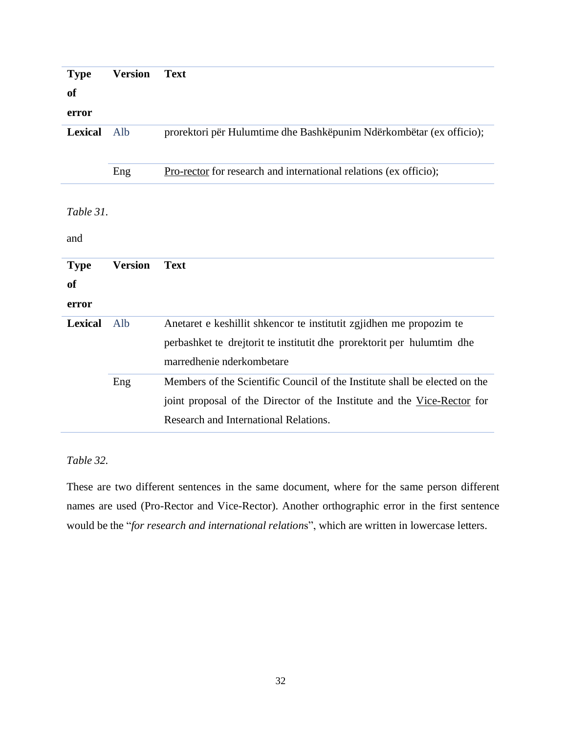| Type of error | Version | Text |
|---|---|---|
| **Lexical** | Alb | prorektori për Hulumtime dhe Bashkëpunim Ndërkombëtar (ex officio); |
| | Eng | <u>Pro-rector</u> for research and international relations (ex officio); |

*Table 31.*

and

| Type of error | Version | Text |
|---|---|---|
| **Lexical** | Alb | Anetaret e keshillit shkencor te institutit zgjidhen me propozim te perbashket te drejtorit te institutit dhe prorektorit per hulumtim dhe marredhenie nderkombetare |
| | Eng | Members of the Scientific Council of the Institute shall be elected on the joint proposal of the Director of the Institute and the <u>Vice-Rector</u> for Research and International Relations. |

*Table 32.*

These are two different sentences in the same document, where for the same person different names are used (Pro-Rector and Vice-Rector). Another orthographic error in the first sentence would be the "*for research and international relation*s", which are written in lowercase letters.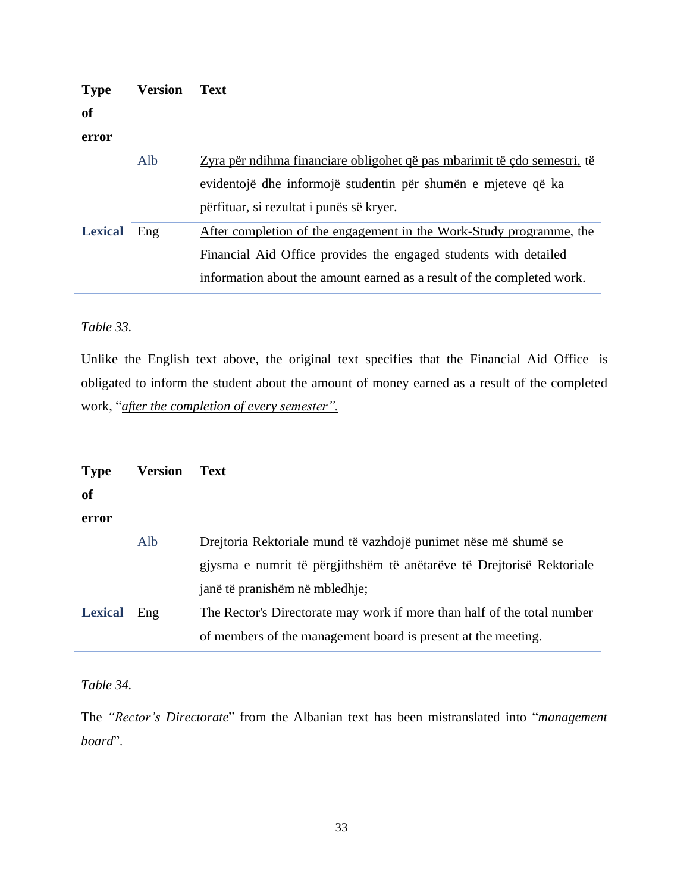| Type of error | Version | Text |
|---|---|---|
| | Alb | <u>Zyra për ndihma financiare obligohet që pas mbarimit të çdo semestri,</u> të evidentojë dhe informojë studentin për shumën e mjeteve që ka përfituar, si rezultat i punës së kryer. |
| **Lexical** | Eng | <u>After completion of the engagement in the Work-Study programme</u>, the Financial Aid Office provides the engaged students with detailed information about the amount earned as a result of the completed work. |

*Table 33.*

Unlike the English text above, the original text specifies that the Financial Aid Office is obligated to inform the student about the amount of money earned as a result of the completed work, "*<u>after the completion of every semester".</u>*

| Type of error | Version | Text |
|---|---|---|
| | Alb | Drejtoria Rektoriale mund të vazhdojë punimet nëse më shumë se gjysma e numrit të përgjithshëm të anëtarëve të <u>Drejtorisë Rektoriale</u> janë të pranishëm në mbledhje; |
| **Lexical** | Eng | The Rector's Directorate may work if more than half of the total number of members of the <u>management board</u> is present at the meeting. |

*Table 34.*

The *"Rector's Directorate*" from the Albanian text has been mistranslated into "*management board*".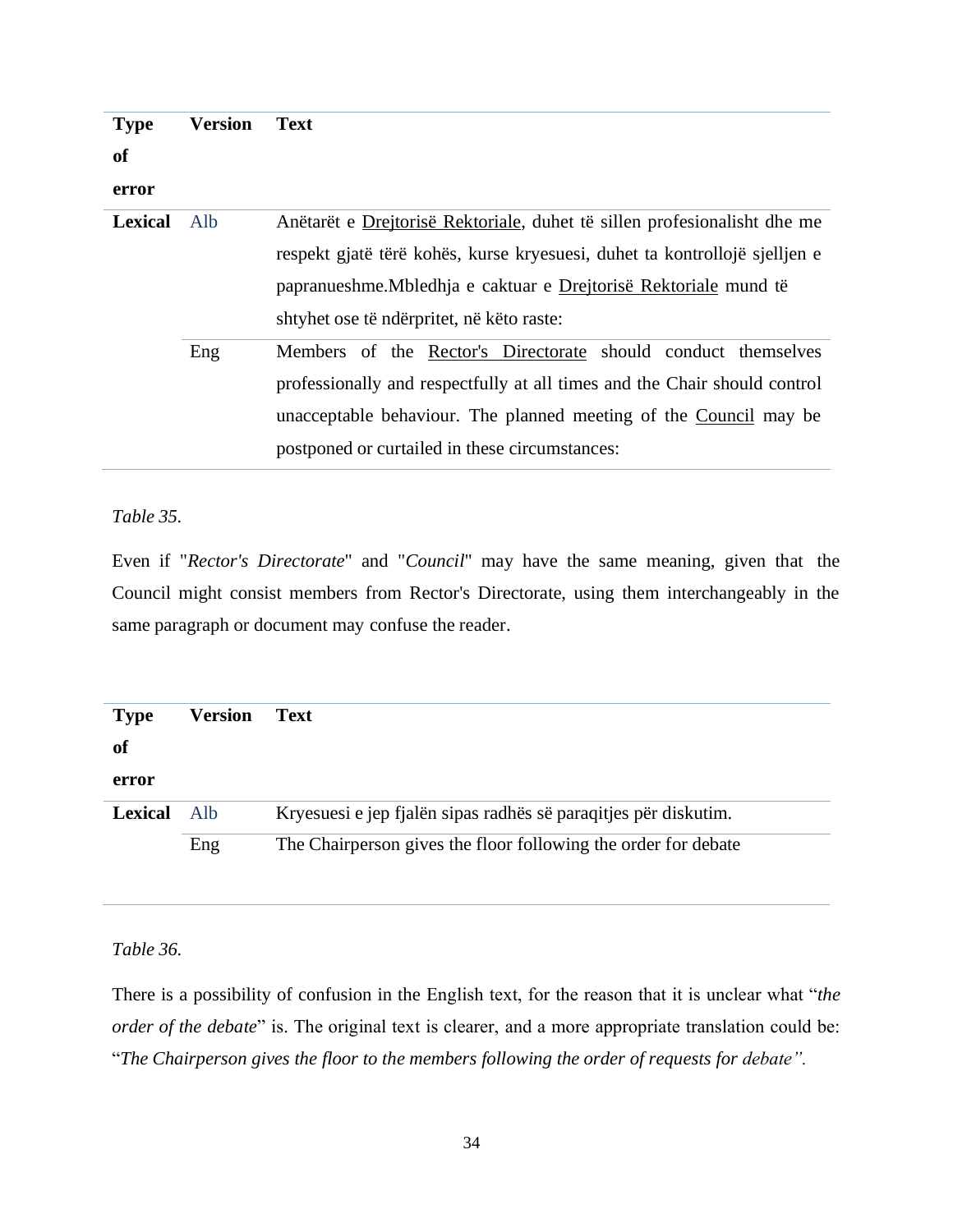| Type of error | Version | Text |
|---|---|---|
| **Lexical** | Alb | Anëtarët e Drejtorisë Rektoriale, duhet të sillen profesionalisht dhe me respekt gjatë tërë kohës, kurse kryesuesi, duhet ta kontrollojë sjelljen e papranueshme.Mbledhja e caktuar e Drejtorisë Rektoriale mund të shtyhet ose të ndërpritet, në këto raste: |
| | Eng | Members of the Rector's Directorate should conduct themselves professionally and respectfully at all times and the Chair should control unacceptable behaviour. The planned meeting of the Council may be postponed or curtailed in these circumstances: |

*Table 35.*

Even if "*Rector's Directorate*" and "*Council*" may have the same meaning, given that the Council might consist members from Rector's Directorate, using them interchangeably in the same paragraph or document may confuse the reader.

| Type of error | Version | Text |
|---|---|---|
| **Lexical** | Alb | Kryesuesi e jep fjalën sipas radhës së paraqitjes për diskutim. |
| | Eng | The Chairperson gives the floor following the order for debate |

*Table 36.*

There is a possibility of confusion in the English text, for the reason that it is unclear what "*the order of the debate*" is. The original text is clearer, and a more appropriate translation could be: "*The Chairperson gives the floor to the members following the order of requests for debate".*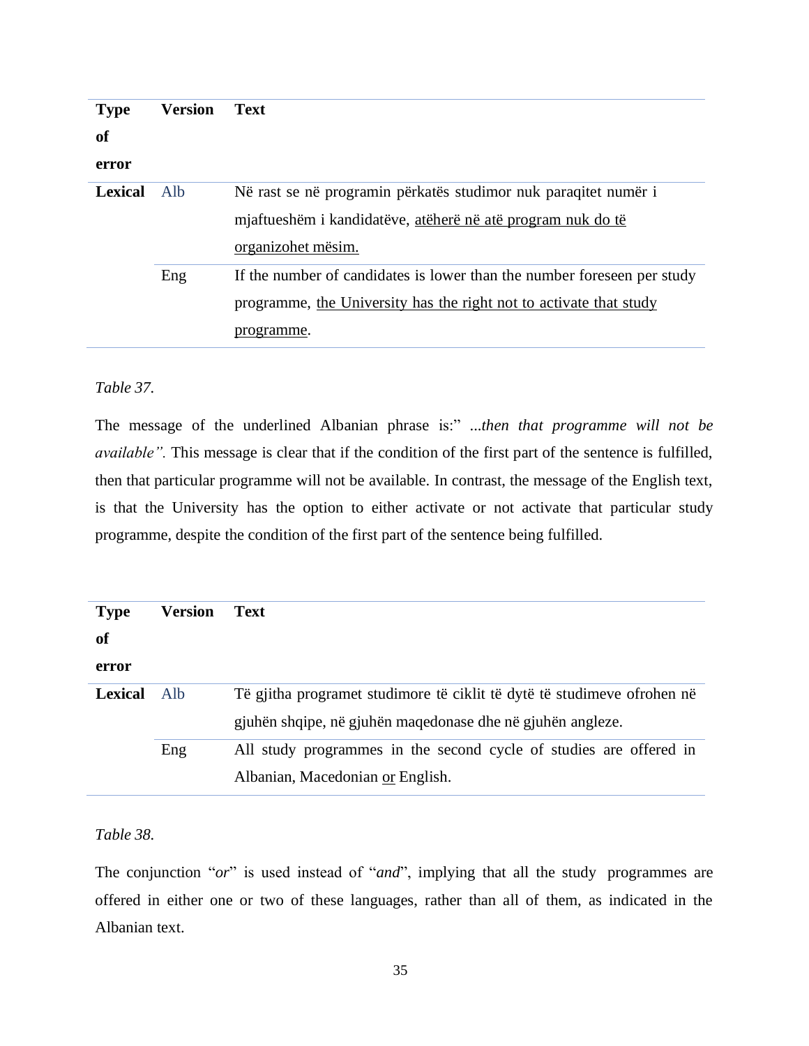| Type of error | Version | Text |
|---|---|---|
| **Lexical** | Alb | Në rast se në programin përkatës studimor nuk paraqitet numër i mjaftueshëm i kandidatëve, <u>atëherë në atë program nuk do të organizohet mësim.</u> |
| | Eng | If the number of candidates is lower than the number foreseen per study programme, <u>the University has the right not to activate that study programme</u>. |

*Table 37.*

The message of the underlined Albanian phrase is:" *...then that programme will not be available".* This message is clear that if the condition of the first part of the sentence is fulfilled, then that particular programme will not be available. In contrast, the message of the English text, is that the University has the option to either activate or not activate that particular study programme, despite the condition of the first part of the sentence being fulfilled.

| Type of error | Version | Text |
|---|---|---|
| **Lexical** | Alb | Të gjitha programet studimore të ciklit të dytë të studimeve ofrohen në gjuhën shqipe, në gjuhën maqedonase dhe në gjuhën angleze. |
| | Eng | All study programmes in the second cycle of studies are offered in Albanian, Macedonian <u>or</u> English. |

*Table 38.*

The conjunction "*or*" is used instead of "*and*", implying that all the study programmes are offered in either one or two of these languages, rather than all of them, as indicated in the Albanian text.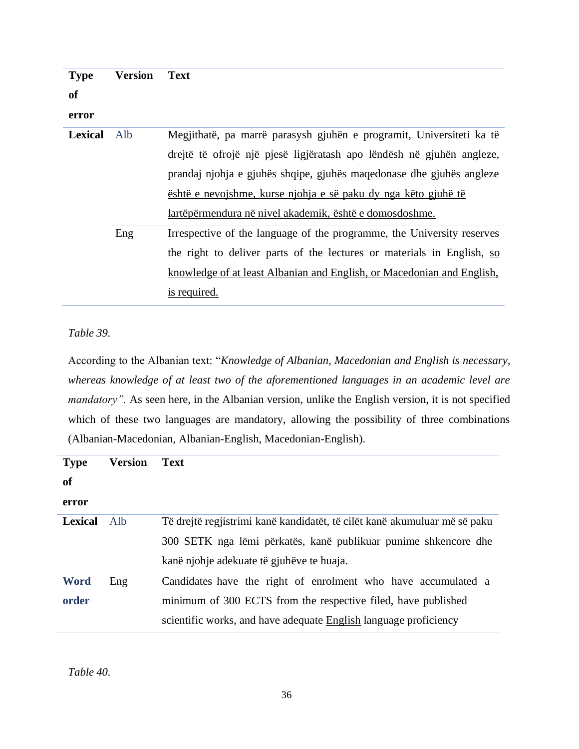| **Type of error** | **Version** | **Text** |
|---|---|---|
| **Lexical** | Alb | Megjithatë, pa marrë parasysh gjuhën e programit, Universiteti ka të drejtë të ofrojë një pjesë ligjëratash apo lëndësh në gjuhën angleze, <u>prandaj njohja e gjuhës shqipe, gjuhës maqedonase dhe gjuhës angleze është e nevojshme, kurse njohja e së paku dy nga këto gjuhë të lartëpërmendura në nivel akademik, është e domosdoshme.</u> |
| | Eng | Irrespective of the language of the programme, the University reserves the right to deliver parts of the lectures or materials in English, <u>so knowledge of at least Albanian and English, or Macedonian and English, is required.</u> |

*Table 39.*

According to the Albanian text: "*Knowledge of Albanian, Macedonian and English is necessary, whereas knowledge of at least two of the aforementioned languages in an academic level are mandatory".* As seen here, in the Albanian version, unlike the English version, it is not specified which of these two languages are mandatory, allowing the possibility of three combinations (Albanian-Macedonian, Albanian-English, Macedonian-English).

| **Type of error** | **Version** | **Text** |
|---|---|---|
| **Lexical** | Alb | Të drejtë regjistrimi kanë kandidatët, të cilët kanë akumuluar më së paku 300 SETK nga lëmi përkatës, kanë publikuar punime shkencore dhe kanë njohje adekuate të gjuhëve te huaja. |
| **Word order** | Eng | Candidates have the right of enrolment who have accumulated a minimum of 300 ECTS from the respective filed, have published scientific works, and have adequate <u>English</u> language proficiency |

*Table 40.*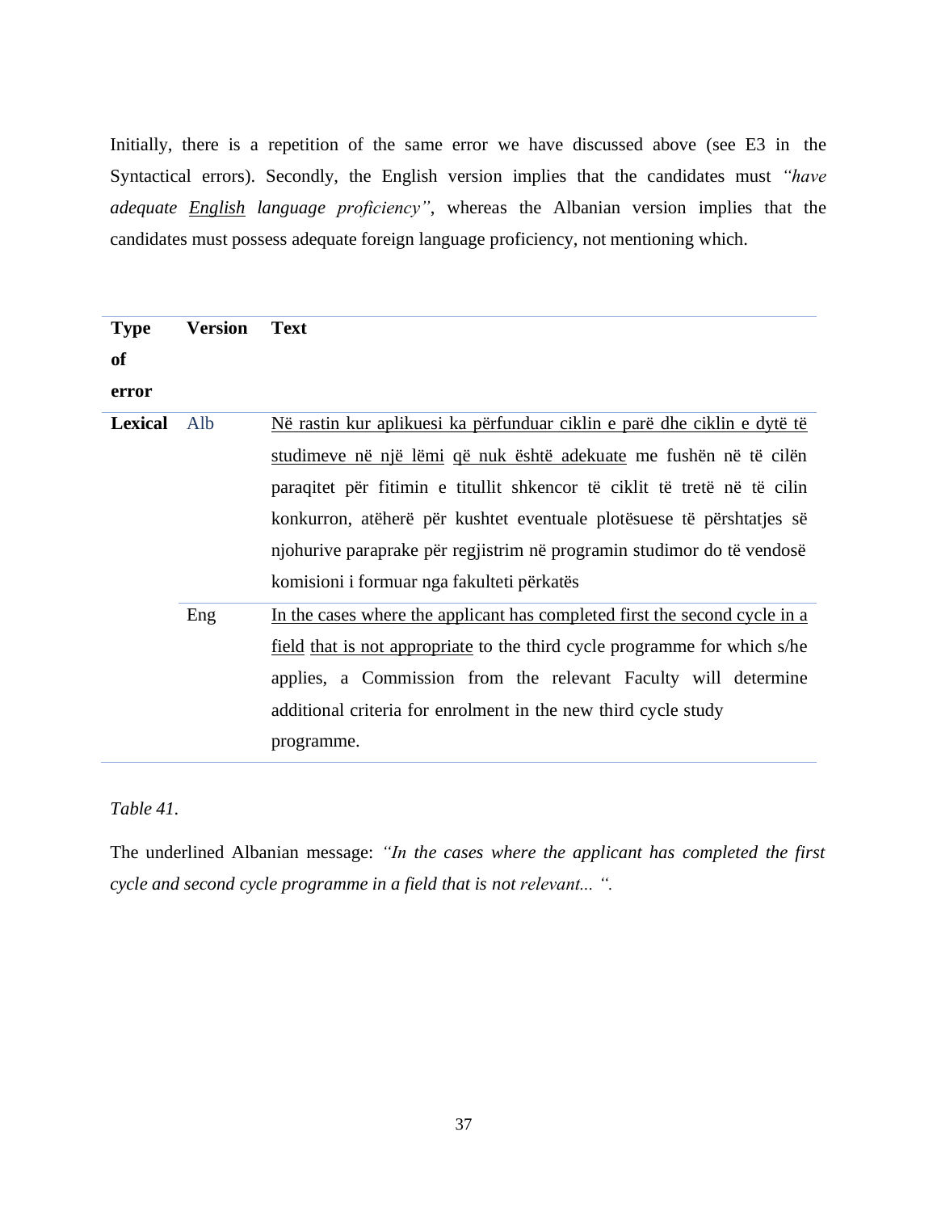Initially, there is a repetition of the same error we have discussed above (see E3 in the Syntactical errors). Secondly, the English version implies that the candidates must *"have adequate <u>English</u> language proficiency"*, whereas the Albanian version implies that the candidates must possess adequate foreign language proficiency, not mentioning which.

| **Type of error** | **Version** | **Text** |
|---|---|---|
| **Lexical** | Alb | <u>Në rastin kur aplikuesi ka përfunduar ciklin e parë dhe ciklin e dytë të studimeve në një lëmi</u> <u>që nuk është adekuate</u> me fushën në të cilën paraqitet për fitimin e titullit shkencor të ciklit të tretë në të cilin konkurron, atëherë për kushtet eventuale plotësuese të përshtatjes së njohurive paraprake për regjistrim në programin studimor do të vendosë komisioni i formuar nga fakulteti përkatës |
| | Eng | <u>In the cases where the applicant has completed first the second cycle in a field</u> <u>that is not appropriate</u> to the third cycle programme for which s/he applies, a Commission from the relevant Faculty will determine additional criteria for enrolment in the new third cycle study programme. |

*Table 41.*

The underlined Albanian message: *"In the cases where the applicant has completed the first cycle and second cycle programme in a field that is not relevant... ".*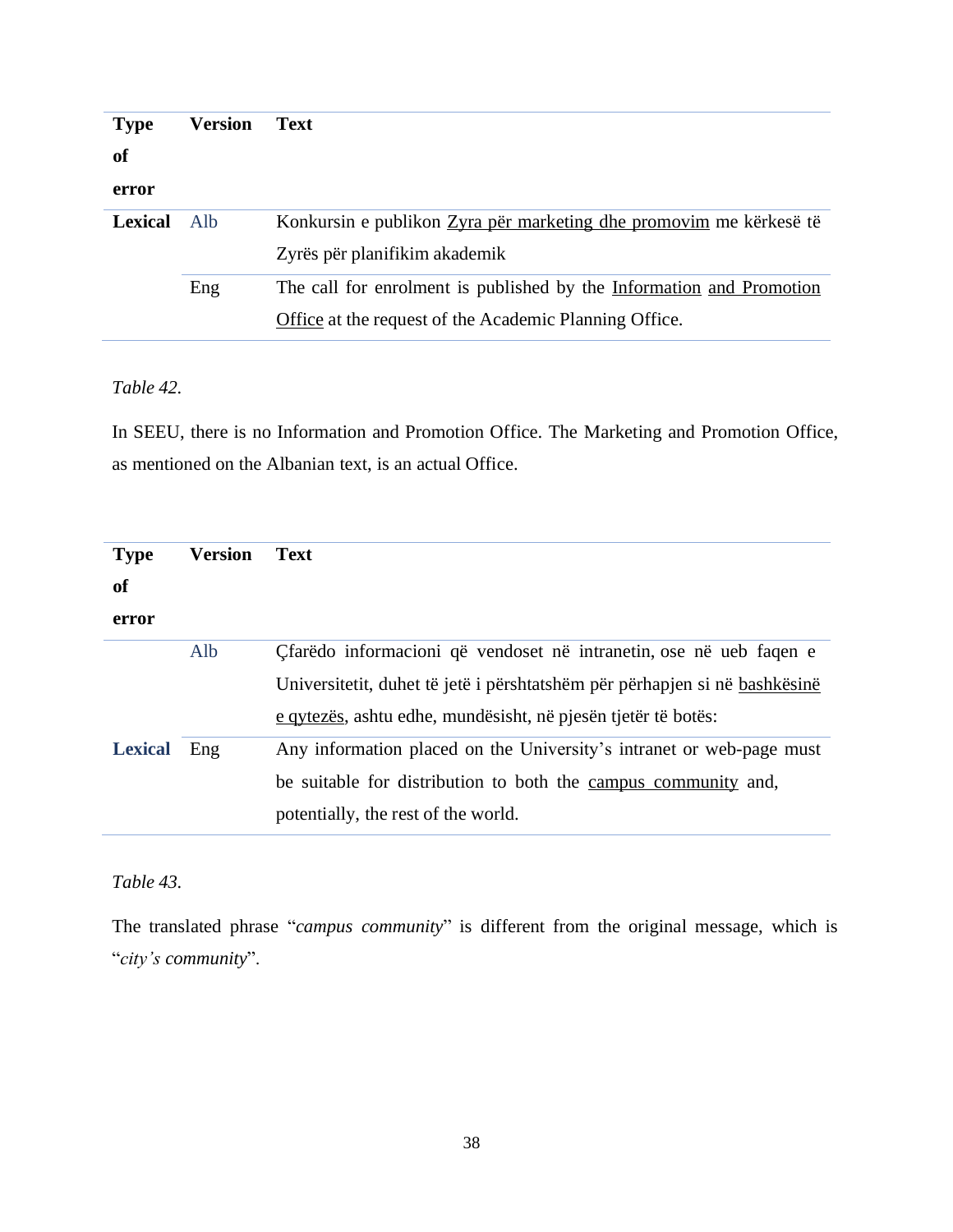| Type of error | Version | Text |
|---|---|---|
| **Lexical** | Alb | Konkursin e publikon Zyra për marketing dhe promovim me kërkesë të Zyrës për planifikim akademik |
| | Eng | The call for enrolment is published by the Information and Promotion Office at the request of the Academic Planning Office. |

*Table 42.*

In SEEU, there is no Information and Promotion Office. The Marketing and Promotion Office, as mentioned on the Albanian text, is an actual Office.

| Type of error | Version | Text |
|---|---|---|
| | Alb | Çfarëdo informacioni që vendoset në intranetin, ose në ueb faqen e Universitetit, duhet të jetë i përshtatshëm për përhapjen si në bashkësinë e qytezës, ashtu edhe, mundësisht, në pjesën tjetër të botës: |
| **Lexical** | Eng | Any information placed on the University's intranet or web-page must be suitable for distribution to both the campus community and, potentially, the rest of the world. |

*Table 43.*

The translated phrase "*campus community*" is different from the original message, which is "*city's community*".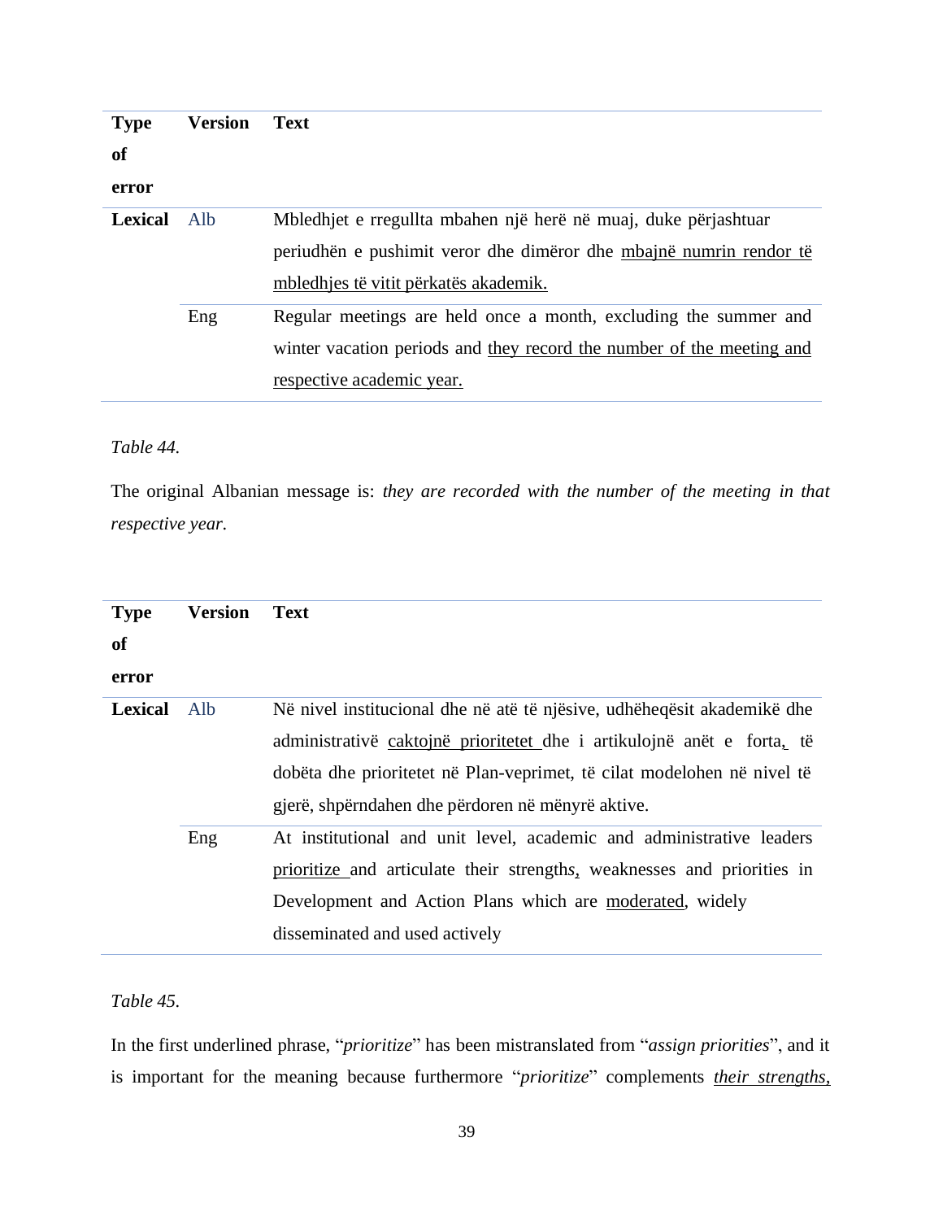| Type of error | Version | Text |
|---|---|---|
| **Lexical** | Alb | Mbledhjet e rregullta mbahen një herë në muaj, duke përjashtuar periudhën e pushimit veror dhe dimëror dhe mbajnë numrin rendor të mbledhjes të vitit përkatës akademik. |
| | Eng | Regular meetings are held once a month, excluding the summer and winter vacation periods and they record the number of the meeting and respective academic year. |

*Table 44.*

The original Albanian message is: *they are recorded with the number of the meeting in that respective year.*

| Type of error | Version | Text |
|---|---|---|
| **Lexical** | Alb | Në nivel institucional dhe në atë të njësive, udhëheqësit akademikë dhe administrativë caktojnë prioritetet dhe i artikulojnë anët e forta, të dobëta dhe prioritetet në Plan-veprimet, të cilat modelohen në nivel të gjerë, shpërndahen dhe përdoren në mënyrë aktive. |
| | Eng | At institutional and unit level, academic and administrative leaders prioritize and articulate their strengths, weaknesses and priorities in Development and Action Plans which are moderated, widely disseminated and used actively |

*Table 45.*

In the first underlined phrase, "*prioritize*" has been mistranslated from "*assign priorities*", and it is important for the meaning because furthermore "*prioritize*" complements *their strengths,*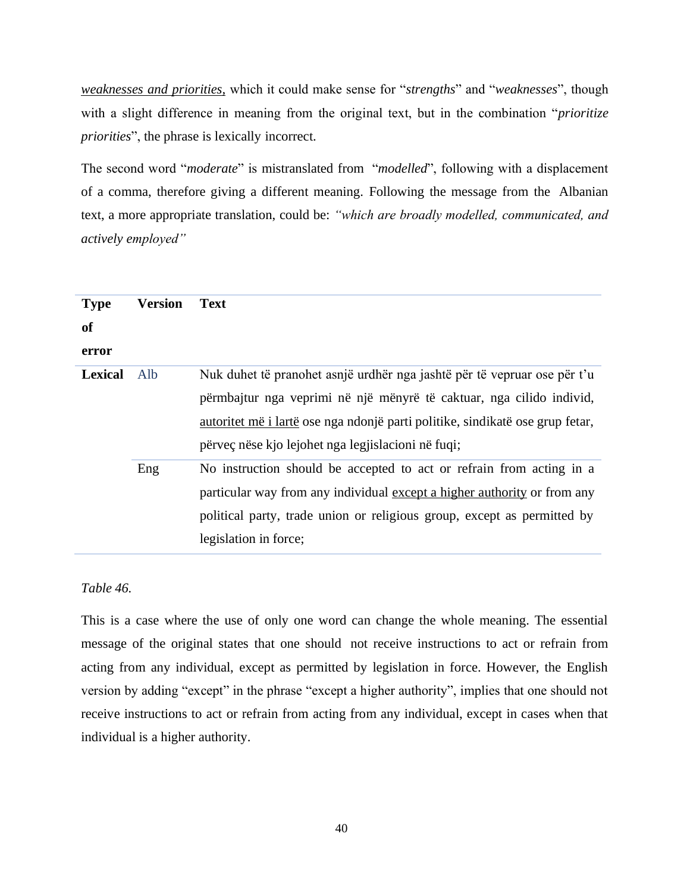*weaknesses and priorities,* which it could make sense for "*strengths*" and "*weaknesses*", though with a slight difference in meaning from the original text, but in the combination "*prioritize priorities*", the phrase is lexically incorrect.

The second word "*moderate*" is mistranslated from "*modelled*", following with a displacement of a comma, therefore giving a different meaning. Following the message from the Albanian text, a more appropriate translation, could be: *"which are broadly modelled, communicated, and actively employed"*

| Type of error | Version | Text |
|---|---|---|
| **Lexical** | Alb | Nuk duhet të pranohet asnjë urdhër nga jashtë për të vepruar ose për t'u përmbajtur nga veprimi në një mënyrë të caktuar, nga cilido individ, autoritet më i lartë ose nga ndonjë parti politike, sindikatë ose grup fetar, përveç nëse kjo lejohet nga legjislacioni në fuqi; |
| | Eng | No instruction should be accepted to act or refrain from acting in a particular way from any individual except a higher authority or from any political party, trade union or religious group, except as permitted by legislation in force; |

*Table 46.*

This is a case where the use of only one word can change the whole meaning. The essential message of the original states that one should not receive instructions to act or refrain from acting from any individual, except as permitted by legislation in force. However, the English version by adding "except" in the phrase "except a higher authority", implies that one should not receive instructions to act or refrain from acting from any individual, except in cases when that individual is a higher authority.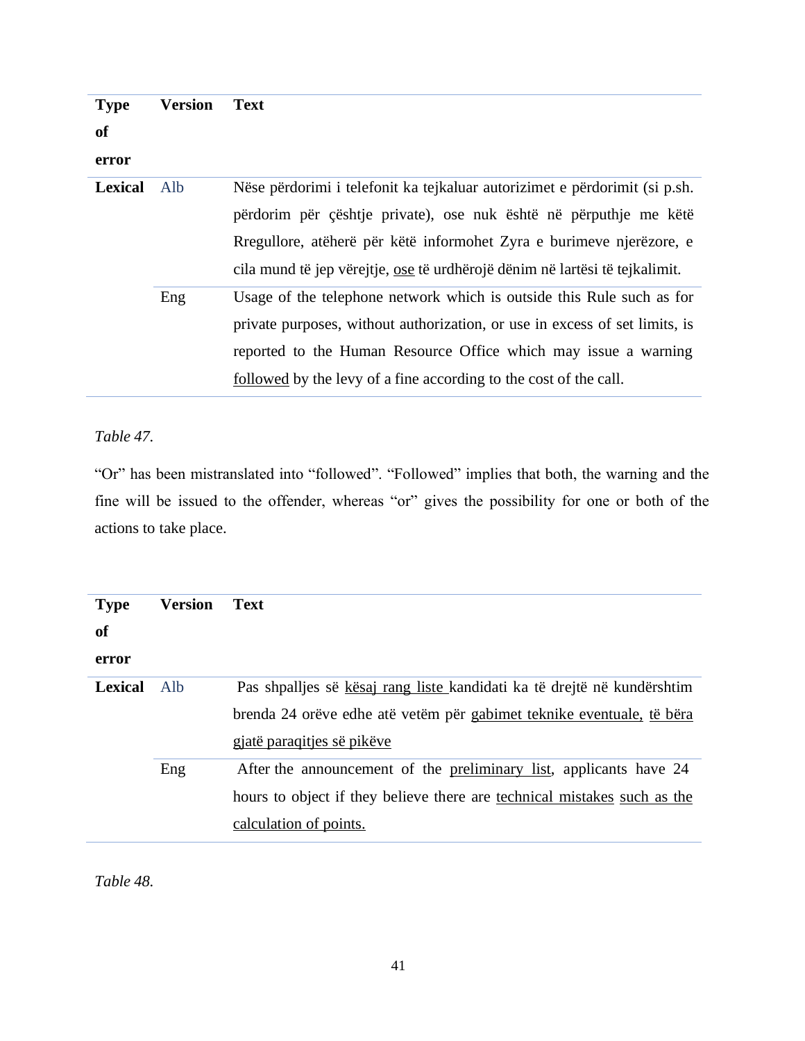| Type of error | Version | Text |
|---|---|---|
| **Lexical** | Alb | Nëse përdorimi i telefonit ka tejkaluar autorizimet e përdorimit (si p.sh. përdorim për çështje private), ose nuk është në përputhje me këtë Rregullore, atëherë për këtë informohet Zyra e burimeve njerëzore, e cila mund të jep vërejtje, ose të urdhërojë dënim në lartësi të tejkalimit. |
| | Eng | Usage of the telephone network which is outside this Rule such as for private purposes, without authorization, or use in excess of set limits, is reported to the Human Resource Office which may issue a warning followed by the levy of a fine according to the cost of the call. |

*Table 47.*

"Or" has been mistranslated into "followed". "Followed" implies that both, the warning and the fine will be issued to the offender, whereas "or" gives the possibility for one or both of the actions to take place.

| Type of error | Version | Text |
|---|---|---|
| **Lexical** | Alb | Pas shpalljes së kësaj rang liste kandidati ka të drejtë në kundërshtim brenda 24 orëve edhe atë vetëm për gabimet teknike eventuale, të bëra gjatë paraqitjes së pikëve |
| | Eng | After the announcement of the preliminary list, applicants have 24 hours to object if they believe there are technical mistakes such as the calculation of points. |

*Table 48.*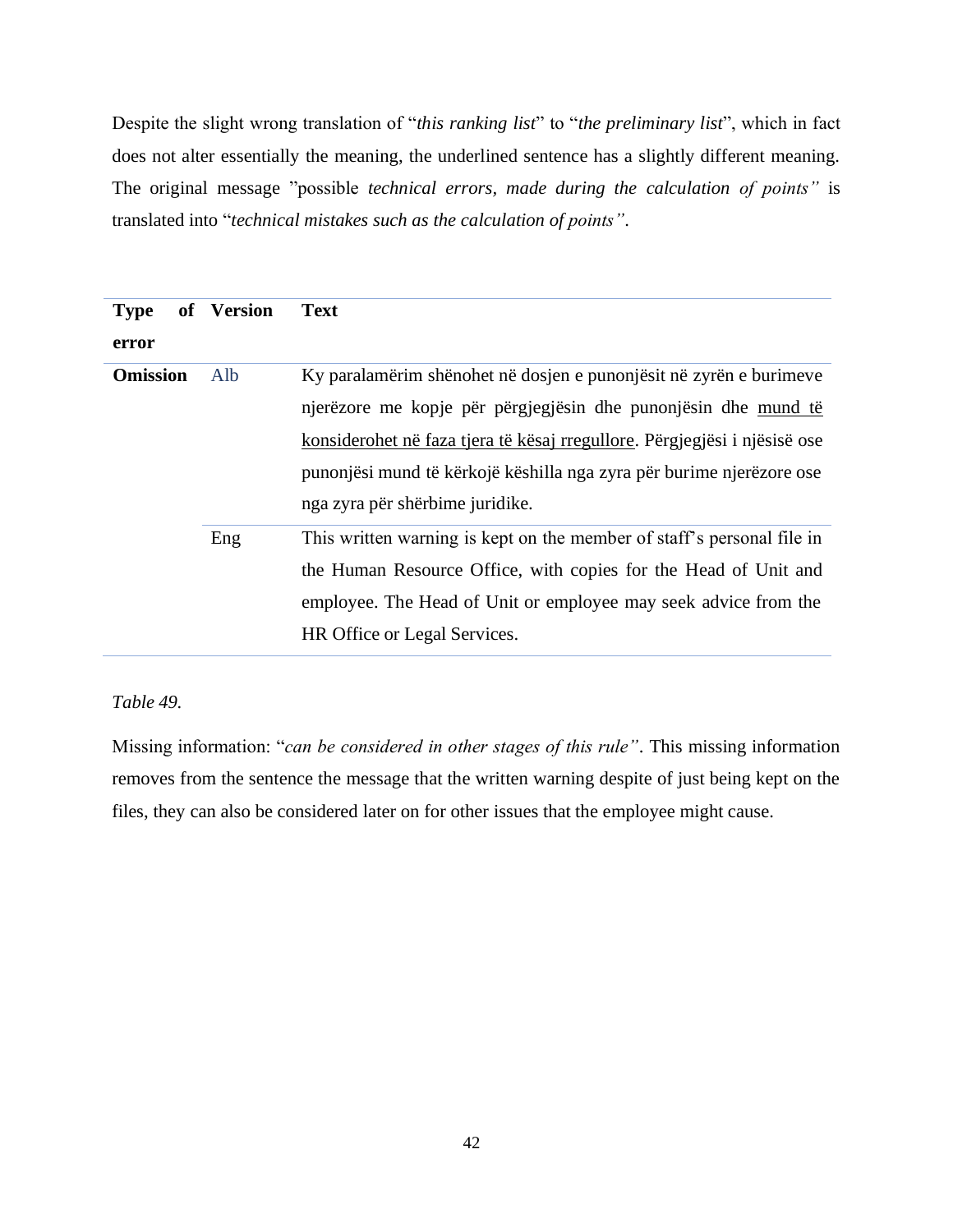Despite the slight wrong translation of "*this ranking list*" to "*the preliminary list*", which in fact does not alter essentially the meaning, the underlined sentence has a slightly different meaning. The original message "possible *technical errors, made during the calculation of points"* is translated into "*technical mistakes such as the calculation of points"*.

| Type of error | Version | Text |
|---|---|---|
| **Omission** | Alb | Ky paralamërim shënohet në dosjen e punonjësit në zyrën e burimeve njerëzore me kopje për përgjegjësin dhe punonjësin dhe <u>mund të konsiderohet në faza tjera të kësaj rregullore</u>. Përgjegjësi i njësisë ose punonjësi mund të kërkojë këshilla nga zyra për burime njerëzore ose nga zyra për shërbime juridike. |
| | Eng | This written warning is kept on the member of staff's personal file in the Human Resource Office, with copies for the Head of Unit and employee. The Head of Unit or employee may seek advice from the HR Office or Legal Services. |

*Table 49.*

Missing information: "*can be considered in other stages of this rule"*. This missing information removes from the sentence the message that the written warning despite of just being kept on the files, they can also be considered later on for other issues that the employee might cause.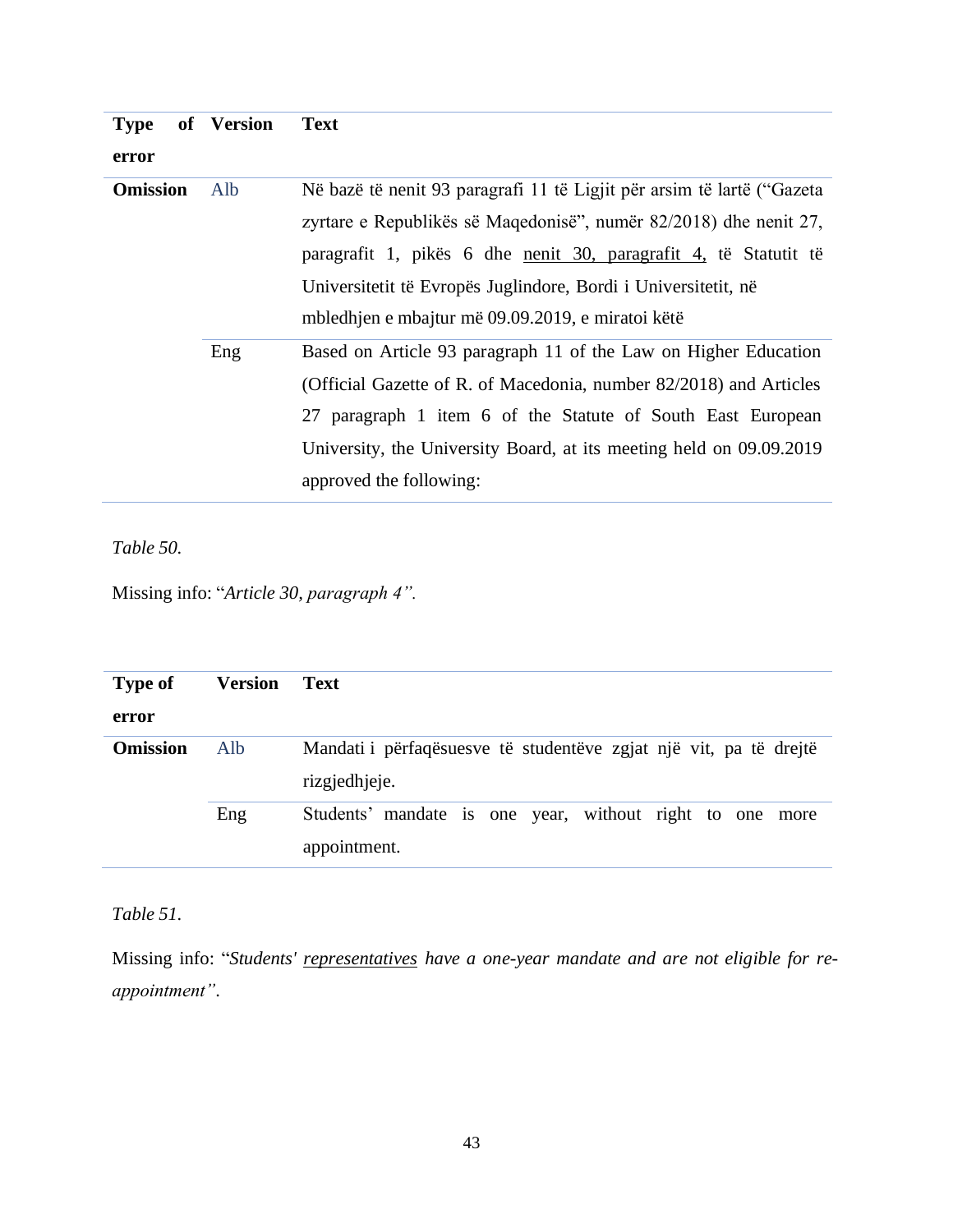| Type of error | Version | Text |
|---|---|---|
| **Omission** | Alb | Në bazë të nenit 93 paragrafi 11 të Ligjit për arsim të lartë ("Gazeta zyrtare e Republikës së Maqedonisë", numër 82/2018) dhe nenit 27, paragrafit 1, pikës 6 dhe <u>nenit 30, paragrafit 4,</u> të Statutit të Universitetit të Evropës Juglindore, Bordi i Universitetit, në mbledhjen e mbajtur më 09.09.2019, e miratoi këtë |
| | Eng | Based on Article 93 paragraph 11 of the Law on Higher Education (Official Gazette of R. of Macedonia, number 82/2018) and Articles 27 paragraph 1 item 6 of the Statute of South East European University, the University Board, at its meeting held on 09.09.2019 approved the following: |

*Table 50.*

Missing info: "*Article 30, paragraph 4".*

| Type of error | Version | Text |
|---|---|---|
| **Omission** | Alb | Mandati i përfaqësuesve të studentëve zgjat një vit, pa të drejtë rizgjedhjeje. |
| | Eng | Students' mandate is one year, without right to one more appointment. |

*Table 51.*

Missing info: "*Students' <u>representatives</u> have a one-year mandate and are not eligible for re-appointment"*.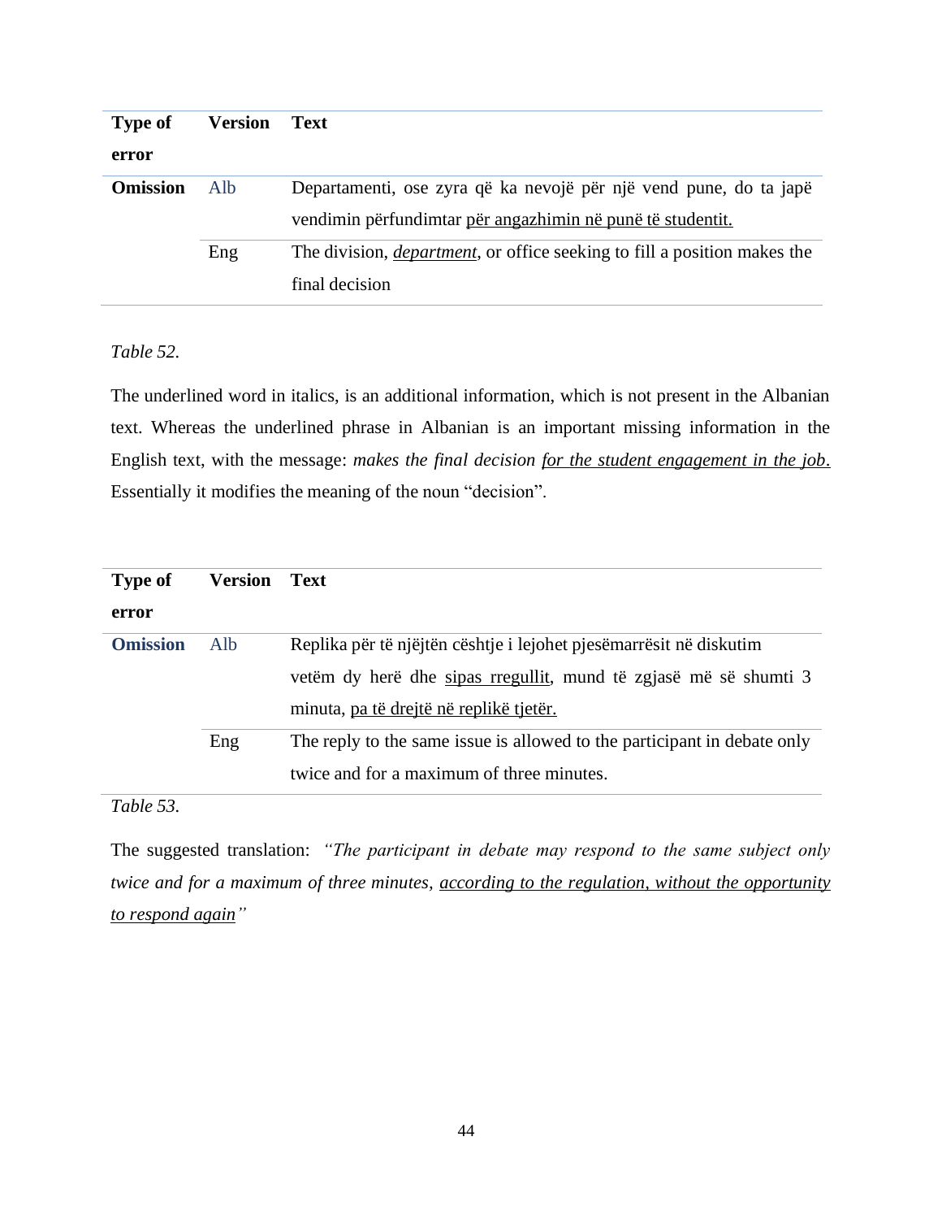| Type of error | Version | Text |
|---|---|---|
| **Omission** | Alb | Departamenti, ose zyra që ka nevojë për një vend pune, do ta japë vendimin përfundimtar <u>për angazhimin në punë të studentit.</u> |
| | Eng | The division, <u>*department*</u>, or office seeking to fill a position makes the final decision |

*Table 52.*

The underlined word in italics, is an additional information, which is not present in the Albanian text. Whereas the underlined phrase in Albanian is an important missing information in the English text, with the message: *makes the final decision <u>for the student engagement in the job</u>.* Essentially it modifies the meaning of the noun "decision".

| Type of error | Version | Text |
|---|---|---|
| **Omission** | Alb | Replika për të njëjtën cështje i lejohet pjesëmarrësit në diskutim vetëm dy herë dhe <u>sipas rregullit</u>, mund të zgjasë më së shumti 3 minuta, <u>pa të drejtë në replikë tjetër.</u> |
| | Eng | The reply to the same issue is allowed to the participant in debate only twice and for a maximum of three minutes. |

*Table 53.*

The suggested translation: *"The participant in debate may respond to the same subject only twice and for a maximum of three minutes, <u>according to the regulation, without the opportunity to respond again</u>"*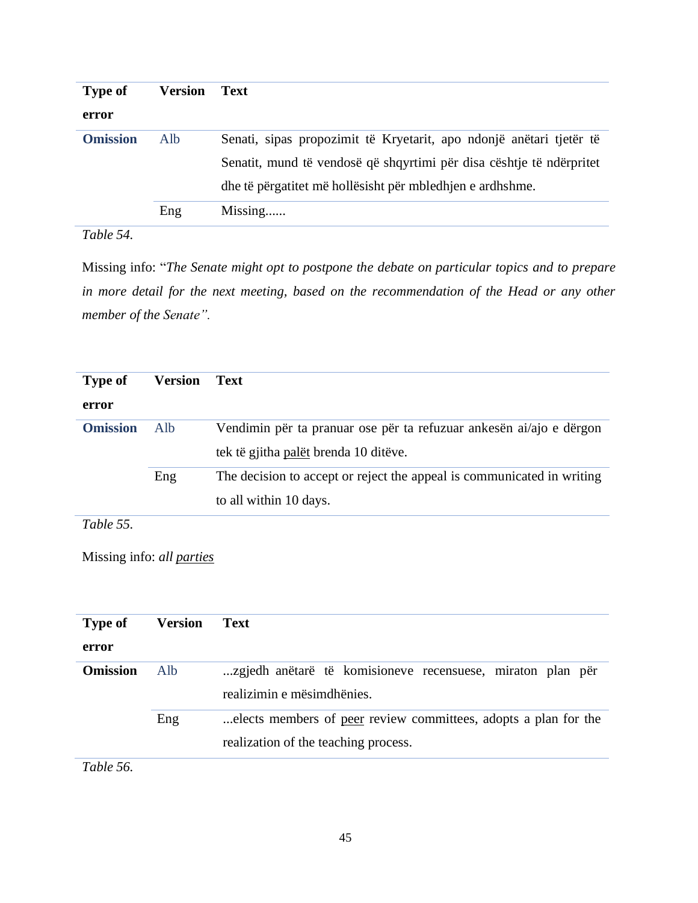| Type of error | Version | Text |
|---|---|---|
| **Omission** | Alb | Senati, sipas propozimit të Kryetarit, apo ndonjë anëtari tjetër të Senatit, mund të vendosë që shqyrtimi për disa cështje të ndërpritet dhe të përgatitet më hollësisht për mbledhjen e ardhshme. |
| | Eng | Missing...... |

*Table 54.*

Missing info: "*The Senate might opt to postpone the debate on particular topics and to prepare in more detail for the next meeting, based on the recommendation of the Head or any other member of the Senate".*

| Type of error | Version | Text |
|---|---|---|
| **Omission** | Alb | Vendimin për ta pranuar ose për ta refuzuar ankesën ai/ajo e dërgon tek të gjitha <u>palët</u> brenda 10 ditëve. |
| | Eng | The decision to accept or reject the appeal is communicated in writing to all within 10 days. |

*Table 55.*

Missing info: *all <u>parties</u>*

| Type of error | Version | Text |
|---|---|---|
| **Omission** | Alb | ...zgjedh anëtarë të komisioneve recensuese, miraton plan për realizimin e mësimdhënies. |
| | Eng | ...elects members of <u>peer</u> review committees, adopts a plan for the realization of the teaching process. |

*Table 56.*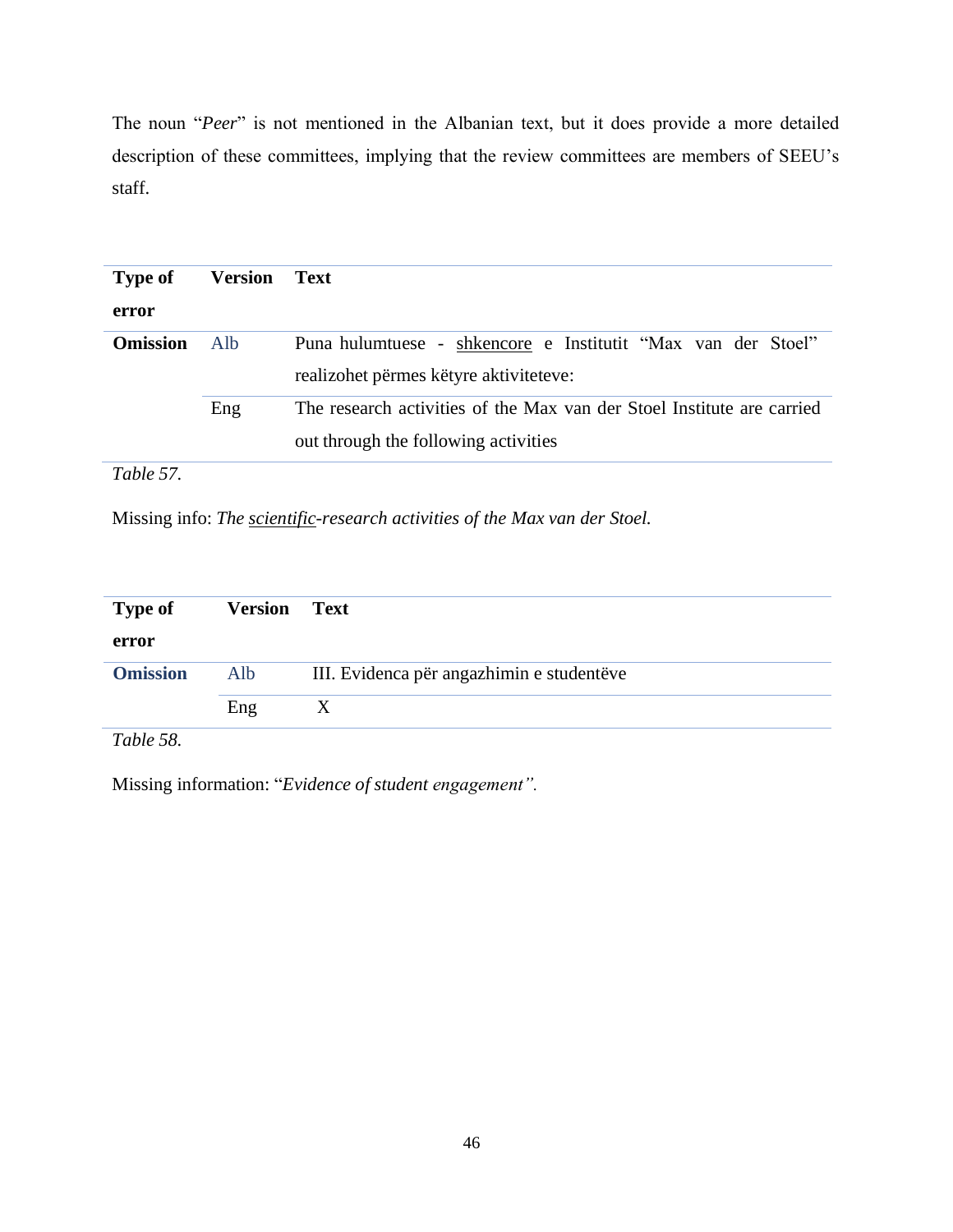The noun "*Peer*" is not mentioned in the Albanian text, but it does provide a more detailed description of these committees, implying that the review committees are members of SEEU's staff.

| Type of error | Version | Text |
|---|---|---|
| **Omission** | Alb | Puna hulumtuese - <u>shkencore</u> e Institutit "Max van der Stoel" realizohet përmes këtyre aktiviteteve: |
| | Eng | The research activities of the Max van der Stoel Institute are carried out through the following activities |

*Table 57.*

Missing info: *The <u>scientific</u>-research activities of the Max van der Stoel.*

| Type of error | Version | Text |
|---|---|---|
| **Omission** | Alb | III. Evidenca për angazhimin e studentëve |
| | Eng | X |

*Table 58.*

Missing information: "*Evidence of student engagement".*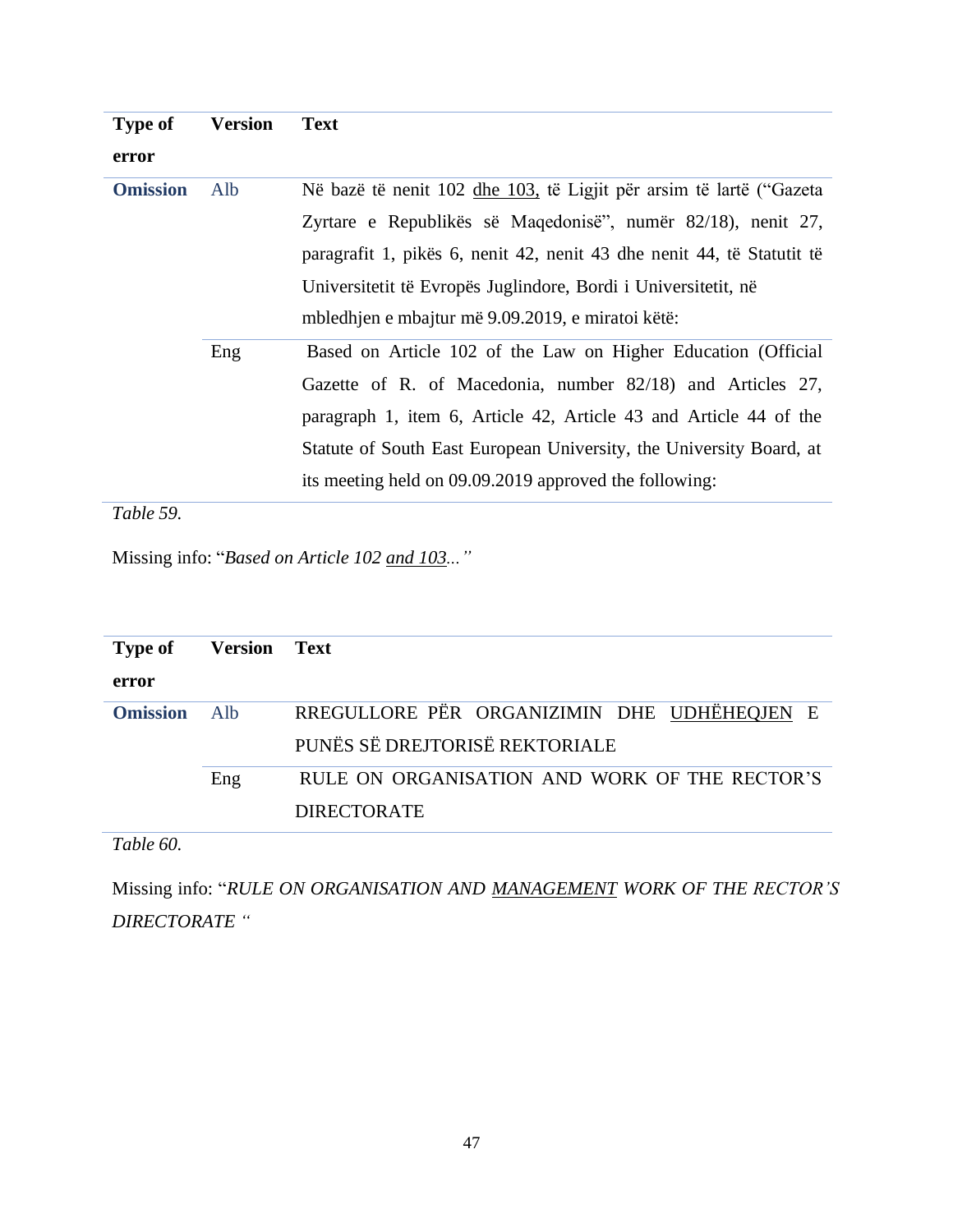| Type of error | Version | Text |
|---|---|---|
| **Omission** | Alb | Në bazë të nenit 102 <u>dhe 103,</u> të Ligjit për arsim të lartë ("Gazeta Zyrtare e Republikës së Maqedonisë", numër 82/18), nenit 27, paragrafit 1, pikës 6, nenit 42, nenit 43 dhe nenit 44, të Statutit të Universitetit të Evropës Juglindore, Bordi i Universitetit, në mbledhjen e mbajtur më 9.09.2019, e miratoi këtë: |
| | Eng | Based on Article 102 of the Law on Higher Education (Official Gazette of R. of Macedonia, number 82/18) and Articles 27, paragraph 1, item 6, Article 42, Article 43 and Article 44 of the Statute of South East European University, the University Board, at its meeting held on 09.09.2019 approved the following: |

*Table 59.*

Missing info: "*Based on Article 102 <u>and 103</u>...*"

| Type of error | Version | Text |
|---|---|---|
| **Omission** | Alb | RREGULLORE PËR ORGANIZIMIN DHE <u>UDHËHEQJEN</u> E PUNËS SË DREJTORISË REKTORIALE |
| | Eng | RULE ON ORGANISATION AND WORK OF THE RECTOR'S DIRECTORATE |

*Table 60.*

Missing info: "*RULE ON ORGANISATION AND <u>MANAGEMENT</u> WORK OF THE RECTOR'S DIRECTORATE* "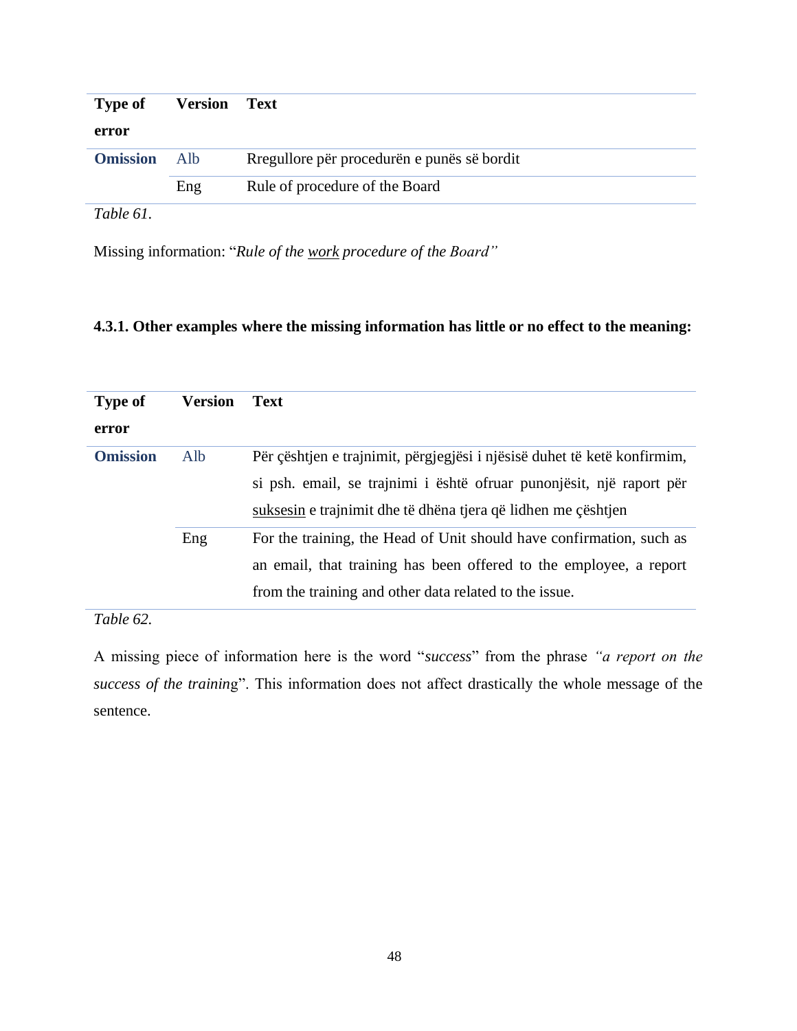| Type of error | Version | Text |
|---|---|---|
| **Omission** | Alb | Rregullore për procedurën e punës së bordit |
| | Eng | Rule of procedure of the Board |

*Table 61.*

Missing information: "*Rule of the work procedure of the Board"*

### 4.3.1. Other examples where the missing information has little or no effect to the meaning:

| Type of error | Version | Text |
|---|---|---|
| **Omission** | Alb | Për çështjen e trajnimit, përgjegjësi i njësisë duhet të ketë konfirmim, si psh. email, se trajnimi i është ofruar punonjësit, një raport për suksesin e trajnimit dhe të dhëna tjera që lidhen me çështjen |
| | Eng | For the training, the Head of Unit should have confirmation, such as an email, that training has been offered to the employee, a report from the training and other data related to the issue. |

*Table 62.*

A missing piece of information here is the word "*success*" from the phrase *"a report on the success of the training*". This information does not affect drastically the whole message of the sentence.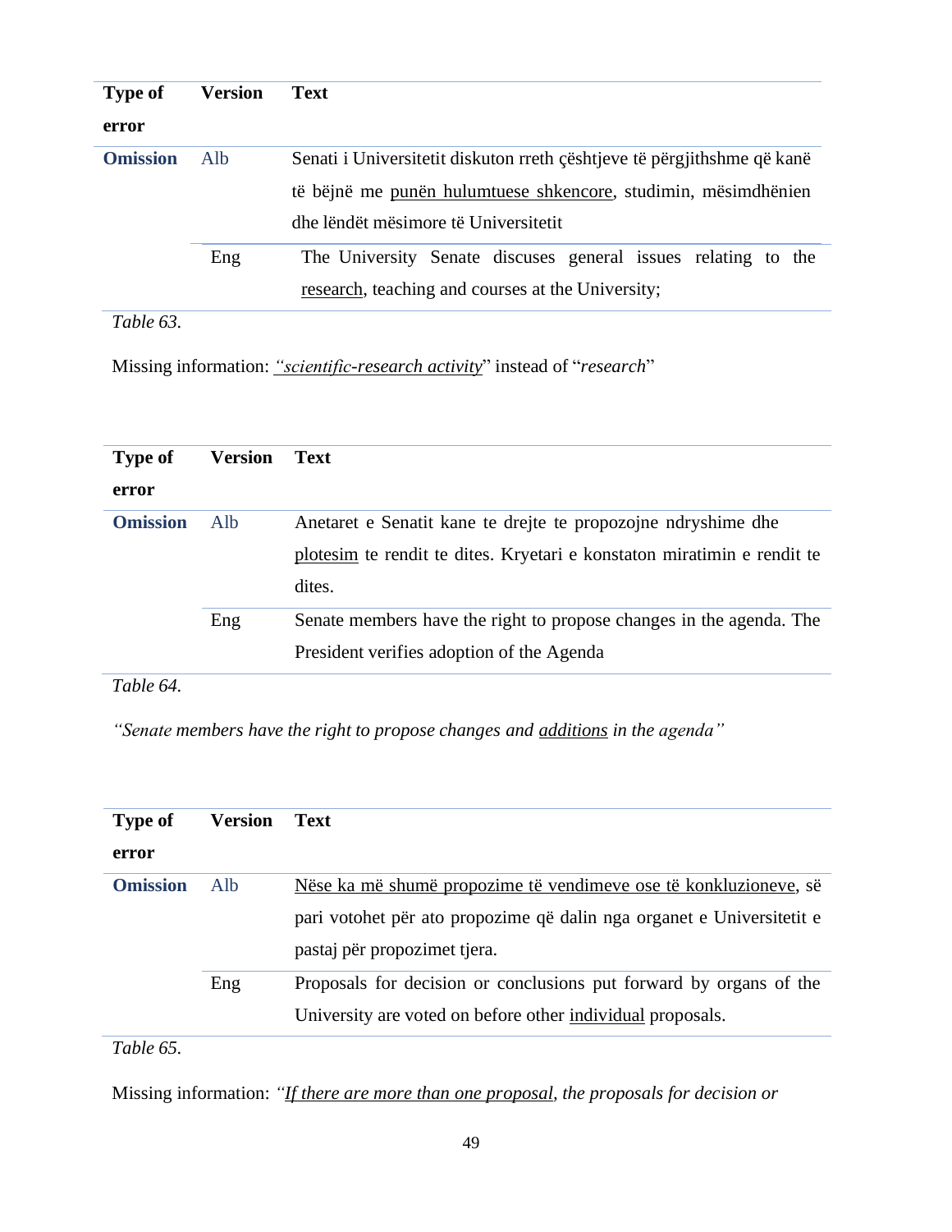| Type of error | Version | Text |
|---|---|---|
| **Omission** | Alb | Senati i Universitetit diskuton rreth çështjeve të përgjithshme që kanë të bëjnë me <u>punën hulumtuese shkencore</u>, studimin, mësimdhënien dhe lëndët mësimore të Universitetit |
| | Eng | The University Senate discuses general issues relating to the <u>research</u>, teaching and courses at the University; |

*Table 63.*

Missing information: <u>*"scientific-research activity*</u>" instead of "*research*"

| Type of error | Version | Text |
|---|---|---|
| **Omission** | Alb | Anetaret e Senatit kane te drejte te propozojne ndryshime dhe <u>plotesim</u> te rendit te dites. Kryetari e konstaton miratimin e rendit te dites. |
| | Eng | Senate members have the right to propose changes in the agenda. The President verifies adoption of the Agenda |

*Table 64.*

*"Senate members have the right to propose changes and <u>additions</u> in the agenda"*

| Type of error | Version | Text |
|---|---|---|
| **Omission** | Alb | <u>Nëse ka më shumë propozime të vendimeve ose të konkluzioneve</u>, së pari votohet për ato propozime që dalin nga organet e Universitetit e pastaj për propozimet tjera. |
| | Eng | Proposals for decision or conclusions put forward by organs of the University are voted on before other <u>individual</u> proposals. |

*Table 65.*

Missing information: *"<u>If there are more than one proposal</u>, the proposals for decision or*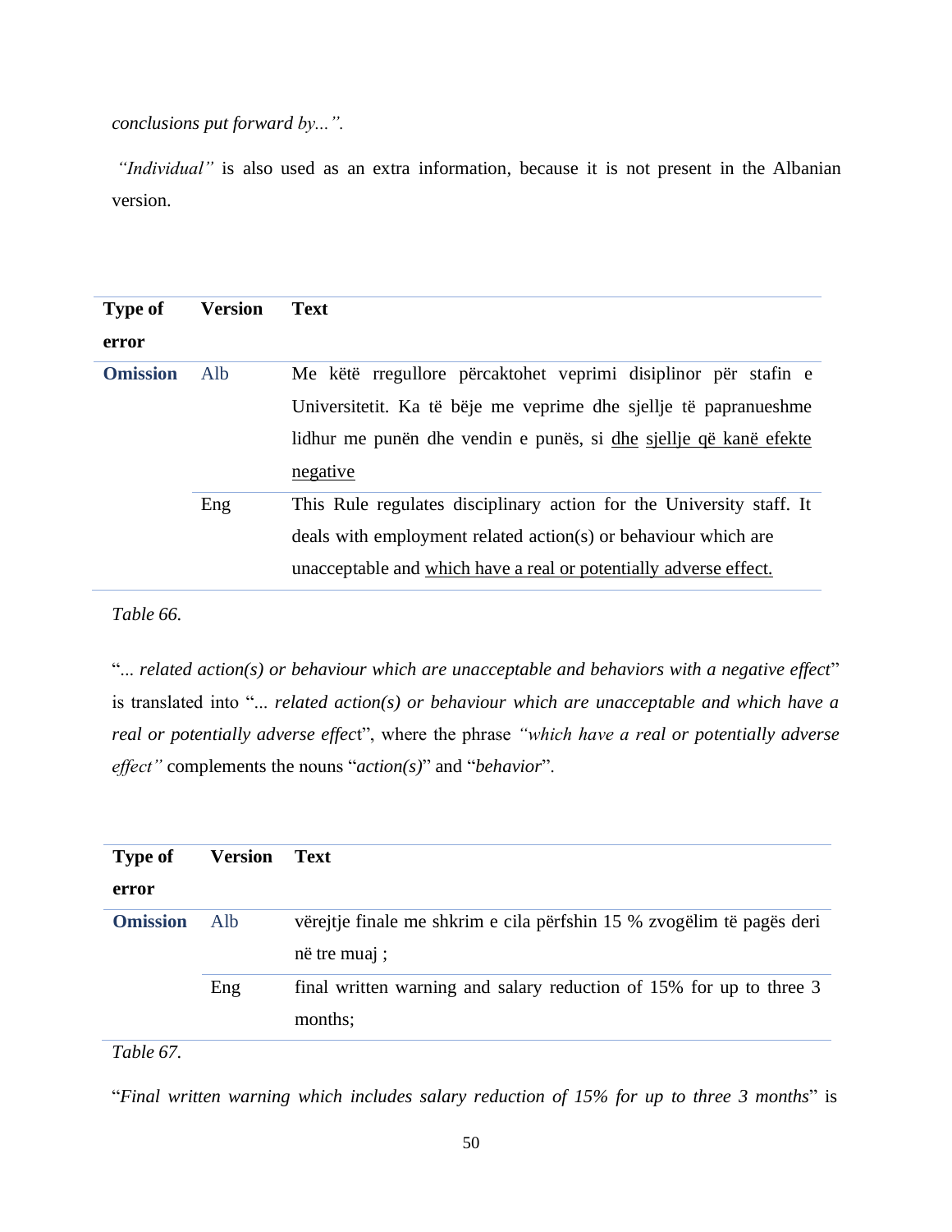*conclusions put forward by...".*

*"Individual"* is also used as an extra information, because it is not present in the Albanian version.

| Type of error | Version | Text |
|---|---|---|
| **Omission** | Alb | Me këtë rregullore përcaktohet veprimi disiplinor për stafin e Universitetit. Ka të bëje me veprime dhe sjellje të papranueshme lidhur me punën dhe vendin e punës, si <u>dhe</u> <u>sjellje që kanë efekte negative</u> |
| | Eng | This Rule regulates disciplinary action for the University staff. It deals with employment related action(s) or behaviour which are unacceptable and <u>which have a real or potentially adverse effect.</u> |

*Table 66.*

"*... related action(s) or behaviour which are unacceptable and behaviors with a negative effect*" is translated into "*... related action(s) or behaviour which are unacceptable and which have a real or potentially adverse effec*t", where the phrase *"which have a real or potentially adverse effect"* complements the nouns "*action(s)*" and "*behavior*".

| Type of error | Version | Text |
|---|---|---|
| **Omission** | Alb | vërejtje finale me shkrim e cila përfshin 15 % zvogëlim të pagës deri në tre muaj ; |
| | Eng | final written warning and salary reduction of 15% for up to three 3 months; |

*Table 67.*

"*Final written warning which includes salary reduction of 15% for up to three 3 months*" is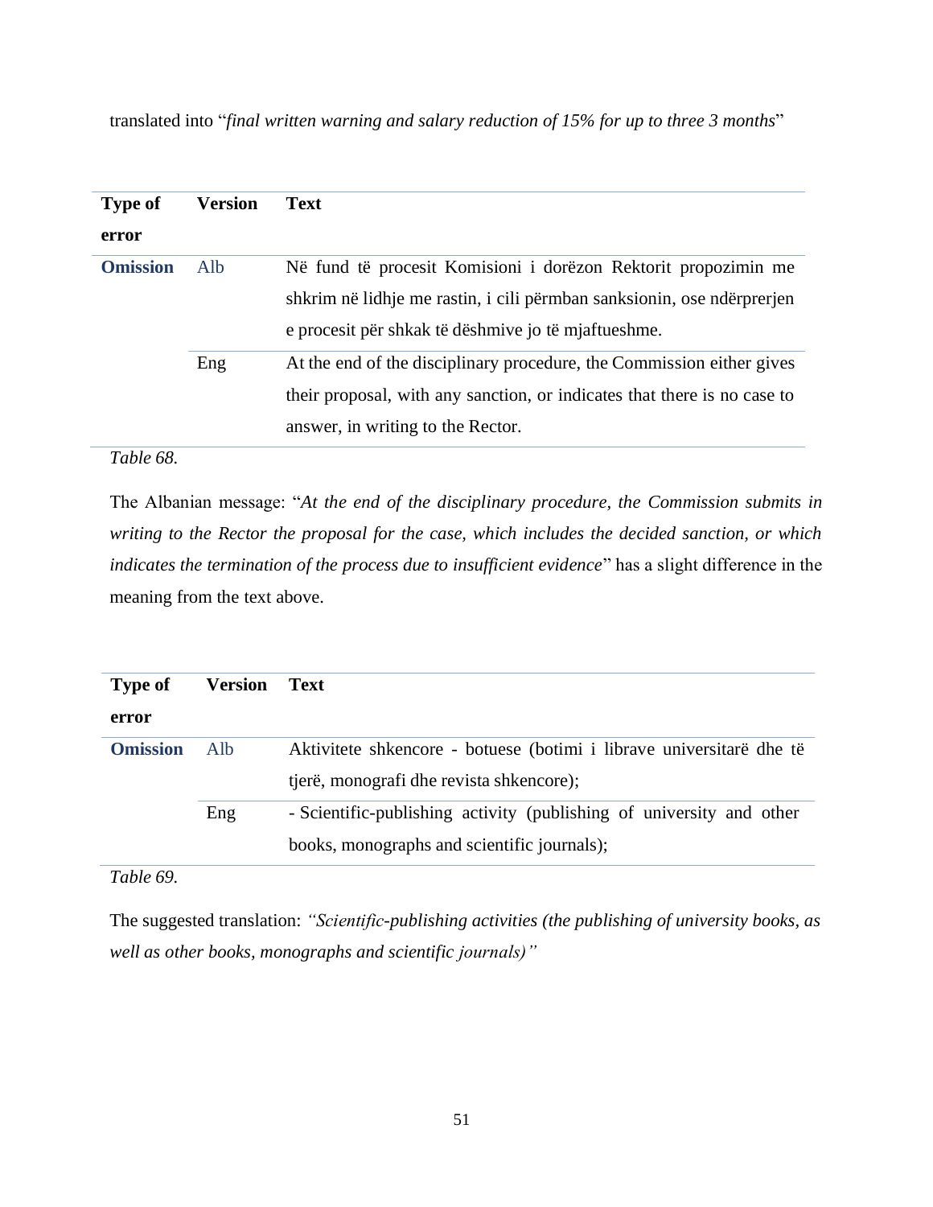translated into "*final written warning and salary reduction of 15% for up to three 3 months*"

| Type of error | Version | Text |
|---|---|---|
| **Omission** | Alb | Në fund të procesit Komisioni i dorëzon Rektorit propozimin me shkrim në lidhje me rastin, i cili përmban sanksionin, ose ndërprerjen e procesit për shkak të dëshmive jo të mjaftueshme. |
| | Eng | At the end of the disciplinary procedure, the Commission either gives their proposal, with any sanction, or indicates that there is no case to answer, in writing to the Rector. |

*Table 68.*

The Albanian message: "*At the end of the disciplinary procedure, the Commission submits in writing to the Rector the proposal for the case, which includes the decided sanction, or which indicates the termination of the process due to insufficient evidence*" has a slight difference in the meaning from the text above.

| Type of error | Version | Text |
|---|---|---|
| **Omission** | Alb | Aktivitete shkencore - botuese (botimi i librave universitarë dhe të tjerë, monografi dhe revista shkencore); |
| | Eng | - Scientific-publishing activity (publishing of university and other books, monographs and scientific journals); |

*Table 69.*

The suggested translation: *"Scientific-publishing activities (the publishing of university books, as well as other books, monographs and scientific journals)"*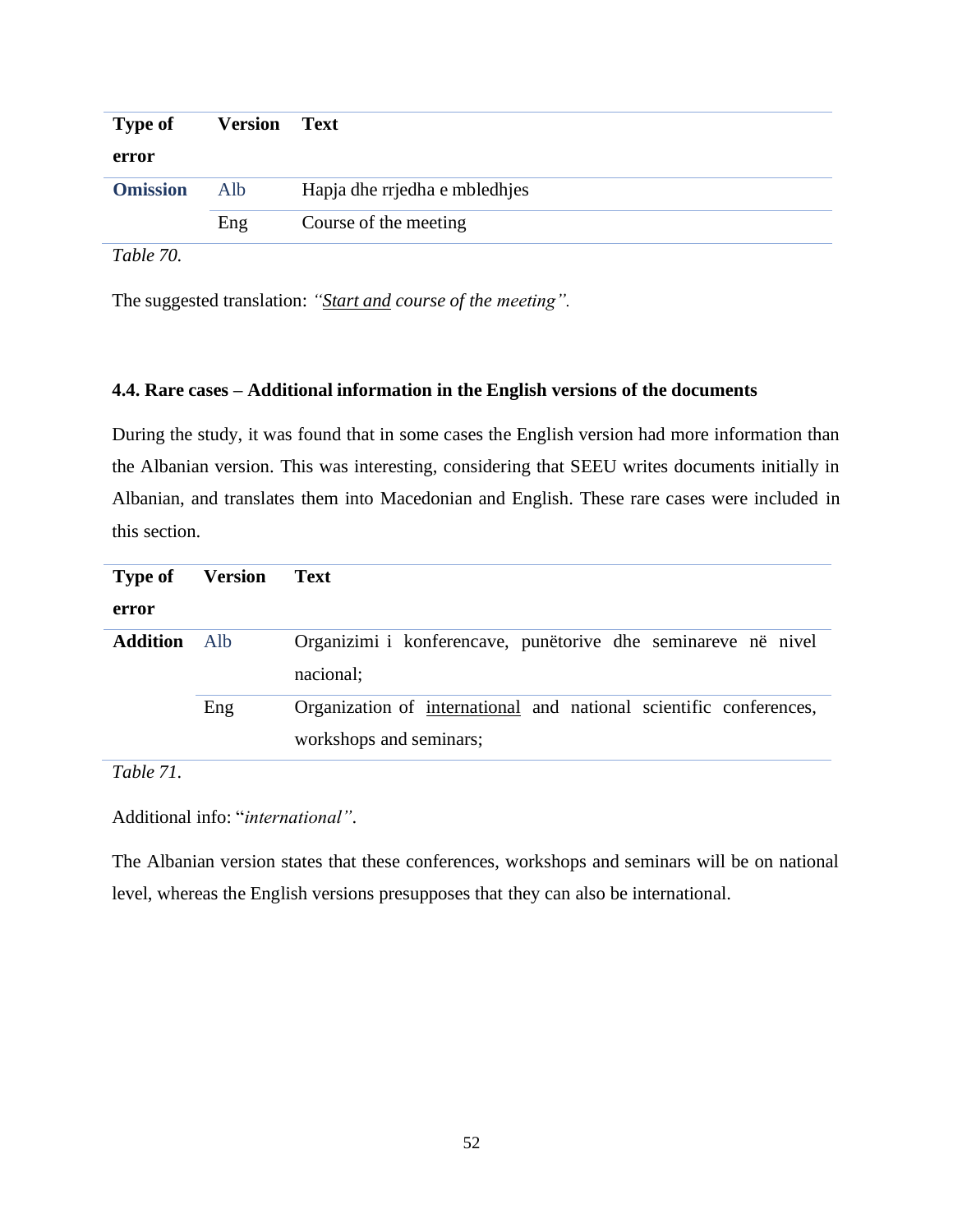| Type of error | Version | Text |
|---|---|---|
| **Omission** | Alb | Hapja dhe rrjedha e mbledhjes |
| | Eng | Course of the meeting |

*Table 70.*

The suggested translation: *"Start and course of the meeting".*

### 4.4. Rare cases – Additional information in the English versions of the documents

During the study, it was found that in some cases the English version had more information than the Albanian version. This was interesting, considering that SEEU writes documents initially in Albanian, and translates them into Macedonian and English. These rare cases were included in this section.

| Type of error | Version | Text |
|---|---|---|
| **Addition** | Alb | Organizimi i konferencave, punëtorive dhe seminareve në nivel nacional; |
| | Eng | Organization of international and national scientific conferences, workshops and seminars; |

*Table 71.*

Additional info: "*international"*.

The Albanian version states that these conferences, workshops and seminars will be on national level, whereas the English versions presupposes that they can also be international.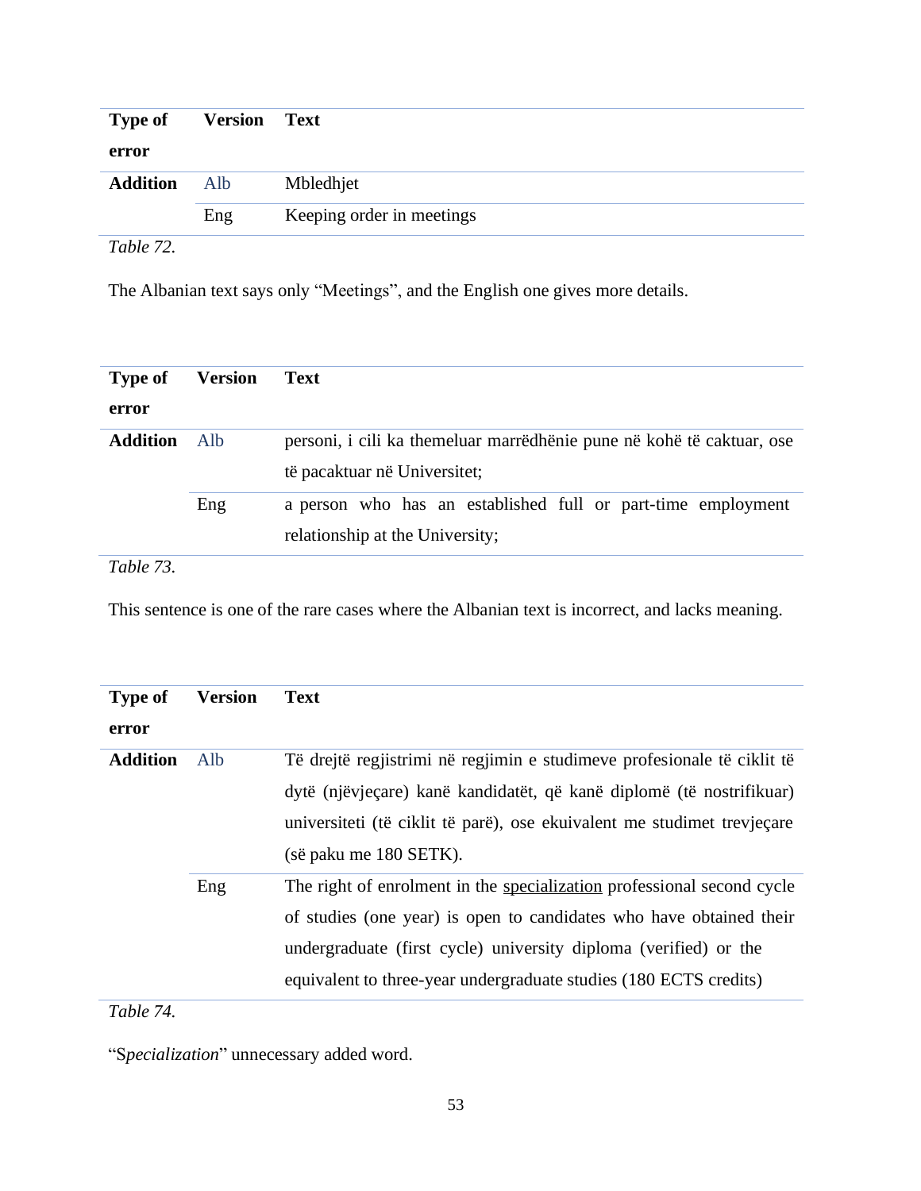| Type of error | Version | Text |
|---|---|---|
| **Addition** | Alb | Mbledhjet |
| | Eng | Keeping order in meetings |

*Table 72.*

The Albanian text says only "Meetings", and the English one gives more details.

| Type of error | Version | Text |
|---|---|---|
| **Addition** | Alb | personi, i cili ka themeluar marrëdhënie pune në kohë të caktuar, ose të pacaktuar në Universitet; |
| | Eng | a person who has an established full or part-time employment relationship at the University; |

*Table 73.*

This sentence is one of the rare cases where the Albanian text is incorrect, and lacks meaning.

| Type of error | Version | Text |
|---|---|---|
| **Addition** | Alb | Të drejtë regjistrimi në regjimin e studimeve profesionale të ciklit të dytë (njëvjeçare) kanë kandidatët, që kanë diplomë (të nostrifikuar) universiteti (të ciklit të parë), ose ekuivalent me studimet trevjeçare (së paku me 180 SETK). |
| | Eng | The right of enrolment in the <u>specialization</u> professional second cycle of studies (one year) is open to candidates who have obtained their undergraduate (first cycle) university diploma (verified) or the equivalent to three-year undergraduate studies (180 ECTS credits) |

*Table 74.*

"S*pecialization*" unnecessary added word.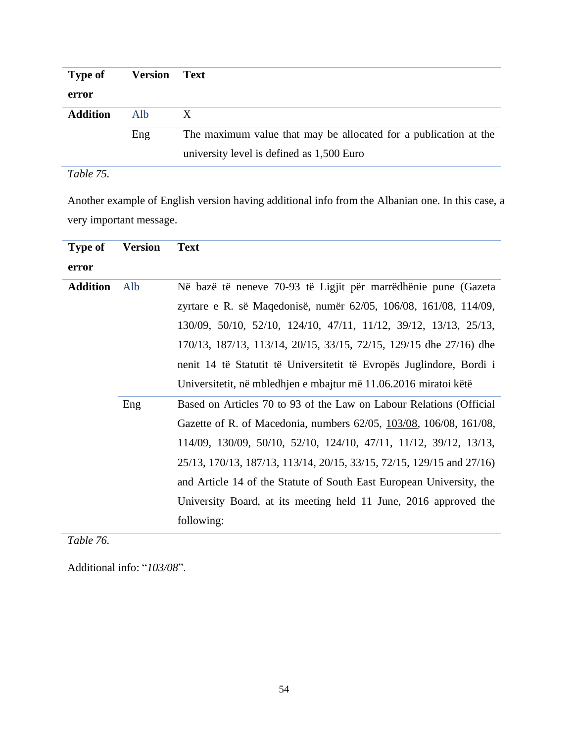| Type of error | Version | Text |
|---|---|---|
| Addition | Alb | X |
| | Eng | The maximum value that may be allocated for a publication at the university level is defined as 1,500 Euro |

*Table 75.*

Another example of English version having additional info from the Albanian one. In this case, a very important message.

| Type of error | Version | Text |
|---|---|---|
| Addition | Alb | Në bazë të neneve 70-93 të Ligjit për marrëdhënie pune (Gazeta zyrtare e R. së Maqedonisë, numër 62/05, 106/08, 161/08, 114/09, 130/09, 50/10, 52/10, 124/10, 47/11, 11/12, 39/12, 13/13, 25/13, 170/13, 187/13, 113/14, 20/15, 33/15, 72/15, 129/15 dhe 27/16) dhe nenit 14 të Statutit të Universitetit të Evropës Juglindore, Bordi i Universitetit, në mbledhjen e mbajtur më 11.06.2016 miratoi këtë |
| | Eng | Based on Articles 70 to 93 of the Law on Labour Relations (Official Gazette of R. of Macedonia, numbers 62/05, 103/08, 106/08, 161/08, 114/09, 130/09, 50/10, 52/10, 124/10, 47/11, 11/12, 39/12, 13/13, 25/13, 170/13, 187/13, 113/14, 20/15, 33/15, 72/15, 129/15 and 27/16) and Article 14 of the Statute of South East European University, the University Board, at its meeting held 11 June, 2016 approved the following: |

*Table 76.*

Additional info: "*103/08*".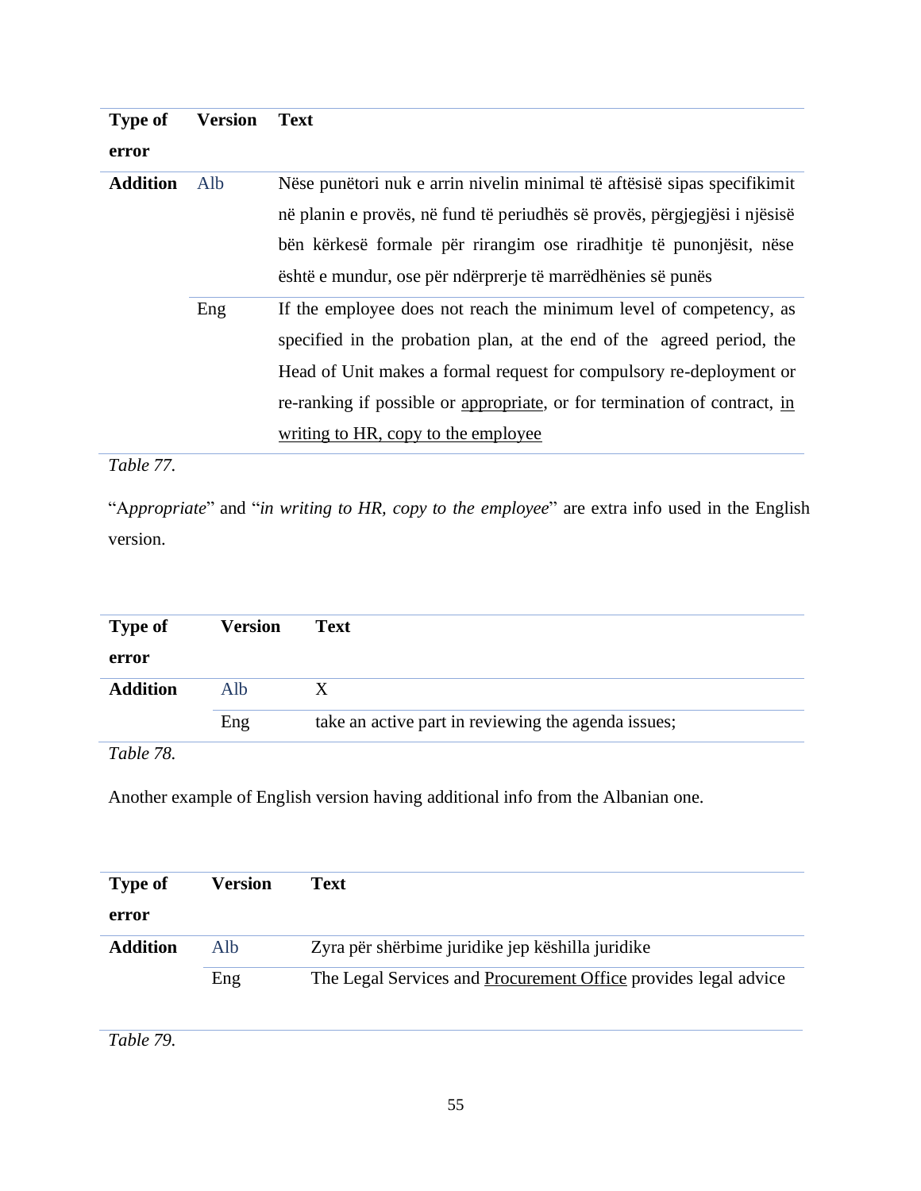| Type of error | Version | Text |
|---|---|---|
| **Addition** | Alb | Nëse punëtori nuk e arrin nivelin minimal të aftësisë sipas specifikimit në planin e provës, në fund të periudhës së provës, përgjegjësi i njësisë bën kërkesë formale për rirangim ose riradhitje të punonjësit, nëse është e mundur, ose për ndërprerje të marrëdhënies së punës |
| | Eng | If the employee does not reach the minimum level of competency, as specified in the probation plan, at the end of the agreed period, the Head of Unit makes a formal request for compulsory re-deployment or re-ranking if possible or <u>appropriate</u>, or for termination of contract, <u>in writing to HR, copy to the employee</u> |

*Table 77.*

"A*ppropriate*" and "*in writing to HR, copy to the employee*" are extra info used in the English version.

| Type of error | Version | Text |
|---|---|---|
| **Addition** | Alb | X |
| | Eng | take an active part in reviewing the agenda issues; |

*Table 78.*

Another example of English version having additional info from the Albanian one.

| Type of error | Version | Text |
|---|---|---|
| **Addition** | Alb | Zyra për shërbime juridike jep këshilla juridike |
| | Eng | The Legal Services and <u>Procurement Office</u> provides legal advice |

*Table 79.*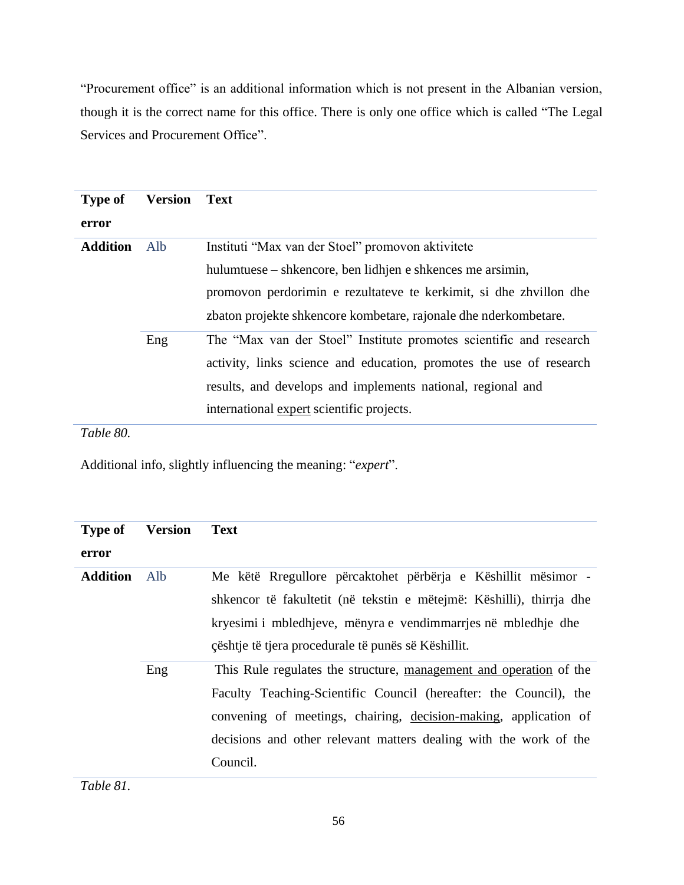"Procurement office" is an additional information which is not present in the Albanian version, though it is the correct name for this office. There is only one office which is called "The Legal Services and Procurement Office".

| Type of error | Version | Text |
|---|---|---|
| **Addition** | Alb | Instituti "Max van der Stoel" promovon aktivitete hulumtuese – shkencore, ben lidhjen e shkences me arsimin, promovon perdorimin e rezultateve te kerkimit, si dhe zhvillon dhe zbaton projekte shkencore kombetare, rajonale dhe nderkombetare. |
| | Eng | The "Max van der Stoel" Institute promotes scientific and research activity, links science and education, promotes the use of research results, and develops and implements national, regional and international <u>expert</u> scientific projects. |

*Table 80.*

Additional info, slightly influencing the meaning: "*expert*".

| Type of error | Version | Text |
|---|---|---|
| **Addition** | Alb | Me këtë Rregullore përcaktohet përbërja e Këshillit mësimor - shkencor të fakultetit (në tekstin e mëtejmë: Këshilli), thirrja dhe kryesimi i mbledhjeve, mënyra e vendimmarrjes në mbledhje dhe çështje të tjera procedurale të punës së Këshillit. |
| | Eng | This Rule regulates the structure, <u>management and operation</u> of the Faculty Teaching-Scientific Council (hereafter: the Council), the convening of meetings, chairing, <u>decision-making</u>, application of decisions and other relevant matters dealing with the work of the Council. |

*Table 81.*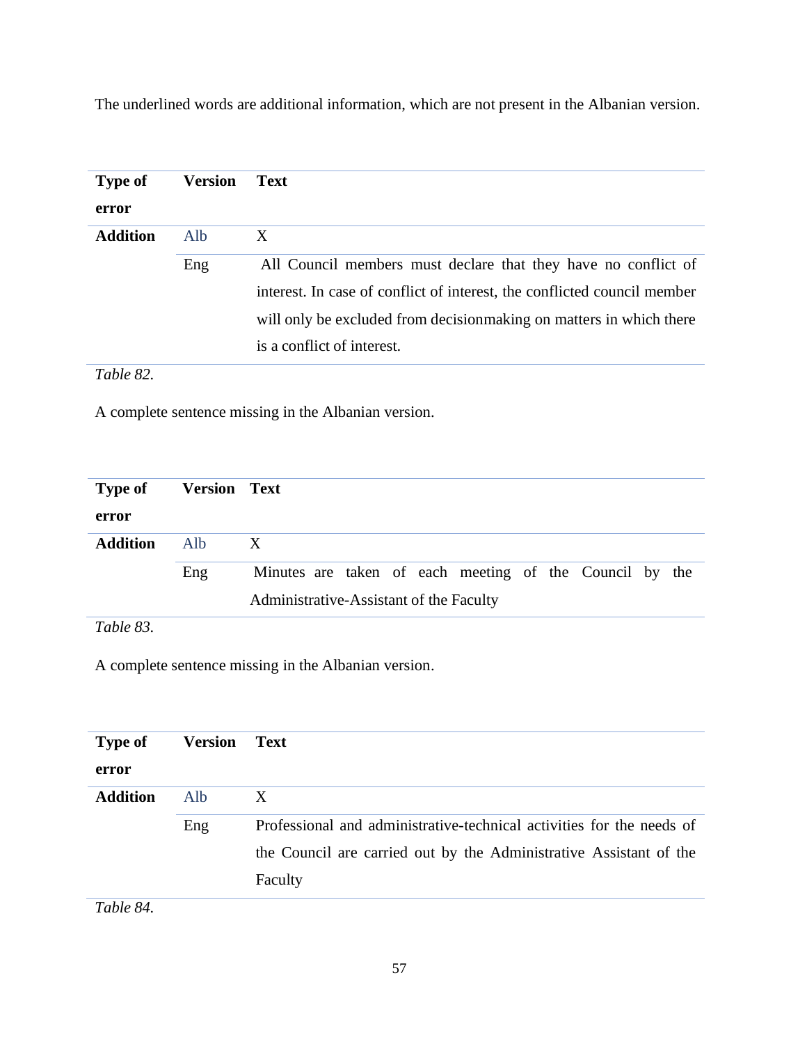The underlined words are additional information, which are not present in the Albanian version.

| Type of error | Version | Text |
| --- | --- | --- |
| **Addition** | Alb | X |
| | Eng | All Council members must declare that they have no conflict of interest. In case of conflict of interest, the conflicted council member will only be excluded from decisionmaking on matters in which there is a conflict of interest. |

*Table 82.*

A complete sentence missing in the Albanian version.

| Type of error | Version | Text |
| --- | --- | --- |
| **Addition** | Alb | X |
| | Eng | Minutes are taken of each meeting of the Council by the Administrative-Assistant of the Faculty |

*Table 83.*

A complete sentence missing in the Albanian version.

| Type of error | Version | Text |
| --- | --- | --- |
| **Addition** | Alb | X |
| | Eng | Professional and administrative-technical activities for the needs of the Council are carried out by the Administrative Assistant of the Faculty |

*Table 84.*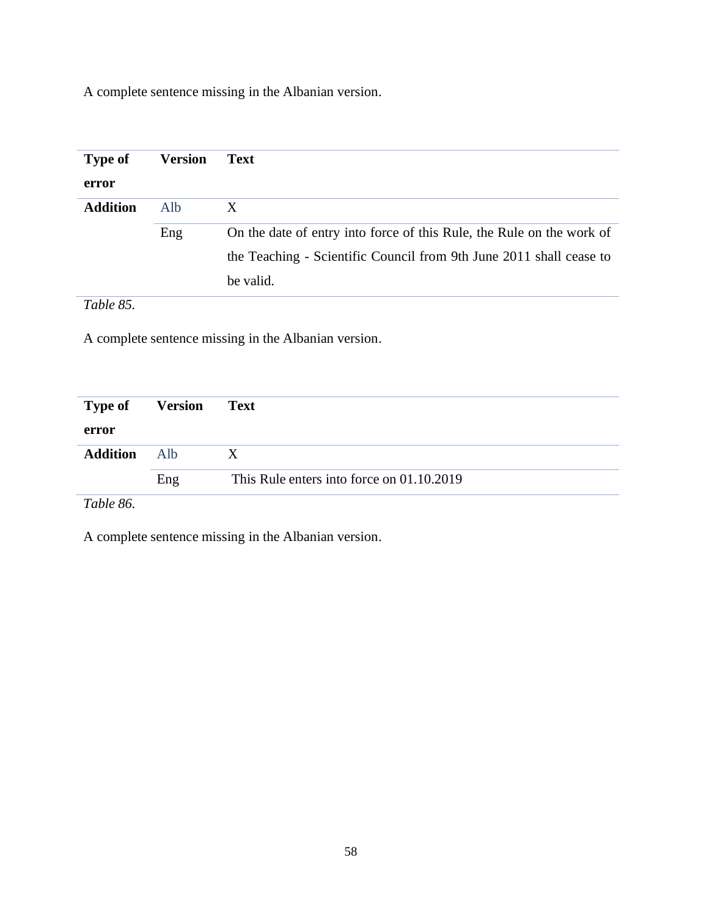A complete sentence missing in the Albanian version.

| Type of error | Version | Text |
|---|---|---|
| **Addition** | Alb | X |
| | Eng | On the date of entry into force of this Rule, the Rule on the work of the Teaching - Scientific Council from 9th June 2011 shall cease to be valid. |

*Table 85.*

A complete sentence missing in the Albanian version.

| Type of error | Version | Text |
|---|---|---|
| **Addition** | Alb | X |
| | Eng | This Rule enters into force on 01.10.2019 |

*Table 86.*

A complete sentence missing in the Albanian version.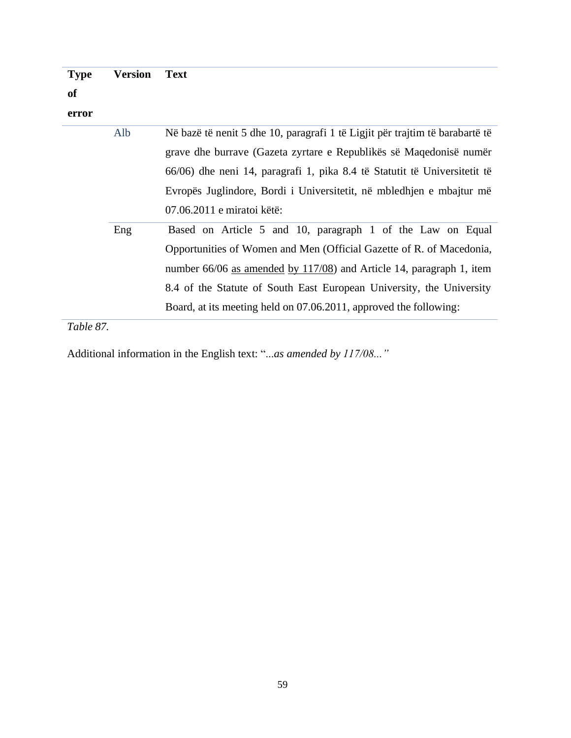| Type of error | Version | Text |
|---|---|---|
| | Alb | Në bazë të nenit 5 dhe 10, paragrafi 1 të Ligjit për trajtim të barabartë të grave dhe burrave (Gazeta zyrtare e Republikës së Maqedonisë numër 66/06) dhe neni 14, paragrafi 1, pika 8.4 të Statutit të Universitetit të Evropës Juglindore, Bordi i Universitetit, në mbledhjen e mbajtur më 07.06.2011 e miratoi këtë: |
| | Eng | Based on Article 5 and 10, paragraph 1 of the Law on Equal Opportunities of Women and Men (Official Gazette of R. of Macedonia, number 66/06 <u>as amended</u> <u>by 117/08</u>) and Article 14, paragraph 1, item 8.4 of the Statute of South East European University, the University Board, at its meeting held on 07.06.2011, approved the following: |

*Table 87.*

Additional information in the English text: "*...as amended by 117/08...*"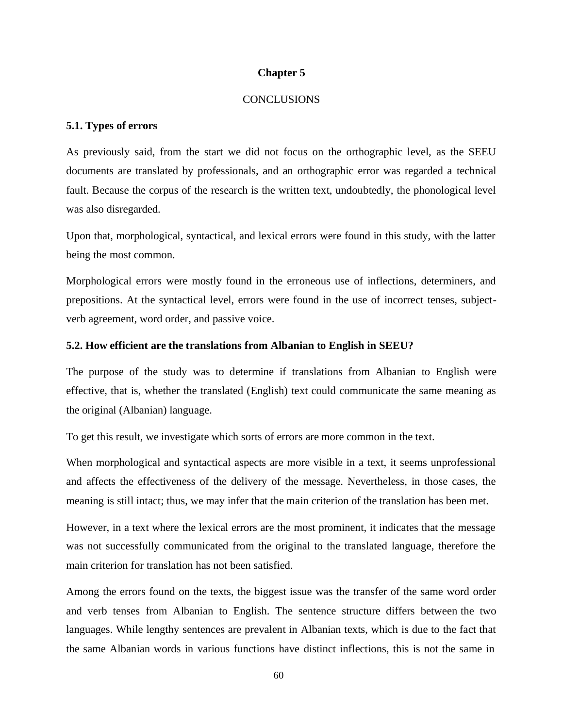# Chapter 5

CONCLUSIONS

## 5.1. Types of errors

As previously said, from the start we did not focus on the orthographic level, as the SEEU documents are translated by professionals, and an orthographic error was regarded a technical fault. Because the corpus of the research is the written text, undoubtedly, the phonological level was also disregarded.

Upon that, morphological, syntactical, and lexical errors were found in this study, with the latter being the most common.

Morphological errors were mostly found in the erroneous use of inflections, determiners, and prepositions. At the syntactical level, errors were found in the use of incorrect tenses, subject-verb agreement, word order, and passive voice.

## 5.2. How efficient are the translations from Albanian to English in SEEU?

The purpose of the study was to determine if translations from Albanian to English were effective, that is, whether the translated (English) text could communicate the same meaning as the original (Albanian) language.

To get this result, we investigate which sorts of errors are more common in the text.

When morphological and syntactical aspects are more visible in a text, it seems unprofessional and affects the effectiveness of the delivery of the message. Nevertheless, in those cases, the meaning is still intact; thus, we may infer that the main criterion of the translation has been met.

However, in a text where the lexical errors are the most prominent, it indicates that the message was not successfully communicated from the original to the translated language, therefore the main criterion for translation has not been satisfied.

Among the errors found on the texts, the biggest issue was the transfer of the same word order and verb tenses from Albanian to English. The sentence structure differs between the two languages. While lengthy sentences are prevalent in Albanian texts, which is due to the fact that the same Albanian words in various functions have distinct inflections, this is not the same in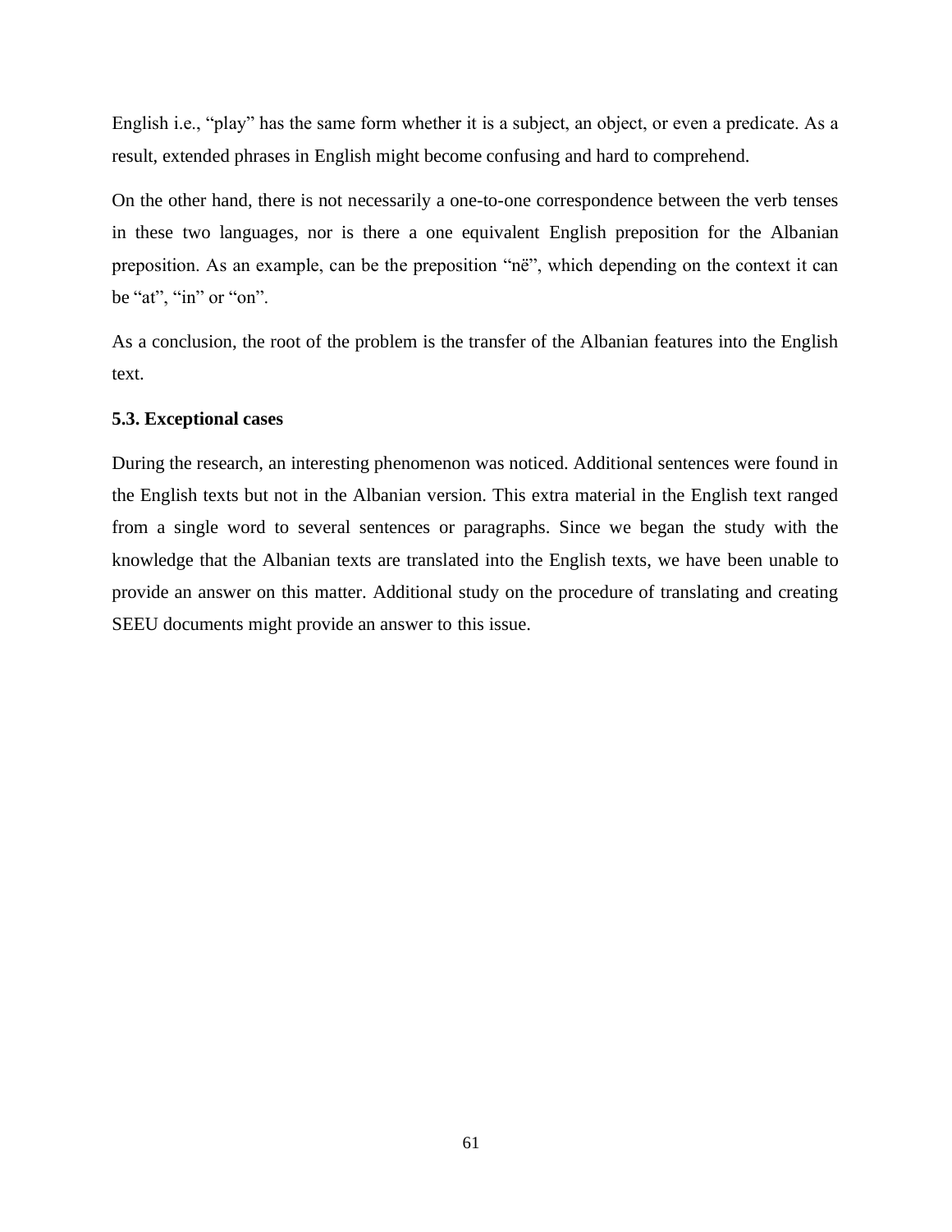English i.e., “play” has the same form whether it is a subject, an object, or even a predicate. As a result, extended phrases in English might become confusing and hard to comprehend.

On the other hand, there is not necessarily a one-to-one correspondence between the verb tenses in these two languages, nor is there a one equivalent English preposition for the Albanian preposition. As an example, can be the preposition “në”, which depending on the context it can be “at”, “in” or “on”.

As a conclusion, the root of the problem is the transfer of the Albanian features into the English text.

### 5.3. Exceptional cases

During the research, an interesting phenomenon was noticed. Additional sentences were found in the English texts but not in the Albanian version. This extra material in the English text ranged from a single word to several sentences or paragraphs. Since we began the study with the knowledge that the Albanian texts are translated into the English texts, we have been unable to provide an answer on this matter. Additional study on the procedure of translating and creating SEEU documents might provide an answer to this issue.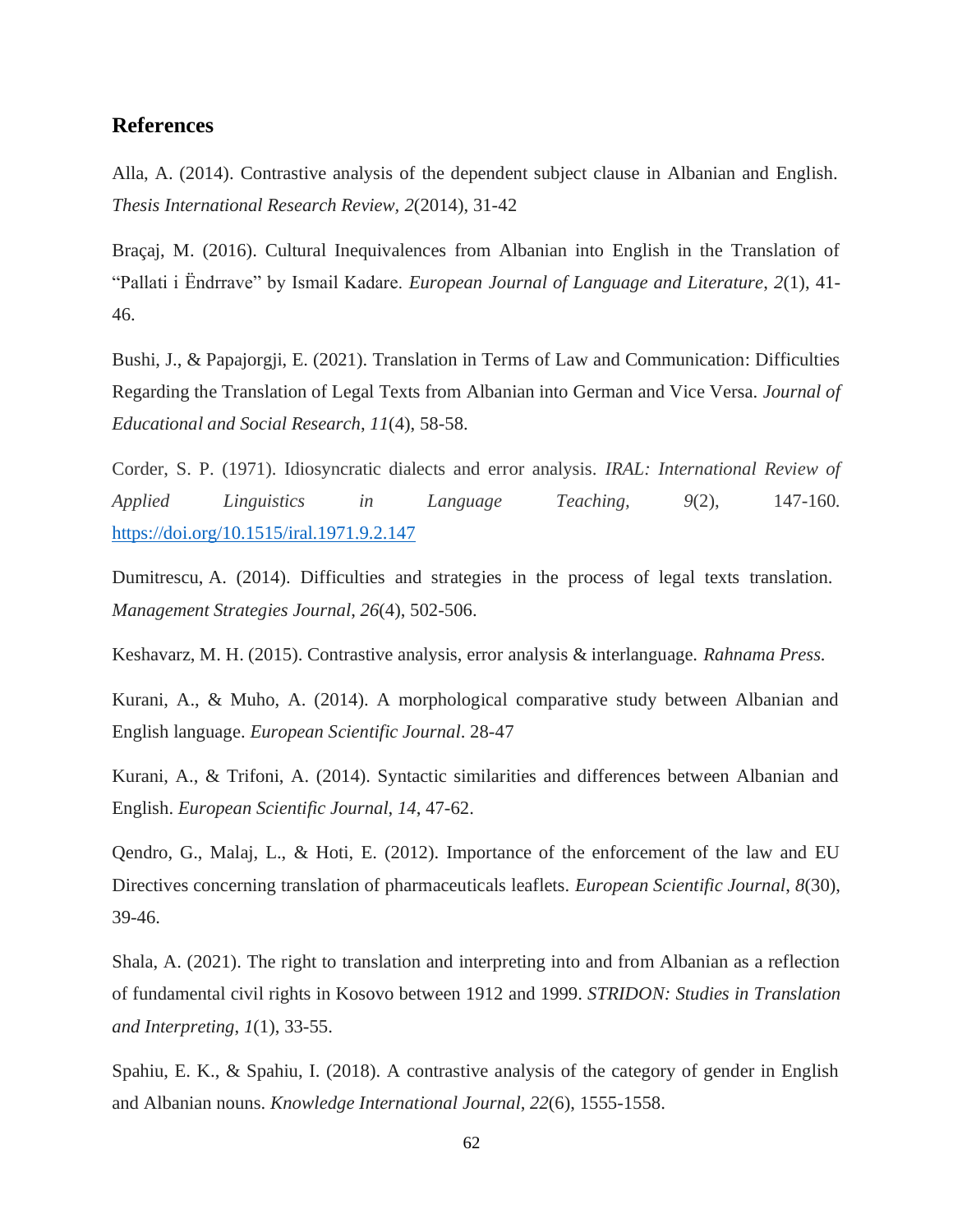## References

Alla, A. (2014). Contrastive analysis of the dependent subject clause in Albanian and English. *Thesis International Research Review, 2*(2014), 31-42

Braçaj, M. (2016). Cultural Inequivalences from Albanian into English in the Translation of "Pallati i Ëndrrave" by Ismail Kadare. *European Journal of Language and Literature*, *2*(1), 41-46.

Bushi, J., & Papajorgji, E. (2021). Translation in Terms of Law and Communication: Difficulties Regarding the Translation of Legal Texts from Albanian into German and Vice Versa. *Journal of Educational and Social Research*, *11*(4), 58-58.

Corder, S. P. (1971). Idiosyncratic dialects and error analysis. *IRAL: International Review of Applied Linguistics in Language Teaching*, *9*(2), 147-160. https://doi.org/10.1515/iral.1971.9.2.147

Dumitrescu, A. (2014). Difficulties and strategies in the process of legal texts translation. *Management Strategies Journal*, *26*(4), 502-506.

Keshavarz, M. H. (2015). Contrastive analysis, error analysis & interlanguage. *Rahnama Press.*

Kurani, A., & Muho, A. (2014). A morphological comparative study between Albanian and English language. *European Scientific Journal*. 28-47

Kurani, A., & Trifoni, A. (2014). Syntactic similarities and differences between Albanian and English. *European Scientific Journal*, *14*, 47-62.

Qendro, G., Malaj, L., & Hoti, E. (2012). Importance of the enforcement of the law and EU Directives concerning translation of pharmaceuticals leaflets. *European Scientific Journal*, *8*(30), 39-46.

Shala, A. (2021). The right to translation and interpreting into and from Albanian as a reflection of fundamental civil rights in Kosovo between 1912 and 1999. *STRIDON: Studies in Translation and Interpreting*, *1*(1), 33-55.

Spahiu, E. K., & Spahiu, I. (2018). A contrastive analysis of the category of gender in English and Albanian nouns. *Knowledge International Journal*, *22*(6), 1555-1558.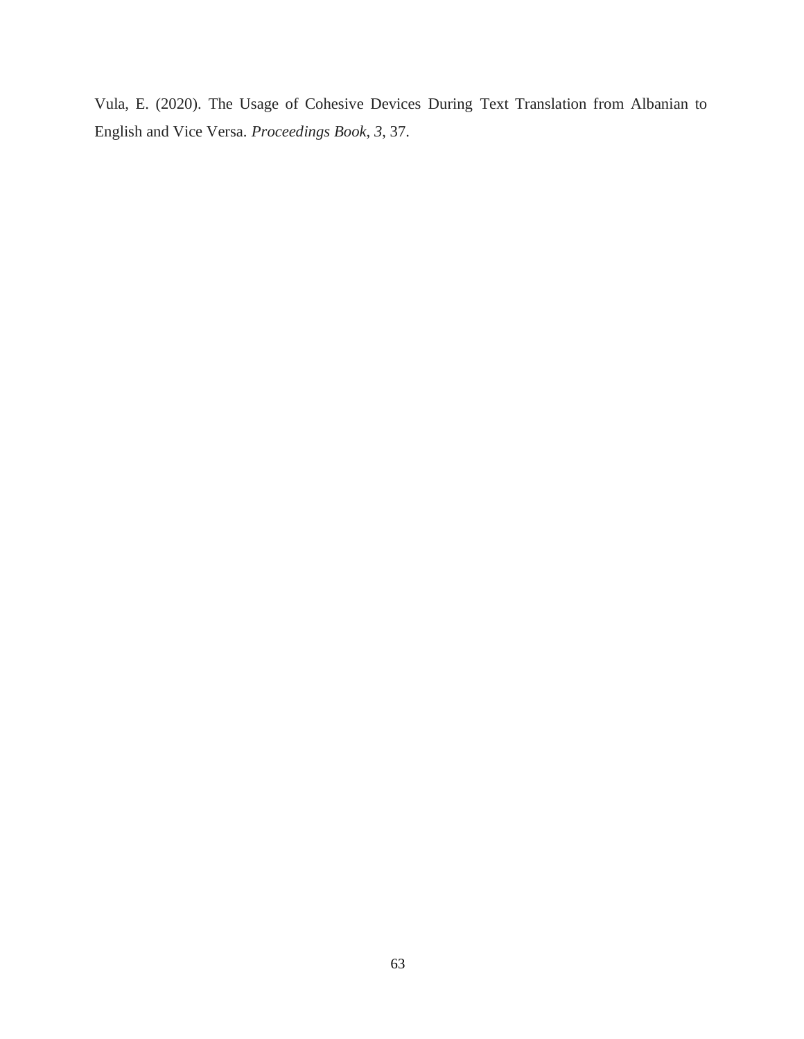Vula, E. (2020). The Usage of Cohesive Devices During Text Translation from Albanian to English and Vice Versa. *Proceedings Book*, *3*, 37.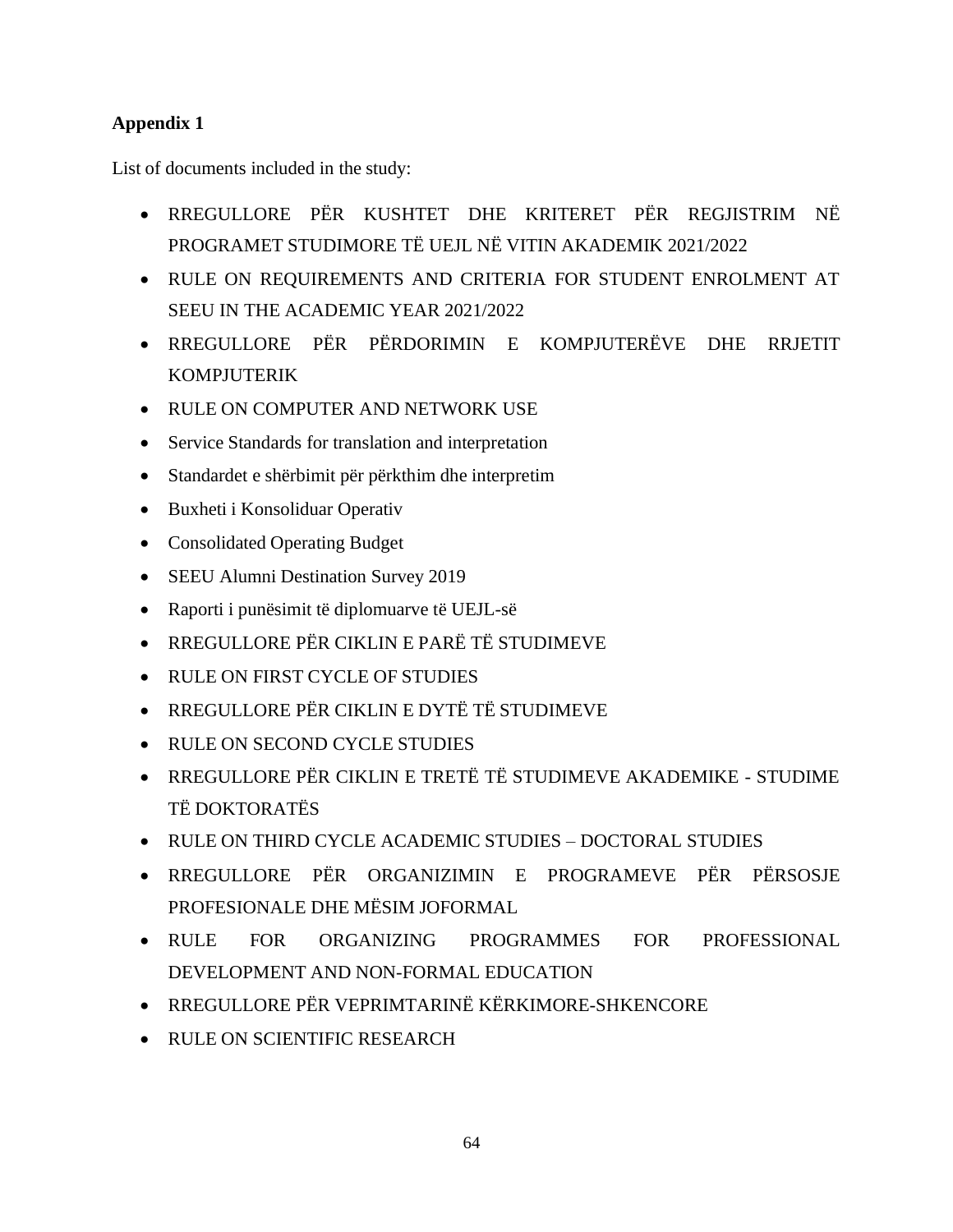**Appendix 1**

List of documents included in the study:

- RREGULLORE PËR KUSHTET DHE KRITERET PËR REGJISTRIM NË PROGRAMET STUDIMORE TË UEJL NË VITIN AKADEMIK 2021/2022
- RULE ON REQUIREMENTS AND CRITERIA FOR STUDENT ENROLMENT AT SEEU IN THE ACADEMIC YEAR 2021/2022
- RREGULLORE PËR PËRDORIMIN E KOMPJUTERËVE DHE RRJETIT KOMPJUTERIK
- RULE ON COMPUTER AND NETWORK USE
- Service Standards for translation and interpretation
- Standardet e shërbimit për përkthim dhe interpretim
- Buxheti i Konsoliduar Operativ
- Consolidated Operating Budget
- SEEU Alumni Destination Survey 2019
- Raporti i punësimit të diplomuarve të UEJL-së
- RREGULLORE PËR CIKLIN E PARË TË STUDIMEVE
- RULE ON FIRST CYCLE OF STUDIES
- RREGULLORE PËR CIKLIN E DYTË TË STUDIMEVE
- RULE ON SECOND CYCLE STUDIES
- RREGULLORE PËR CIKLIN E TRETË TË STUDIMEVE AKADEMIKE - STUDIME TË DOKTORATËS
- RULE ON THIRD CYCLE ACADEMIC STUDIES – DOCTORAL STUDIES
- RREGULLORE PËR ORGANIZIMIN E PROGRAMEVE PËR PËRSOSJE PROFESIONALE DHE MËSIM JOFORMAL
- RULE FOR ORGANIZING PROGRAMMES FOR PROFESSIONAL DEVELOPMENT AND NON-FORMAL EDUCATION
- RREGULLORE PËR VEPRIMTARINË KËRKIMORE-SHKENCORE
- RULE ON SCIENTIFIC RESEARCH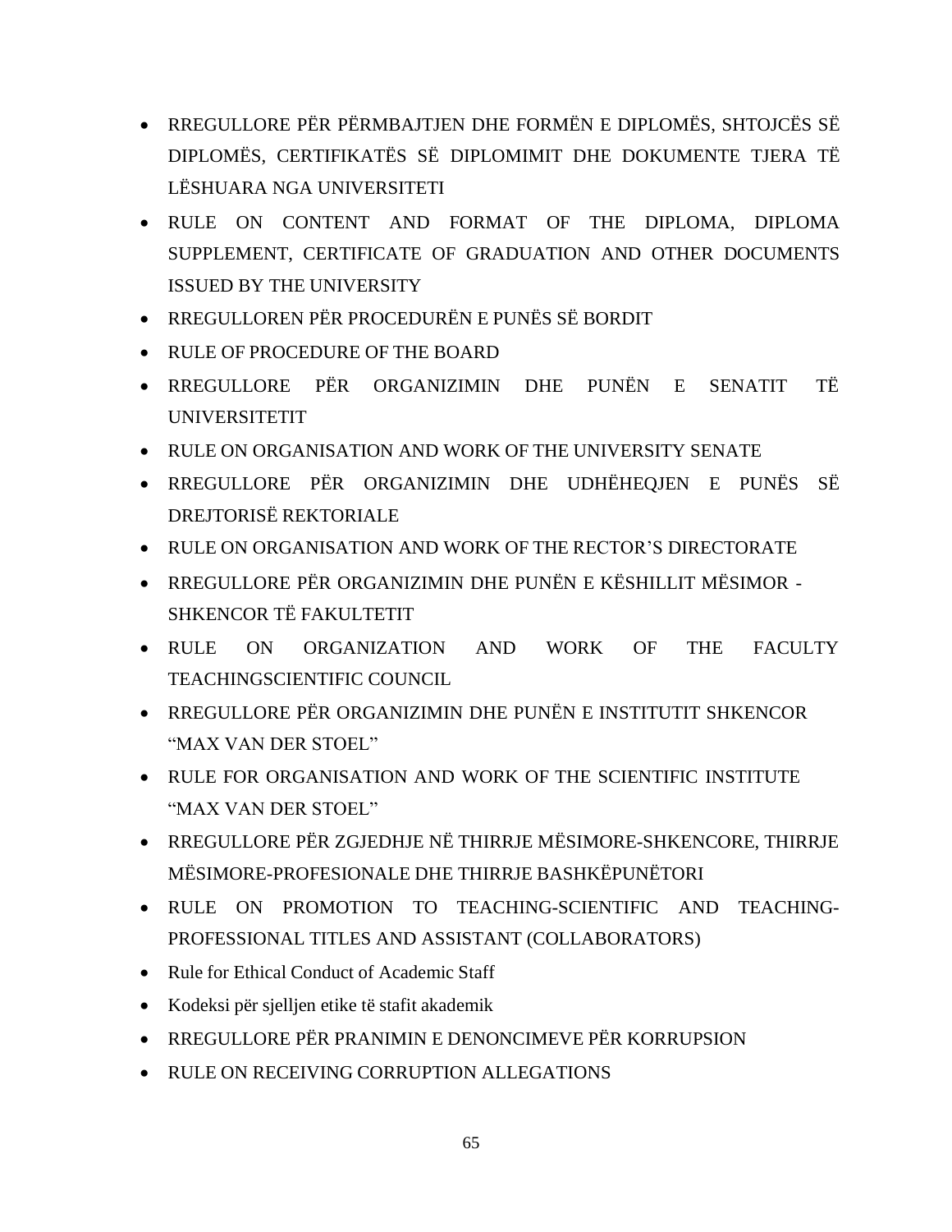- RREGULLORE PËR PËRMBAJTJEN DHE FORMËN E DIPLOMËS, SHTOJCËS SË DIPLOMËS, CERTIFIKATËS SË DIPLOMIMIT DHE DOKUMENTE TJERA TË LËSHUARA NGA UNIVERSITETI
- RULE ON CONTENT AND FORMAT OF THE DIPLOMA, DIPLOMA SUPPLEMENT, CERTIFICATE OF GRADUATION AND OTHER DOCUMENTS ISSUED BY THE UNIVERSITY
- RREGULLOREN PËR PROCEDURËN E PUNËS SË BORDIT
- RULE OF PROCEDURE OF THE BOARD
- RREGULLORE PËR ORGANIZIMIN DHE PUNËN E SENATIT TË UNIVERSITETIT
- RULE ON ORGANISATION AND WORK OF THE UNIVERSITY SENATE
- RREGULLORE PËR ORGANIZIMIN DHE UDHËHEQJEN E PUNËS SË DREJTORISË REKTORIALE
- RULE ON ORGANISATION AND WORK OF THE RECTOR'S DIRECTORATE
- RREGULLORE PËR ORGANIZIMIN DHE PUNËN E KËSHILLIT MËSIMOR - SHKENCOR TË FAKULTETIT
- RULE ON ORGANIZATION AND WORK OF THE FACULTY TEACHINGSCIENTIFIC COUNCIL
- RREGULLORE PËR ORGANIZIMIN DHE PUNËN E INSTITUTIT SHKENCOR "MAX VAN DER STOEL"
- RULE FOR ORGANISATION AND WORK OF THE SCIENTIFIC INSTITUTE "MAX VAN DER STOEL"
- RREGULLORE PËR ZGJEDHJE NË THIRRJE MËSIMORE-SHKENCORE, THIRRJE MËSIMORE-PROFESIONALE DHE THIRRJE BASHKËPUNËTORI
- RULE ON PROMOTION TO TEACHING-SCIENTIFIC AND TEACHING-PROFESSIONAL TITLES AND ASSISTANT (COLLABORATORS)
- Rule for Ethical Conduct of Academic Staff
- Kodeksi për sjelljen etike të stafit akademik
- RREGULLORE PËR PRANIMIN E DENONCIMEVE PËR KORRUPSION
- RULE ON RECEIVING CORRUPTION ALLEGATIONS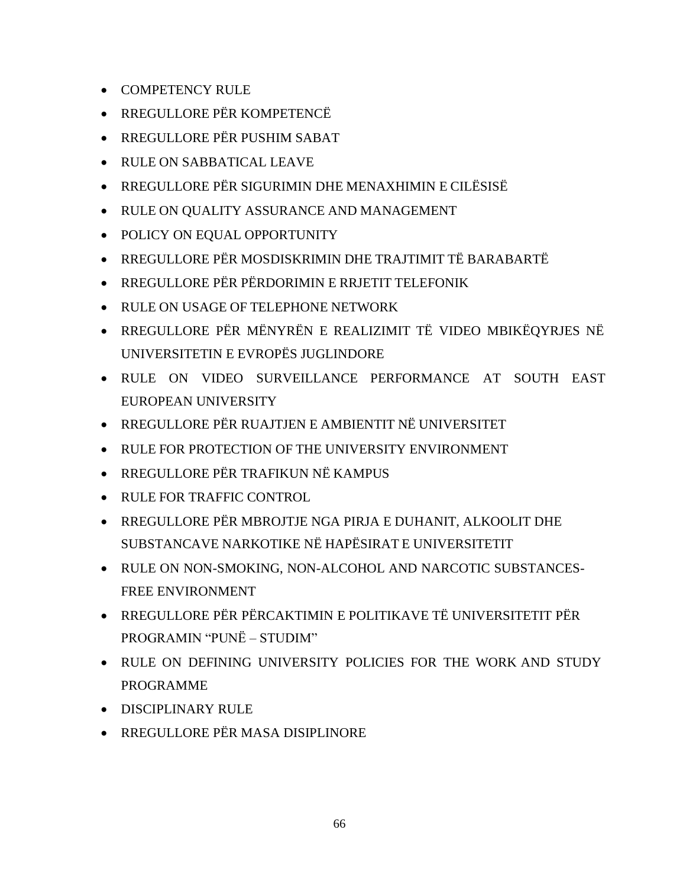- COMPETENCY RULE
- RREGULLORE PËR KOMPETENCË
- RREGULLORE PËR PUSHIM SABAT
- RULE ON SABBATICAL LEAVE
- RREGULLORE PËR SIGURIMIN DHE MENAXHIMIN E CILËSISË
- RULE ON QUALITY ASSURANCE AND MANAGEMENT
- POLICY ON EQUAL OPPORTUNITY
- RREGULLORE PËR MOSDISKRIMIN DHE TRAJTIMIT TË BARABARTË
- RREGULLORE PËR PËRDORIMIN E RRJETIT TELEFONIK
- RULE ON USAGE OF TELEPHONE NETWORK
- RREGULLORE PËR MËNYRËN E REALIZIMIT TË VIDEO MBIKËQYRJES NË UNIVERSITETIN E EVROPËS JUGLINDORE
- RULE ON VIDEO SURVEILLANCE PERFORMANCE AT SOUTH EAST EUROPEAN UNIVERSITY
- RREGULLORE PËR RUAJTJEN E AMBIENTIT NË UNIVERSITET
- RULE FOR PROTECTION OF THE UNIVERSITY ENVIRONMENT
- RREGULLORE PËR TRAFIKUN NË KAMPUS
- RULE FOR TRAFFIC CONTROL
- RREGULLORE PËR MBROJTJE NGA PIRJA E DUHANIT, ALKOOLIT DHE SUBSTANCAVE NARKOTIKE NË HAPËSIRAT E UNIVERSITETIT
- RULE ON NON-SMOKING, NON-ALCOHOL AND NARCOTIC SUBSTANCES-FREE ENVIRONMENT
- RREGULLORE PËR PËRCAKTIMIN E POLITIKAVE TË UNIVERSITETIT PËR PROGRAMIN "PUNË – STUDIM"
- RULE ON DEFINING UNIVERSITY POLICIES FOR THE WORK AND STUDY PROGRAMME
- DISCIPLINARY RULE
- RREGULLORE PËR MASA DISIPLINORE